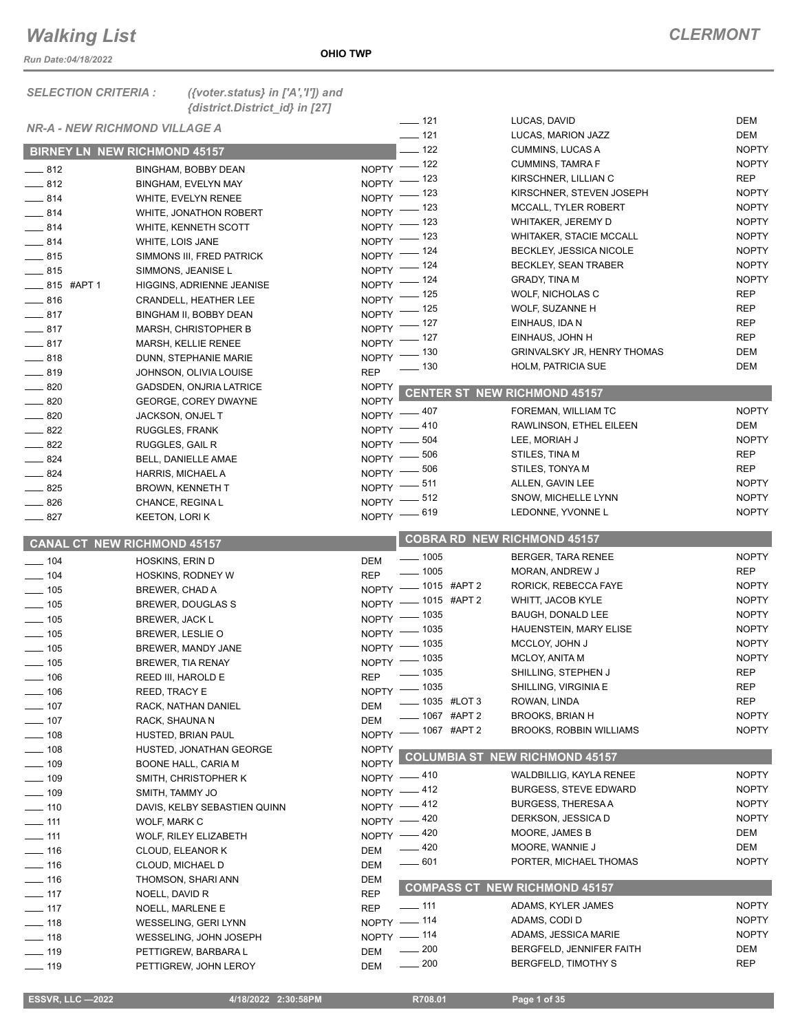# Walking List

**CLERMONT**

*Run Date:04/18/2022*

**OHIO TWP**

*SELECTION CRITERIA : ({voter.status} in ['A','I']) and {district.District_id} in [27]*

*NR-A - NEW RICHMOND VILLAGE A*

## BIRNEY LN NEW RICHMOND 45157

| No. | Name | Party |
|---|---|---|
| ___ 812 | BINGHAM, BOBBY DEAN | NOPTY |
| ___ 812 | BINGHAM, EVELYN MAY | NOPTY |
| ___ 814 | WHITE, EVELYN RENEE | NOPTY |
| ___ 814 | WHITE, JONATHON ROBERT | NOPTY |
| ___ 814 | WHITE, KENNETH SCOTT | NOPTY |
| ___ 814 | WHITE, LOIS JANE | NOPTY |
| ___ 815 | SIMMONS III, FRED PATRICK | NOPTY |
| ___ 815 | SIMMONS, JEANISE L | NOPTY |
| ___ 815 #APT 1 | HIGGINS, ADRIENNE JEANISE | NOPTY |
| ___ 816 | CRANDELL, HEATHER LEE | NOPTY |
| ___ 817 | BINGHAM II, BOBBY DEAN | NOPTY |
| ___ 817 | MARSH, CHRISTOPHER B | NOPTY |
| ___ 817 | MARSH, KELLIE RENEE | NOPTY |
| ___ 818 | DUNN, STEPHANIE MARIE | NOPTY |
| ___ 819 | JOHNSON, OLIVIA LOUISE | REP |
| ___ 820 | GADSDEN, ONJRIA LATRICE | NOPTY |
| ___ 820 | GEORGE, COREY DWAYNE | NOPTY |
| ___ 820 | JACKSON, ONJEL T | NOPTY |
| ___ 822 | RUGGLES, FRANK | NOPTY |
| ___ 822 | RUGGLES, GAIL R | NOPTY |
| ___ 824 | BELL, DANIELLE AMAE | NOPTY |
| ___ 824 | HARRIS, MICHAEL A | NOPTY |
| ___ 825 | BROWN, KENNETH T | NOPTY |
| ___ 826 | CHANCE, REGINA L | NOPTY |
| ___ 827 | KEETON, LORI K | NOPTY |

## CANAL CT NEW RICHMOND 45157

| No. | Name | Party |
|---|---|---|
| ___ 104 | HOSKINS, ERIN D | DEM |
| ___ 104 | HOSKINS, RODNEY W | REP |
| ___ 105 | BREWER, CHAD A | NOPTY |
| ___ 105 | BREWER, DOUGLAS S | NOPTY |
| ___ 105 | BREWER, JACK L | NOPTY |
| ___ 105 | BREWER, LESLIE O | NOPTY |
| ___ 105 | BREWER, MANDY JANE | NOPTY |
| ___ 105 | BREWER, TIA RENAY | NOPTY |
| ___ 106 | REED III, HAROLD E | REP |
| ___ 106 | REED, TRACY E | NOPTY |
| ___ 107 | RACK, NATHAN DANIEL | DEM |
| ___ 107 | RACK, SHAUNA N | DEM |
| ___ 108 | HUSTED, BRIAN PAUL | NOPTY |
| ___ 108 | HUSTED, JONATHAN GEORGE | NOPTY |
| ___ 109 | BOONE HALL, CARIA M | NOPTY |
| ___ 109 | SMITH, CHRISTOPHER K | NOPTY |
| ___ 109 | SMITH, TAMMY JO | NOPTY |
| ___ 110 | DAVIS, KELBY SEBASTIEN QUINN | NOPTY |
| ___ 111 | WOLF, MARK C | NOPTY |
| ___ 111 | WOLF, RILEY ELIZABETH | NOPTY |
| ___ 116 | CLOUD, ELEANOR K | DEM |
| ___ 116 | CLOUD, MICHAEL D | DEM |
| ___ 116 | THOMSON, SHARI ANN | DEM |
| ___ 117 | NOELL, DAVID R | REP |
| ___ 117 | NOELL, MARLENE E | REP |
| ___ 118 | WESSELING, GERI LYNN | NOPTY |
| ___ 118 | WESSELING, JOHN JOSEPH | NOPTY |
| ___ 119 | PETTIGREW, BARBARA L | DEM |
| ___ 119 | PETTIGREW, JOHN LEROY | DEM |
| ___ 121 | LUCAS, DAVID | DEM |
| ___ 121 | LUCAS, MARION JAZZ | DEM |
| ___ 122 | CUMMINS, LUCAS A | NOPTY |
| ___ 122 | CUMMINS, TAMRA F | NOPTY |
| ___ 123 | KIRSCHNER, LILLIAN C | REP |
| ___ 123 | KIRSCHNER, STEVEN JOSEPH | NOPTY |
| ___ 123 | MCCALL, TYLER ROBERT | NOPTY |
| ___ 123 | WHITAKER, JEREMY D | NOPTY |
| ___ 123 | WHITAKER, STACIE MCCALL | NOPTY |
| ___ 124 | BECKLEY, JESSICA NICOLE | NOPTY |
| ___ 124 | BECKLEY, SEAN TRABER | NOPTY |
| ___ 124 | GRADY, TINA M | NOPTY |
| ___ 125 | WOLF, NICHOLAS C | REP |
| ___ 125 | WOLF, SUZANNE H | REP |
| ___ 127 | EINHAUS, IDA N | REP |
| ___ 127 | EINHAUS, JOHN H | REP |
| ___ 130 | GRINVALSKY JR, HENRY THOMAS | DEM |
| ___ 130 | HOLM, PATRICIA SUE | DEM |

## CENTER ST NEW RICHMOND 45157

| No. | Name | Party |
|---|---|---|
| ___ 407 | FOREMAN, WILLIAM TC | NOPTY |
| ___ 410 | RAWLINSON, ETHEL EILEEN | DEM |
| ___ 504 | LEE, MORIAH J | NOPTY |
| ___ 506 | STILES, TINA M | REP |
| ___ 506 | STILES, TONYA M | REP |
| ___ 511 | ALLEN, GAVIN LEE | NOPTY |
| ___ 512 | SNOW, MICHELLE LYNN | NOPTY |
| ___ 619 | LEDONNE, YVONNE L | NOPTY |

## COBRA RD NEW RICHMOND 45157

| No. | Name | Party |
|---|---|---|
| ___ 1005 | BERGER, TARA RENEE | NOPTY |
| ___ 1005 | MORAN, ANDREW J | REP |
| ___ 1015 #APT 2 | RORICK, REBECCA FAYE | NOPTY |
| ___ 1015 #APT 2 | WHITT, JACOB KYLE | NOPTY |
| ___ 1035 | BAUGH, DONALD LEE | NOPTY |
| ___ 1035 | HAUENSTEIN, MARY ELISE | NOPTY |
| ___ 1035 | MCCLOY, JOHN J | NOPTY |
| ___ 1035 | MCLOY, ANITA M | NOPTY |
| ___ 1035 | SHILLING, STEPHEN J | REP |
| ___ 1035 | SHILLING, VIRGINIA E | REP |
| ___ 1035 #LOT 3 | ROWAN, LINDA | REP |
| ___ 1067 #APT 2 | BROOKS, BRIAN H | NOPTY |
| ___ 1067 #APT 2 | BROOKS, ROBBIN WILLIAMS | NOPTY |

## COLUMBIA ST NEW RICHMOND 45157

| No. | Name | Party |
|---|---|---|
| ___ 410 | WALDBILLIG, KAYLA RENEE | NOPTY |
| ___ 412 | BURGESS, STEVE EDWARD | NOPTY |
| ___ 412 | BURGESS, THERESA A | NOPTY |
| ___ 420 | DERKSON, JESSICA D | NOPTY |
| ___ 420 | MOORE, JAMES B | DEM |
| ___ 420 | MOORE, WANNIE J | DEM |
| ___ 601 | PORTER, MICHAEL THOMAS | NOPTY |

## COMPASS CT NEW RICHMOND 45157

| No. | Name | Party |
|---|---|---|
| ___ 111 | ADAMS, KYLER JAMES | NOPTY |
| ___ 114 | ADAMS, CODI D | NOPTY |
| ___ 114 | ADAMS, JESSICA MARIE | NOPTY |
| ___ 200 | BERGFELD, JENNIFER FAITH | DEM |
| ___ 200 | BERGFELD, TIMOTHY S | REP |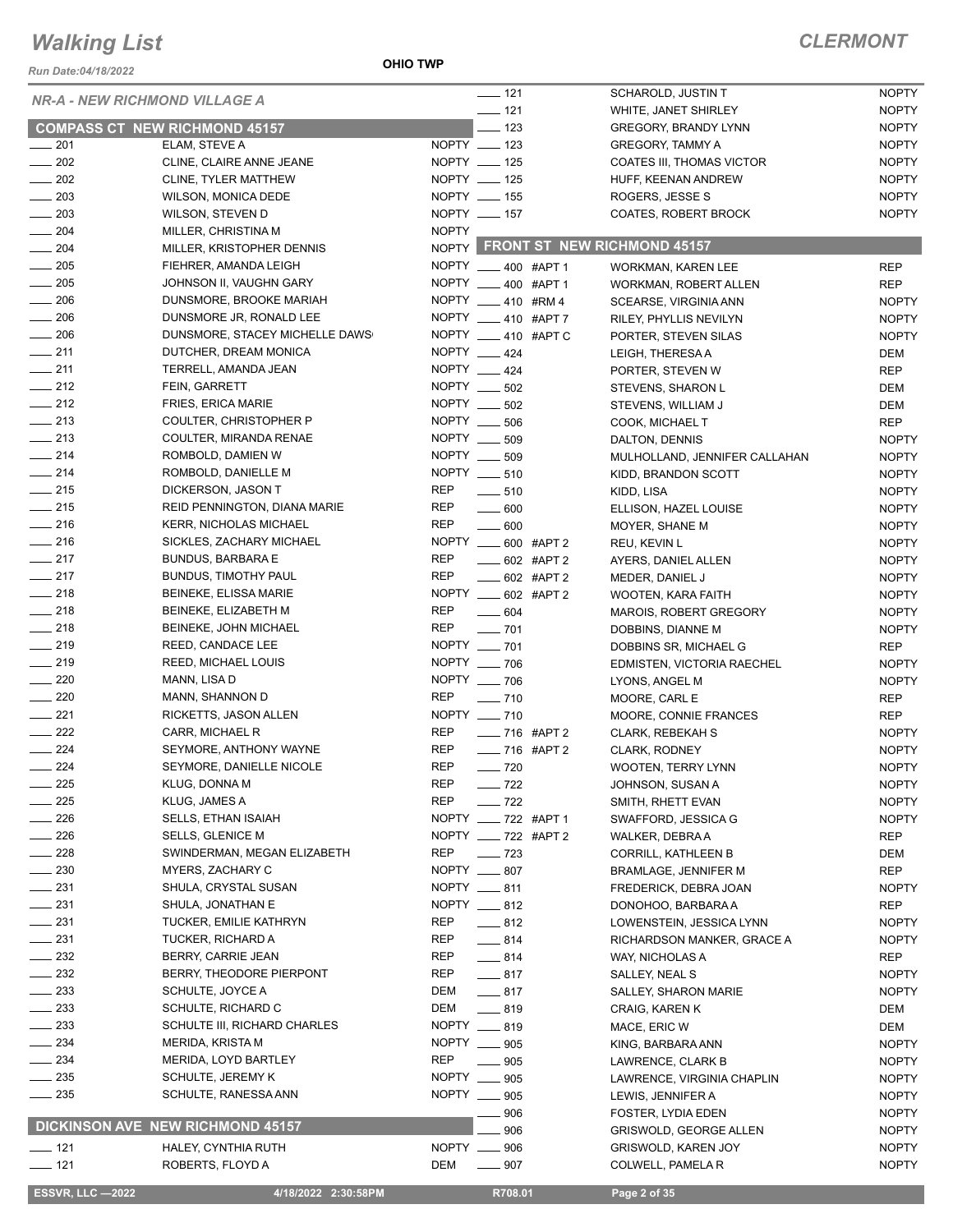# Walking List

## CLERMONT

Run Date:04/18/2022

OHIO TWP

### NR-A - NEW RICHMOND VILLAGE A

#### COMPASS CT NEW RICHMOND 45157

| No. | Name | Party |
|---|---|---|
| 201 | ELAM, STEVE A | NOPTY |
| 202 | CLINE, CLAIRE ANNE JEANE | NOPTY |
| 202 | CLINE, TYLER MATTHEW | NOPTY |
| 203 | WILSON, MONICA DEDE | NOPTY |
| 203 | WILSON, STEVEN D | NOPTY |
| 204 | MILLER, CHRISTINA M | NOPTY |
| 204 | MILLER, KRISTOPHER DENNIS | NOPTY |
| 205 | FIEHRER, AMANDA LEIGH | NOPTY |
| 205 | JOHNSON II, VAUGHN GARY | NOPTY |
| 206 | DUNSMORE, BROOKE MARIAH | NOPTY |
| 206 | DUNSMORE JR, RONALD LEE | NOPTY |
| 206 | DUNSMORE, STACEY MICHELLE DAWS | NOPTY |
| 211 | DUTCHER, DREAM MONICA | NOPTY |
| 211 | TERRELL, AMANDA JEAN | NOPTY |
| 212 | FEIN, GARRETT | NOPTY |
| 212 | FRIES, ERICA MARIE | NOPTY |
| 213 | COULTER, CHRISTOPHER P | NOPTY |
| 213 | COULTER, MIRANDA RENAE | NOPTY |
| 214 | ROMBOLD, DAMIEN W | NOPTY |
| 214 | ROMBOLD, DANIELLE M | NOPTY |
| 215 | DICKERSON, JASON T | REP |
| 215 | REID PENNINGTON, DIANA MARIE | REP |
| 216 | KERR, NICHOLAS MICHAEL | REP |
| 216 | SICKLES, ZACHARY MICHAEL | NOPTY |
| 217 | BUNDUS, BARBARA E | REP |
| 217 | BUNDUS, TIMOTHY PAUL | REP |
| 218 | BEINEKE, ELISSA MARIE | NOPTY |
| 218 | BEINEKE, ELIZABETH M | REP |
| 218 | BEINEKE, JOHN MICHAEL | REP |
| 219 | REED, CANDACE LEE | NOPTY |
| 219 | REED, MICHAEL LOUIS | NOPTY |
| 220 | MANN, LISA D | NOPTY |
| 220 | MANN, SHANNON D | REP |
| 221 | RICKETTS, JASON ALLEN | NOPTY |
| 222 | CARR, MICHAEL R | REP |
| 224 | SEYMORE, ANTHONY WAYNE | REP |
| 224 | SEYMORE, DANIELLE NICOLE | REP |
| 225 | KLUG, DONNA M | REP |
| 225 | KLUG, JAMES A | REP |
| 226 | SELLS, ETHAN ISAIAH | NOPTY |
| 226 | SELLS, GLENICE M | NOPTY |
| 228 | SWINDERMAN, MEGAN ELIZABETH | REP |
| 230 | MYERS, ZACHARY C | NOPTY |
| 231 | SHULA, CRYSTAL SUSAN | NOPTY |
| 231 | SHULA, JONATHAN E | NOPTY |
| 231 | TUCKER, EMILIE KATHRYN | REP |
| 231 | TUCKER, RICHARD A | REP |
| 232 | BERRY, CARRIE JEAN | REP |
| 232 | BERRY, THEODORE PIERPONT | REP |
| 233 | SCHULTE, JOYCE A | DEM |
| 233 | SCHULTE, RICHARD C | DEM |
| 233 | SCHULTE III, RICHARD CHARLES | NOPTY |
| 234 | MERIDA, KRISTA M | NOPTY |
| 234 | MERIDA, LOYD BARTLEY | REP |
| 235 | SCHULTE, JEREMY K | NOPTY |
| 235 | SCHULTE, RANESSA ANN | NOPTY |

#### DICKINSON AVE NEW RICHMOND 45157

| No. | Name | Party |
|---|---|---|
| 121 | HALEY, CYNTHIA RUTH | NOPTY |
| 121 | ROBERTS, FLOYD A | DEM |
| 121 | SCHAROLD, JUSTIN T | NOPTY |
| 121 | WHITE, JANET SHIRLEY | NOPTY |
| 123 | GREGORY, BRANDY LYNN | NOPTY |
| 123 | GREGORY, TAMMY A | NOPTY |
| 125 | COATES III, THOMAS VICTOR | NOPTY |
| 125 | HUFF, KEENAN ANDREW | NOPTY |
| 155 | ROGERS, JESSE S | NOPTY |
| 157 | COATES, ROBERT BROCK | NOPTY |

#### FRONT ST NEW RICHMOND 45157

| No. | Name | Party |
|---|---|---|
| 400 #APT 1 | WORKMAN, KAREN LEE | REP |
| 400 #APT 1 | WORKMAN, ROBERT ALLEN | REP |
| 410 #RM 4 | SCEARSE, VIRGINIA ANN | NOPTY |
| 410 #APT 7 | RILEY, PHYLLIS NEVILYN | NOPTY |
| 410 #APT C | PORTER, STEVEN SILAS | NOPTY |
| 424 | LEIGH, THERESA A | DEM |
| 424 | PORTER, STEVEN W | REP |
| 502 | STEVENS, SHARON L | DEM |
| 502 | STEVENS, WILLIAM J | DEM |
| 506 | COOK, MICHAEL T | REP |
| 509 | DALTON, DENNIS | NOPTY |
| 509 | MULHOLLAND, JENNIFER CALLAHAN | NOPTY |
| 510 | KIDD, BRANDON SCOTT | NOPTY |
| 510 | KIDD, LISA | NOPTY |
| 600 | ELLISON, HAZEL LOUISE | NOPTY |
| 600 | MOYER, SHANE M | NOPTY |
| 600 #APT 2 | REU, KEVIN L | NOPTY |
| 602 #APT 2 | AYERS, DANIEL ALLEN | NOPTY |
| 602 #APT 2 | MEDER, DANIEL J | NOPTY |
| 602 #APT 2 | WOOTEN, KARA FAITH | NOPTY |
| 604 | MAROIS, ROBERT GREGORY | NOPTY |
| 701 | DOBBINS, DIANNE M | NOPTY |
| 701 | DOBBINS SR, MICHAEL G | REP |
| 706 | EDMISTEN, VICTORIA RAECHEL | NOPTY |
| 706 | LYONS, ANGEL M | NOPTY |
| 710 | MOORE, CARL E | REP |
| 710 | MOORE, CONNIE FRANCES | REP |
| 716 #APT 2 | CLARK, REBEKAH S | NOPTY |
| 716 #APT 2 | CLARK, RODNEY | NOPTY |
| 720 | WOOTEN, TERRY LYNN | NOPTY |
| 722 | JOHNSON, SUSAN A | NOPTY |
| 722 | SMITH, RHETT EVAN | NOPTY |
| 722 #APT 1 | SWAFFORD, JESSICA G | NOPTY |
| 722 #APT 2 | WALKER, DEBRA A | REP |
| 723 | CORRILL, KATHLEEN B | DEM |
| 807 | BRAMLAGE, JENNIFER M | REP |
| 811 | FREDERICK, DEBRA JOAN | NOPTY |
| 812 | DONOHOO, BARBARA A | REP |
| 812 | LOWENSTEIN, JESSICA LYNN | NOPTY |
| 814 | RICHARDSON MANKER, GRACE A | NOPTY |
| 814 | WAY, NICHOLAS A | REP |
| 817 | SALLEY, NEAL S | NOPTY |
| 817 | SALLEY, SHARON MARIE | NOPTY |
| 819 | CRAIG, KAREN K | DEM |
| 819 | MACE, ERIC W | DEM |
| 905 | KING, BARBARA ANN | NOPTY |
| 905 | LAWRENCE, CLARK B | NOPTY |
| 905 | LAWRENCE, VIRGINIA CHAPLIN | NOPTY |
| 905 | LEWIS, JENNIFER A | NOPTY |
| 906 | FOSTER, LYDIA EDEN | NOPTY |
| 906 | GRISWOLD, GEORGE ALLEN | NOPTY |
| 906 | GRISWOLD, KAREN JOY | NOPTY |
| 907 | COLWELL, PAMELA R | NOPTY |

ESSVR, LLC —2022 4/18/2022 2:30:58PM R708.01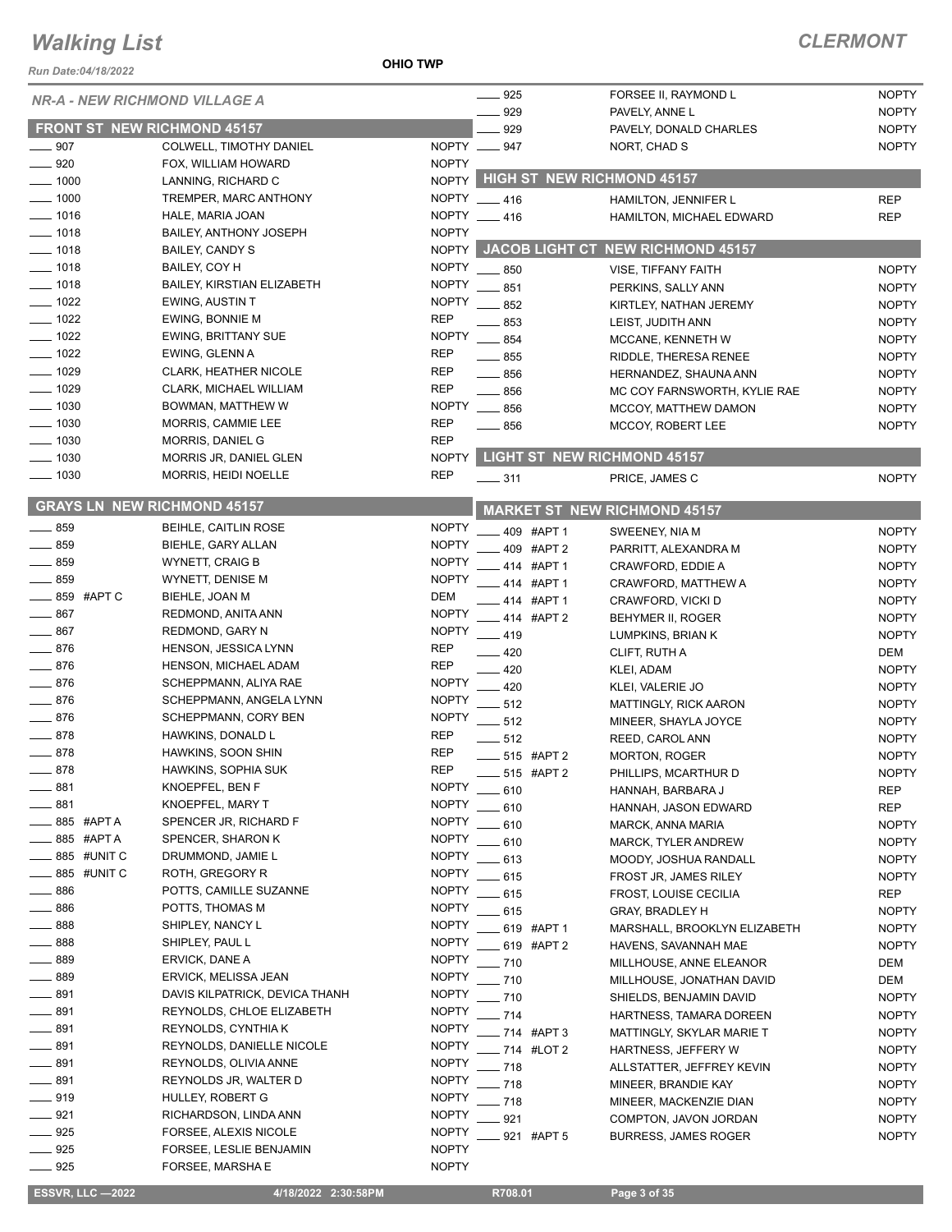# Walking List

## CLERMONT

Run Date:04/18/2022

OHIO TWP

### NR-A - NEW RICHMOND VILLAGE A

#### FRONT ST NEW RICHMOND 45157

| No. | Name | Party |
|---|---|---|
| ___ 907 | COLWELL, TIMOTHY DANIEL | NOPTY |
| ___ 920 | FOX, WILLIAM HOWARD | NOPTY |
| ___ 1000 | LANNING, RICHARD C | NOPTY |
| ___ 1000 | TREMPER, MARC ANTHONY | NOPTY |
| ___ 1016 | HALE, MARIA JOAN | NOPTY |
| ___ 1018 | BAILEY, ANTHONY JOSEPH | NOPTY |
| ___ 1018 | BAILEY, CANDY S | NOPTY |
| ___ 1018 | BAILEY, COY H | NOPTY |
| ___ 1018 | BAILEY, KIRSTIAN ELIZABETH | NOPTY |
| ___ 1022 | EWING, AUSTIN T | NOPTY |
| ___ 1022 | EWING, BONNIE M | REP |
| ___ 1022 | EWING, BRITTANY SUE | NOPTY |
| ___ 1022 | EWING, GLENN A | REP |
| ___ 1029 | CLARK, HEATHER NICOLE | REP |
| ___ 1029 | CLARK, MICHAEL WILLIAM | REP |
| ___ 1030 | BOWMAN, MATTHEW W | NOPTY |
| ___ 1030 | MORRIS, CAMMIE LEE | REP |
| ___ 1030 | MORRIS, DANIEL G | REP |
| ___ 1030 | MORRIS JR, DANIEL GLEN | NOPTY |
| ___ 1030 | MORRIS, HEIDI NOELLE | REP |

#### GRAYS LN NEW RICHMOND 45157

| No. | Name | Party |
|---|---|---|
| ___ 859 | BEIHLE, CAITLIN ROSE | NOPTY |
| ___ 859 | BIEHLE, GARY ALLAN | NOPTY |
| ___ 859 | WYNETT, CRAIG B | NOPTY |
| ___ 859 | WYNETT, DENISE M | NOPTY |
| ___ 859 #APT C | BIEHLE, JOAN M | DEM |
| ___ 867 | REDMOND, ANITA ANN | NOPTY |
| ___ 867 | REDMOND, GARY N | NOPTY |
| ___ 876 | HENSON, JESSICA LYNN | REP |
| ___ 876 | HENSON, MICHAEL ADAM | REP |
| ___ 876 | SCHEPPMANN, ALIYA RAE | NOPTY |
| ___ 876 | SCHEPPMANN, ANGELA LYNN | NOPTY |
| ___ 876 | SCHEPPMANN, CORY BEN | NOPTY |
| ___ 878 | HAWKINS, DONALD L | REP |
| ___ 878 | HAWKINS, SOON SHIN | REP |
| ___ 878 | HAWKINS, SOPHIA SUK | REP |
| ___ 881 | KNOEPFEL, BEN F | NOPTY |
| ___ 881 | KNOEPFEL, MARY T | NOPTY |
| ___ 885 #APT A | SPENCER JR, RICHARD F | NOPTY |
| ___ 885 #APT A | SPENCER, SHARON K | NOPTY |
| ___ 885 #UNIT C | DRUMMOND, JAMIE L | NOPTY |
| ___ 885 #UNIT C | ROTH, GREGORY R | NOPTY |
| ___ 886 | POTTS, CAMILLE SUZANNE | NOPTY |
| ___ 886 | POTTS, THOMAS M | NOPTY |
| ___ 888 | SHIPLEY, NANCY L | NOPTY |
| ___ 888 | SHIPLEY, PAUL L | NOPTY |
| ___ 889 | ERVICK, DANE A | NOPTY |
| ___ 889 | ERVICK, MELISSA JEAN | NOPTY |
| ___ 891 | DAVIS KILPATRICK, DEVICA THANH | NOPTY |
| ___ 891 | REYNOLDS, CHLOE ELIZABETH | NOPTY |
| ___ 891 | REYNOLDS, CYNTHIA K | NOPTY |
| ___ 891 | REYNOLDS, DANIELLE NICOLE | NOPTY |
| ___ 891 | REYNOLDS, OLIVIA ANNE | NOPTY |
| ___ 891 | REYNOLDS JR, WALTER D | NOPTY |
| ___ 919 | HULLEY, ROBERT G | NOPTY |
| ___ 921 | RICHARDSON, LINDA ANN | NOPTY |
| ___ 925 | FORSEE, ALEXIS NICOLE | NOPTY |
| ___ 925 | FORSEE, LESLIE BENJAMIN | NOPTY |
| ___ 925 | FORSEE, MARSHA E | NOPTY |
| ___ 925 | FORSEE II, RAYMOND L | NOPTY |
| ___ 929 | PAVELY, ANNE L | NOPTY |
| ___ 929 | PAVELY, DONALD CHARLES | NOPTY |
| ___ 947 | NORT, CHAD S | NOPTY |

#### HIGH ST NEW RICHMOND 45157

| No. | Name | Party |
|---|---|---|
| ___ 416 | HAMILTON, JENNIFER L | REP |
| ___ 416 | HAMILTON, MICHAEL EDWARD | REP |

#### JACOB LIGHT CT NEW RICHMOND 45157

| No. | Name | Party |
|---|---|---|
| ___ 850 | VISE, TIFFANY FAITH | NOPTY |
| ___ 851 | PERKINS, SALLY ANN | NOPTY |
| ___ 852 | KIRTLEY, NATHAN JEREMY | NOPTY |
| ___ 853 | LEIST, JUDITH ANN | NOPTY |
| ___ 854 | MCCANE, KENNETH W | NOPTY |
| ___ 855 | RIDDLE, THERESA RENEE | NOPTY |
| ___ 856 | HERNANDEZ, SHAUNA ANN | NOPTY |
| ___ 856 | MC COY FARNSWORTH, KYLIE RAE | NOPTY |
| ___ 856 | MCCOY, MATTHEW DAMON | NOPTY |
| ___ 856 | MCCOY, ROBERT LEE | NOPTY |

#### LIGHT ST NEW RICHMOND 45157

| No. | Name | Party |
|---|---|---|
| ___ 311 | PRICE, JAMES C | NOPTY |

#### MARKET ST NEW RICHMOND 45157

| No. | Name | Party |
|---|---|---|
| ___ 409 #APT 1 | SWEENEY, NIA M | NOPTY |
| ___ 409 #APT 2 | PARRITT, ALEXANDRA M | NOPTY |
| ___ 414 #APT 1 | CRAWFORD, EDDIE A | NOPTY |
| ___ 414 #APT 1 | CRAWFORD, MATTHEW A | NOPTY |
| ___ 414 #APT 1 | CRAWFORD, VICKI D | NOPTY |
| ___ 414 #APT 2 | BEHYMER II, ROGER | NOPTY |
| ___ 419 | LUMPKINS, BRIAN K | NOPTY |
| ___ 420 | CLIFT, RUTH A | DEM |
| ___ 420 | KLEI, ADAM | NOPTY |
| ___ 420 | KLEI, VALERIE JO | NOPTY |
| ___ 512 | MATTINGLY, RICK AARON | NOPTY |
| ___ 512 | MINEER, SHAYLA JOYCE | NOPTY |
| ___ 512 | REED, CAROL ANN | NOPTY |
| ___ 515 #APT 2 | MORTON, ROGER | NOPTY |
| ___ 515 #APT 2 | PHILLIPS, MCARTHUR D | NOPTY |
| ___ 610 | HANNAH, BARBARA J | REP |
| ___ 610 | HANNAH, JASON EDWARD | REP |
| ___ 610 | MARCK, ANNA MARIA | NOPTY |
| ___ 610 | MARCK, TYLER ANDREW | NOPTY |
| ___ 613 | MOODY, JOSHUA RANDALL | NOPTY |
| ___ 615 | FROST JR, JAMES RILEY | NOPTY |
| ___ 615 | FROST, LOUISE CECILIA | REP |
| ___ 615 | GRAY, BRADLEY H | NOPTY |
| ___ 619 #APT 1 | MARSHALL, BROOKLYN ELIZABETH | NOPTY |
| ___ 619 #APT 2 | HAVENS, SAVANNAH MAE | NOPTY |
| ___ 710 | MILLHOUSE, ANNE ELEANOR | DEM |
| ___ 710 | MILLHOUSE, JONATHAN DAVID | DEM |
| ___ 710 | SHIELDS, BENJAMIN DAVID | NOPTY |
| ___ 714 | HARTNESS, TAMARA DOREEN | NOPTY |
| ___ 714 #APT 3 | MATTINGLY, SKYLAR MARIE T | NOPTY |
| ___ 714 #LOT 2 | HARTNESS, JEFFERY W | NOPTY |
| ___ 718 | ALLSTATTER, JEFFREY KEVIN | NOPTY |
| ___ 718 | MINEER, BRANDIE KAY | NOPTY |
| ___ 718 | MINEER, MACKENZIE DIAN | NOPTY |
| ___ 921 | COMPTON, JAVON JORDAN | NOPTY |
| ___ 921 #APT 5 | BURRESS, JAMES ROGER | NOPTY |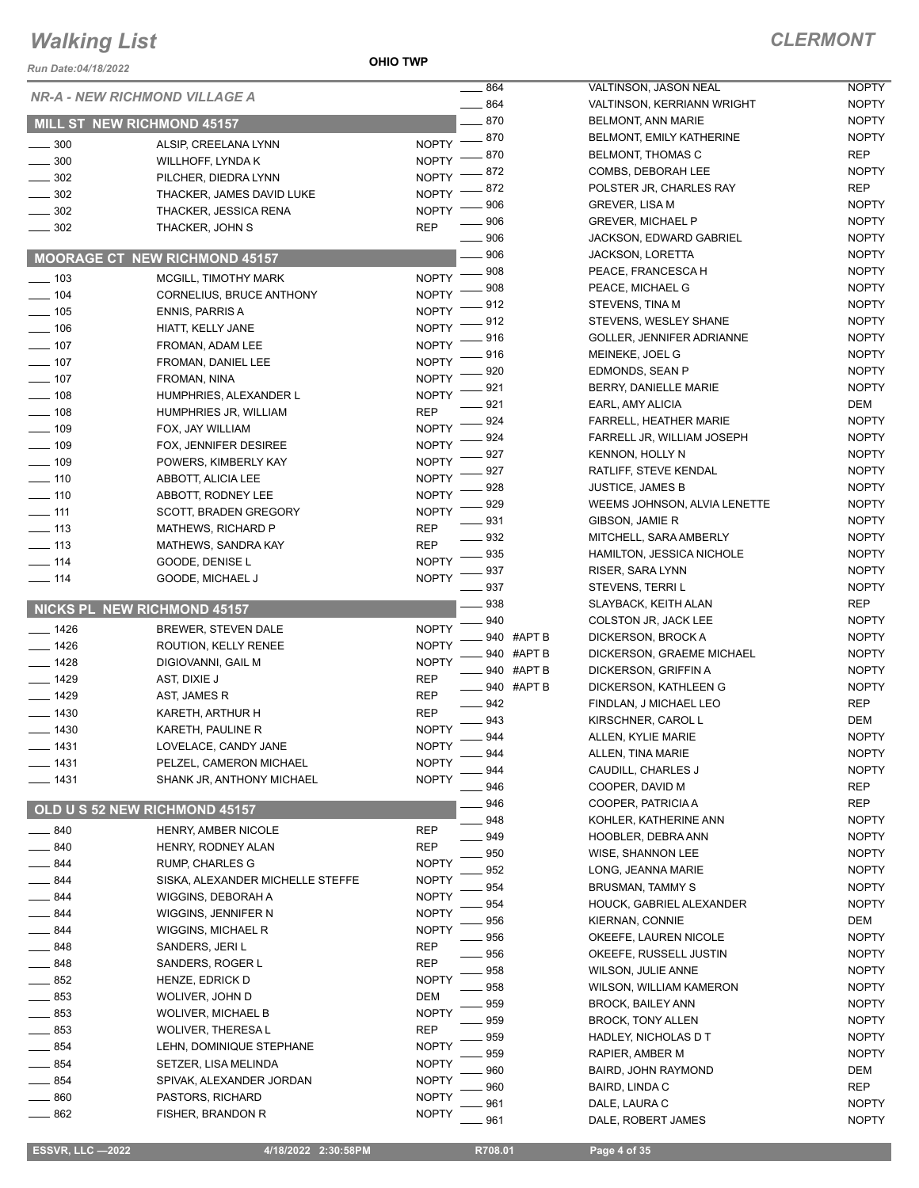# Walking List

## CLERMONT

Run Date:04/18/2022

**OHIO TWP**

### NR-A - NEW RICHMOND VILLAGE A

#### MILL ST NEW RICHMOND 45157

| No. | Name | Party |
|---|---|---|
| ____ 300 | ALSIP, CREELANA LYNN | NOPTY |
| ____ 300 | WILLHOFF, LYNDA K | NOPTY |
| ____ 302 | PILCHER, DIEDRA LYNN | NOPTY |
| ____ 302 | THACKER, JAMES DAVID LUKE | NOPTY |
| ____ 302 | THACKER, JESSICA RENA | NOPTY |
| ____ 302 | THACKER, JOHN S | REP |

#### MOORAGE CT NEW RICHMOND 45157

| No. | Name | Party |
|---|---|---|
| ____ 103 | MCGILL, TIMOTHY MARK | NOPTY |
| ____ 104 | CORNELIUS, BRUCE ANTHONY | NOPTY |
| ____ 105 | ENNIS, PARRIS A | NOPTY |
| ____ 106 | HIATT, KELLY JANE | NOPTY |
| ____ 107 | FROMAN, ADAM LEE | NOPTY |
| ____ 107 | FROMAN, DANIEL LEE | NOPTY |
| ____ 107 | FROMAN, NINA | NOPTY |
| ____ 108 | HUMPHRIES, ALEXANDER L | NOPTY |
| ____ 108 | HUMPHRIES JR, WILLIAM | REP |
| ____ 109 | FOX, JAY WILLIAM | NOPTY |
| ____ 109 | FOX, JENNIFER DESIREE | NOPTY |
| ____ 109 | POWERS, KIMBERLY KAY | NOPTY |
| ____ 110 | ABBOTT, ALICIA LEE | NOPTY |
| ____ 110 | ABBOTT, RODNEY LEE | NOPTY |
| ____ 111 | SCOTT, BRADEN GREGORY | NOPTY |
| ____ 113 | MATHEWS, RICHARD P | REP |
| ____ 113 | MATHEWS, SANDRA KAY | REP |
| ____ 114 | GOODE, DENISE L | NOPTY |
| ____ 114 | GOODE, MICHAEL J | NOPTY |

#### NICKS PL NEW RICHMOND 45157

| No. | Name | Party |
|---|---|---|
| ____ 1426 | BREWER, STEVEN DALE | NOPTY |
| ____ 1426 | ROUTION, KELLY RENEE | NOPTY |
| ____ 1428 | DIGIOVANNI, GAIL M | NOPTY |
| ____ 1429 | AST, DIXIE J | REP |
| ____ 1429 | AST, JAMES R | REP |
| ____ 1430 | KARETH, ARTHUR H | REP |
| ____ 1430 | KARETH, PAULINE R | NOPTY |
| ____ 1431 | LOVELACE, CANDY JANE | NOPTY |
| ____ 1431 | PELZEL, CAMERON MICHAEL | NOPTY |
| ____ 1431 | SHANK JR, ANTHONY MICHAEL | NOPTY |

#### OLD U S 52 NEW RICHMOND 45157

| No. | Name | Party |
|---|---|---|
| ____ 840 | HENRY, AMBER NICOLE | REP |
| ____ 840 | HENRY, RODNEY ALAN | REP |
| ____ 844 | RUMP, CHARLES G | NOPTY |
| ____ 844 | SISKA, ALEXANDER MICHELLE STEFFE | NOPTY |
| ____ 844 | WIGGINS, DEBORAH A | NOPTY |
| ____ 844 | WIGGINS, JENNIFER N | NOPTY |
| ____ 844 | WIGGINS, MICHAEL R | NOPTY |
| ____ 848 | SANDERS, JERI L | REP |
| ____ 848 | SANDERS, ROGER L | REP |
| ____ 852 | HENZE, EDRICK D | NOPTY |
| ____ 853 | WOLIVER, JOHN D | DEM |
| ____ 853 | WOLIVER, MICHAEL B | NOPTY |
| ____ 853 | WOLIVER, THERESA L | REP |
| ____ 854 | LEHN, DOMINIQUE STEPHANE | NOPTY |
| ____ 854 | SETZER, LISA MELINDA | NOPTY |
| ____ 854 | SPIVAK, ALEXANDER JORDAN | NOPTY |
| ____ 860 | PASTORS, RICHARD | NOPTY |
| ____ 862 | FISHER, BRANDON R | NOPTY |
| ____ 864 | VALTINSON, JASON NEAL | NOPTY |
| ____ 864 | VALTINSON, KERRIANN WRIGHT | NOPTY |
| ____ 870 | BELMONT, ANN MARIE | NOPTY |
| ____ 870 | BELMONT, EMILY KATHERINE | NOPTY |
| ____ 870 | BELMONT, THOMAS C | REP |
| ____ 872 | COMBS, DEBORAH LEE | NOPTY |
| ____ 872 | POLSTER JR, CHARLES RAY | REP |
| ____ 906 | GREVER, LISA M | NOPTY |
| ____ 906 | GREVER, MICHAEL P | NOPTY |
| ____ 906 | JACKSON, EDWARD GABRIEL | NOPTY |
| ____ 906 | JACKSON, LORETTA | NOPTY |
| ____ 908 | PEACE, FRANCESCA H | NOPTY |
| ____ 908 | PEACE, MICHAEL G | NOPTY |
| ____ 912 | STEVENS, TINA M | NOPTY |
| ____ 912 | STEVENS, WESLEY SHANE | NOPTY |
| ____ 916 | GOLLER, JENNIFER ADRIANNE | NOPTY |
| ____ 916 | MEINEKE, JOEL G | NOPTY |
| ____ 920 | EDMONDS, SEAN P | NOPTY |
| ____ 921 | BERRY, DANIELLE MARIE | NOPTY |
| ____ 921 | EARL, AMY ALICIA | DEM |
| ____ 924 | FARRELL, HEATHER MARIE | NOPTY |
| ____ 924 | FARRELL JR, WILLIAM JOSEPH | NOPTY |
| ____ 927 | KENNON, HOLLY N | NOPTY |
| ____ 927 | RATLIFF, STEVE KENDAL | NOPTY |
| ____ 928 | JUSTICE, JAMES B | NOPTY |
| ____ 929 | WEEMS JOHNSON, ALVIA LENETTE | NOPTY |
| ____ 931 | GIBSON, JAMIE R | NOPTY |
| ____ 932 | MITCHELL, SARA AMBERLY | NOPTY |
| ____ 935 | HAMILTON, JESSICA NICHOLE | NOPTY |
| ____ 937 | RISER, SARA LYNN | NOPTY |
| ____ 937 | STEVENS, TERRI L | NOPTY |
| ____ 938 | SLAYBACK, KEITH ALAN | REP |
| ____ 940 | COLSTON JR, JACK LEE | NOPTY |
| ____ 940 #APT B | DICKERSON, BROCK A | NOPTY |
| ____ 940 #APT B | DICKERSON, GRAEME MICHAEL | NOPTY |
| ____ 940 #APT B | DICKERSON, GRIFFIN A | NOPTY |
| ____ 940 #APT B | DICKERSON, KATHLEEN G | NOPTY |
| ____ 942 | FINDLAN, J MICHAEL LEO | REP |
| ____ 943 | KIRSCHNER, CAROL L | DEM |
| ____ 944 | ALLEN, KYLIE MARIE | NOPTY |
| ____ 944 | ALLEN, TINA MARIE | NOPTY |
| ____ 944 | CAUDILL, CHARLES J | NOPTY |
| ____ 946 | COOPER, DAVID M | REP |
| ____ 946 | COOPER, PATRICIA A | REP |
| ____ 948 | KOHLER, KATHERINE ANN | NOPTY |
| ____ 949 | HOOBLER, DEBRA ANN | NOPTY |
| ____ 950 | WISE, SHANNON LEE | NOPTY |
| ____ 952 | LONG, JEANNA MARIE | NOPTY |
| ____ 954 | BRUSMAN, TAMMY S | NOPTY |
| ____ 954 | HOUCK, GABRIEL ALEXANDER | NOPTY |
| ____ 956 | KIERNAN, CONNIE | DEM |
| ____ 956 | OKEEFE, LAUREN NICOLE | NOPTY |
| ____ 956 | OKEEFE, RUSSELL JUSTIN | NOPTY |
| ____ 958 | WILSON, JULIE ANNE | NOPTY |
| ____ 958 | WILSON, WILLIAM KAMERON | NOPTY |
| ____ 959 | BROCK, BAILEY ANN | NOPTY |
| ____ 959 | BROCK, TONY ALLEN | NOPTY |
| ____ 959 | HADLEY, NICHOLAS D T | NOPTY |
| ____ 959 | RAPIER, AMBER M | NOPTY |
| ____ 960 | BAIRD, JOHN RAYMOND | DEM |
| ____ 960 | BAIRD, LINDA C | REP |
| ____ 961 | DALE, LAURA C | NOPTY |
| ____ 961 | DALE, ROBERT JAMES | NOPTY |

ESSVR, LLC —2022 4/18/2022 2:30:58PM R708.01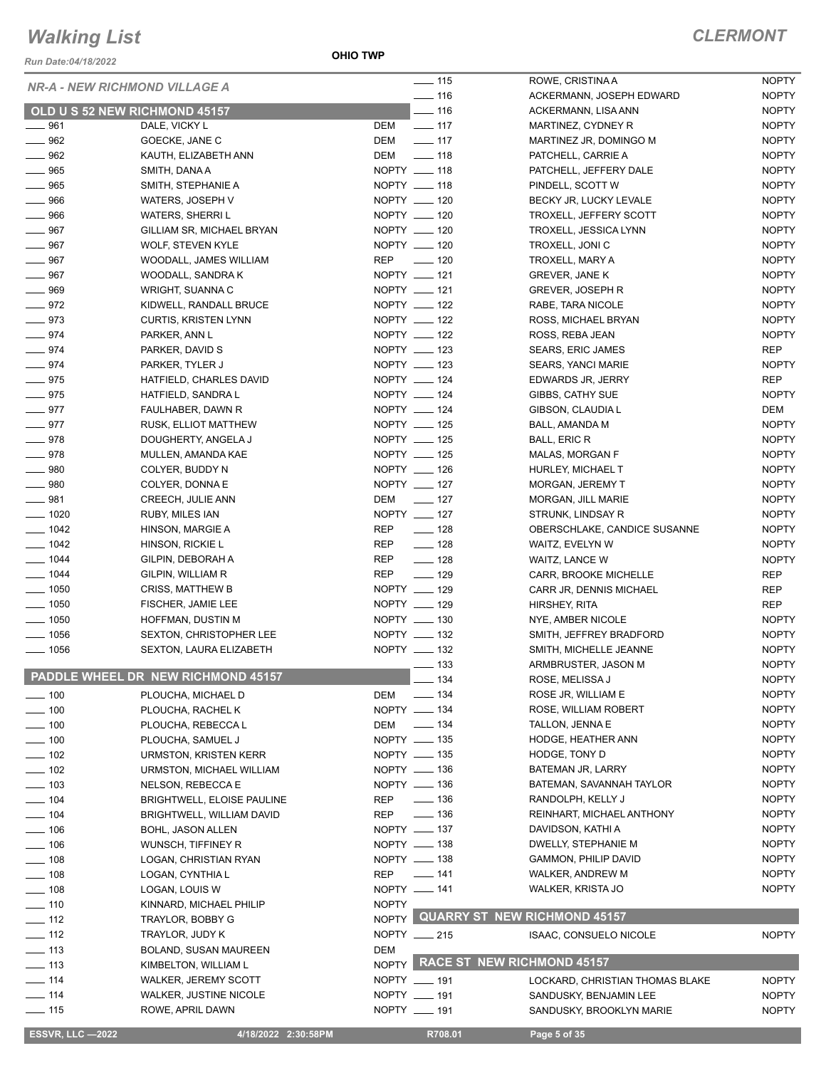# Walking List

## CLERMONT

Run Date:04/18/2022

**OHIO TWP**

### NR-A - NEW RICHMOND VILLAGE A

#### OLD U S 52 NEW RICHMOND 45157

| No. | Name | Party |
|---|---|---|
| 961 | DALE, VICKY L | DEM |
| 962 | GOECKE, JANE C | DEM |
| 962 | KAUTH, ELIZABETH ANN | DEM |
| 965 | SMITH, DANA A | NOPTY |
| 965 | SMITH, STEPHANIE A | NOPTY |
| 966 | WATERS, JOSEPH V | NOPTY |
| 966 | WATERS, SHERRI L | NOPTY |
| 967 | GILLIAM SR, MICHAEL BRYAN | NOPTY |
| 967 | WOLF, STEVEN KYLE | NOPTY |
| 967 | WOODALL, JAMES WILLIAM | REP |
| 967 | WOODALL, SANDRA K | NOPTY |
| 969 | WRIGHT, SUANNA C | NOPTY |
| 972 | KIDWELL, RANDALL BRUCE | NOPTY |
| 973 | CURTIS, KRISTEN LYNN | NOPTY |
| 974 | PARKER, ANN L | NOPTY |
| 974 | PARKER, DAVID S | NOPTY |
| 974 | PARKER, TYLER J | NOPTY |
| 975 | HATFIELD, CHARLES DAVID | NOPTY |
| 975 | HATFIELD, SANDRA L | NOPTY |
| 977 | FAULHABER, DAWN R | NOPTY |
| 977 | RUSK, ELLIOT MATTHEW | NOPTY |
| 978 | DOUGHERTY, ANGELA J | NOPTY |
| 978 | MULLEN, AMANDA KAE | NOPTY |
| 980 | COLYER, BUDDY N | NOPTY |
| 980 | COLYER, DONNA E | NOPTY |
| 981 | CREECH, JULIE ANN | DEM |
| 1020 | RUBY, MILES IAN | NOPTY |
| 1042 | HINSON, MARGIE A | REP |
| 1042 | HINSON, RICKIE L | REP |
| 1044 | GILPIN, DEBORAH A | REP |
| 1044 | GILPIN, WILLIAM R | REP |
| 1050 | CRISS, MATTHEW B | NOPTY |
| 1050 | FISCHER, JAMIE LEE | NOPTY |
| 1050 | HOFFMAN, DUSTIN M | NOPTY |
| 1056 | SEXTON, CHRISTOPHER LEE | NOPTY |
| 1056 | SEXTON, LAURA ELIZABETH | NOPTY |

#### PADDLE WHEEL DR NEW RICHMOND 45157

| No. | Name | Party |
|---|---|---|
| 100 | PLOUCHA, MICHAEL D | DEM |
| 100 | PLOUCHA, RACHEL K | NOPTY |
| 100 | PLOUCHA, REBECCA L | DEM |
| 100 | PLOUCHA, SAMUEL J | NOPTY |
| 102 | URMSTON, KRISTEN KERR | NOPTY |
| 102 | URMSTON, MICHAEL WILLIAM | NOPTY |
| 103 | NELSON, REBECCA E | NOPTY |
| 104 | BRIGHTWELL, ELOISE PAULINE | REP |
| 104 | BRIGHTWELL, WILLIAM DAVID | REP |
| 106 | BOHL, JASON ALLEN | NOPTY |
| 106 | WUNSCH, TIFFINEY R | NOPTY |
| 108 | LOGAN, CHRISTIAN RYAN | NOPTY |
| 108 | LOGAN, CYNTHIA L | REP |
| 108 | LOGAN, LOUIS W | NOPTY |
| 110 | KINNARD, MICHAEL PHILIP | NOPTY |
| 112 | TRAYLOR, BOBBY G | NOPTY |
| 112 | TRAYLOR, JUDY K | NOPTY |
| 113 | BOLAND, SUSAN MAUREEN | DEM |
| 113 | KIMBELTON, WILLIAM L | NOPTY |
| 114 | WALKER, JEREMY SCOTT | NOPTY |
| 114 | WALKER, JUSTINE NICOLE | NOPTY |
| 115 | ROWE, APRIL DAWN | NOPTY |
| 115 | ROWE, CRISTINA A | NOPTY |
| 116 | ACKERMANN, JOSEPH EDWARD | NOPTY |
| 116 | ACKERMANN, LISA ANN | NOPTY |
| 117 | MARTINEZ, CYDNEY R | NOPTY |
| 117 | MARTINEZ JR, DOMINGO M | NOPTY |
| 118 | PATCHELL, CARRIE A | NOPTY |
| 118 | PATCHELL, JEFFERY DALE | NOPTY |
| 118 | PINDELL, SCOTT W | NOPTY |
| 120 | BECKY JR, LUCKY LEVALE | NOPTY |
| 120 | TROXELL, JEFFERY SCOTT | NOPTY |
| 120 | TROXELL, JESSICA LYNN | NOPTY |
| 120 | TROXELL, JONI C | NOPTY |
| 120 | TROXELL, MARY A | NOPTY |
| 121 | GREVER, JANE K | NOPTY |
| 121 | GREVER, JOSEPH R | NOPTY |
| 122 | RABE, TARA NICOLE | NOPTY |
| 122 | ROSS, MICHAEL BRYAN | NOPTY |
| 122 | ROSS, REBA JEAN | NOPTY |
| 123 | SEARS, ERIC JAMES | REP |
| 123 | SEARS, YANCI MARIE | NOPTY |
| 124 | EDWARDS JR, JERRY | REP |
| 124 | GIBBS, CATHY SUE | NOPTY |
| 124 | GIBSON, CLAUDIA L | DEM |
| 125 | BALL, AMANDA M | NOPTY |
| 125 | BALL, ERIC R | NOPTY |
| 125 | MALAS, MORGAN F | NOPTY |
| 126 | HURLEY, MICHAEL T | NOPTY |
| 127 | MORGAN, JEREMY T | NOPTY |
| 127 | MORGAN, JILL MARIE | NOPTY |
| 127 | STRUNK, LINDSAY R | NOPTY |
| 128 | OBERSCHLAKE, CANDICE SUSANNE | NOPTY |
| 128 | WAITZ, EVELYN W | NOPTY |
| 128 | WAITZ, LANCE W | NOPTY |
| 129 | CARR, BROOKE MICHELLE | REP |
| 129 | CARR JR, DENNIS MICHAEL | REP |
| 129 | HIRSHEY, RITA | REP |
| 130 | NYE, AMBER NICOLE | NOPTY |
| 132 | SMITH, JEFFREY BRADFORD | NOPTY |
| 132 | SMITH, MICHELLE JEANNE | NOPTY |
| 133 | ARMBRUSTER, JASON M | NOPTY |
| 134 | ROSE, MELISSA J | NOPTY |
| 134 | ROSE JR, WILLIAM E | NOPTY |
| 134 | ROSE, WILLIAM ROBERT | NOPTY |
| 134 | TALLON, JENNA E | NOPTY |
| 135 | HODGE, HEATHER ANN | NOPTY |
| 135 | HODGE, TONY D | NOPTY |
| 136 | BATEMAN JR, LARRY | NOPTY |
| 136 | BATEMAN, SAVANNAH TAYLOR | NOPTY |
| 136 | RANDOLPH, KELLY J | NOPTY |
| 136 | REINHART, MICHAEL ANTHONY | NOPTY |
| 137 | DAVIDSON, KATHI A | NOPTY |
| 138 | DWELLY, STEPHANIE M | NOPTY |
| 138 | GAMMON, PHILIP DAVID | NOPTY |
| 141 | WALKER, ANDREW M | NOPTY |
| 141 | WALKER, KRISTA JO | NOPTY |

#### QUARRY ST NEW RICHMOND 45157

| No. | Name | Party |
|---|---|---|
| 215 | ISAAC, CONSUELO NICOLE | NOPTY |

#### RACE ST NEW RICHMOND 45157

| No. | Name | Party |
|---|---|---|
| 191 | LOCKARD, CHRISTIAN THOMAS BLAKE | NOPTY |
| 191 | SANDUSKY, BENJAMIN LEE | NOPTY |
| 191 | SANDUSKY, BROOKLYN MARIE | NOPTY |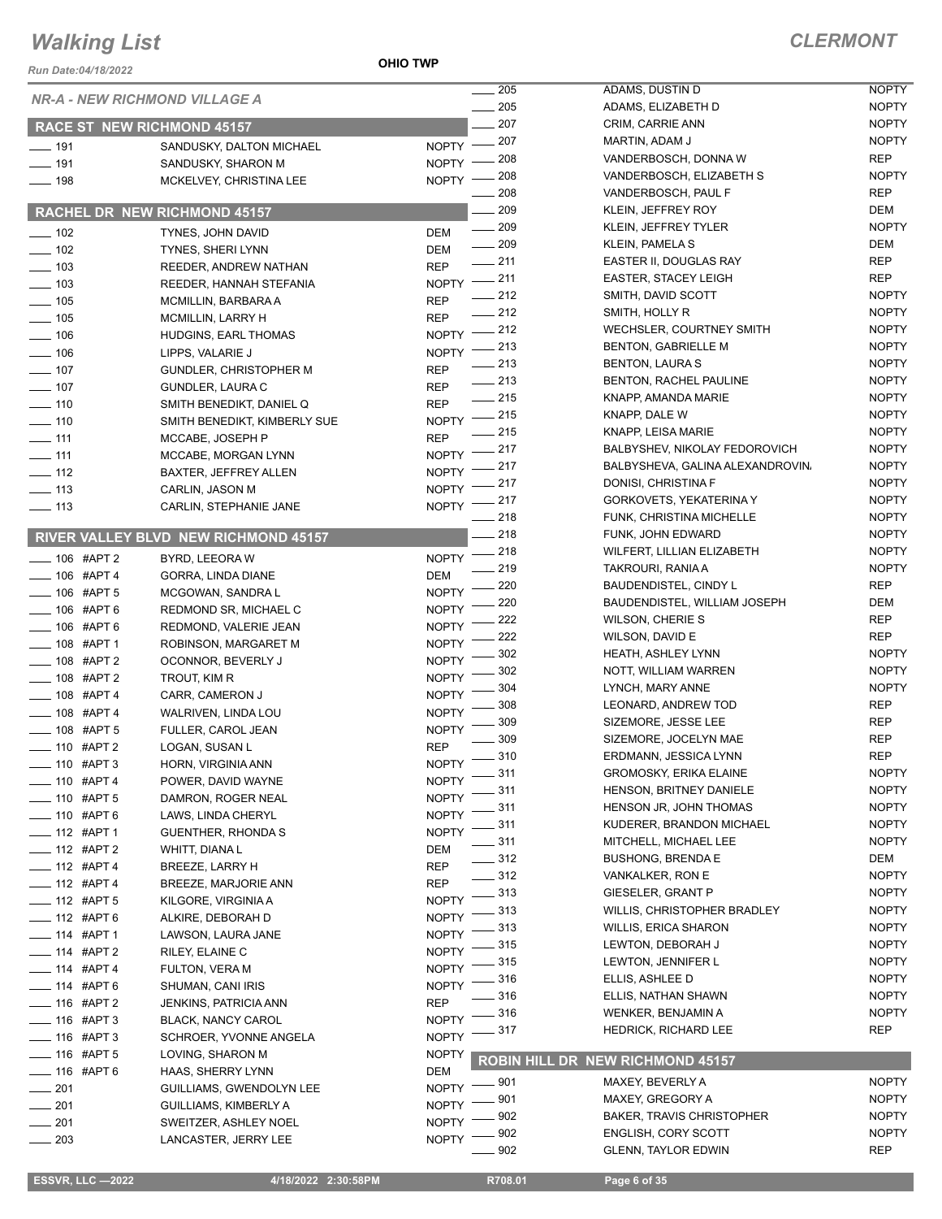# Walking List

## CLERMONT

Run Date:04/18/2022

OHIO TWP

### NR-A - NEW RICHMOND VILLAGE A

#### RACE ST NEW RICHMOND 45157

| No. | Name | Party |
|---|---|---|
| 191 | SANDUSKY, DALTON MICHAEL | NOPTY |
| 191 | SANDUSKY, SHARON M | NOPTY |
| 198 | MCKELVEY, CHRISTINA LEE | NOPTY |

#### RACHEL DR NEW RICHMOND 45157

| No. | Name | Party |
|---|---|---|
| 102 | TYNES, JOHN DAVID | DEM |
| 102 | TYNES, SHERI LYNN | DEM |
| 103 | REEDER, ANDREW NATHAN | REP |
| 103 | REEDER, HANNAH STEFANIA | NOPTY |
| 105 | MCMILLIN, BARBARA A | REP |
| 105 | MCMILLIN, LARRY H | REP |
| 106 | HUDGINS, EARL THOMAS | NOPTY |
| 106 | LIPPS, VALARIE J | NOPTY |
| 107 | GUNDLER, CHRISTOPHER M | REP |
| 107 | GUNDLER, LAURA C | REP |
| 110 | SMITH BENEDIKT, DANIEL Q | REP |
| 110 | SMITH BENEDIKT, KIMBERLY SUE | NOPTY |
| 111 | MCCABE, JOSEPH P | REP |
| 111 | MCCABE, MORGAN LYNN | NOPTY |
| 112 | BAXTER, JEFFREY ALLEN | NOPTY |
| 113 | CARLIN, JASON M | NOPTY |
| 113 | CARLIN, STEPHANIE JANE | NOPTY |

#### RIVER VALLEY BLVD NEW RICHMOND 45157

| No. | Name | Party |
|---|---|---|
| 106 #APT 2 | BYRD, LEEORA W | NOPTY |
| 106 #APT 4 | GORRA, LINDA DIANE | DEM |
| 106 #APT 5 | MCGOWAN, SANDRA L | NOPTY |
| 106 #APT 6 | REDMOND SR, MICHAEL C | NOPTY |
| 106 #APT 6 | REDMOND, VALERIE JEAN | NOPTY |
| 108 #APT 1 | ROBINSON, MARGARET M | NOPTY |
| 108 #APT 2 | OCONNOR, BEVERLY J | NOPTY |
| 108 #APT 2 | TROUT, KIM R | NOPTY |
| 108 #APT 4 | CARR, CAMERON J | NOPTY |
| 108 #APT 4 | WALRIVEN, LINDA LOU | NOPTY |
| 108 #APT 5 | FULLER, CAROL JEAN | NOPTY |
| 110 #APT 2 | LOGAN, SUSAN L | REP |
| 110 #APT 3 | HORN, VIRGINIA ANN | NOPTY |
| 110 #APT 4 | POWER, DAVID WAYNE | NOPTY |
| 110 #APT 5 | DAMRON, ROGER NEAL | NOPTY |
| 110 #APT 6 | LAWS, LINDA CHERYL | NOPTY |
| 112 #APT 1 | GUENTHER, RHONDA S | NOPTY |
| 112 #APT 2 | WHITT, DIANA L | DEM |
| 112 #APT 4 | BREEZE, LARRY H | REP |
| 112 #APT 4 | BREEZE, MARJORIE ANN | REP |
| 112 #APT 5 | KILGORE, VIRGINIA A | NOPTY |
| 112 #APT 6 | ALKIRE, DEBORAH D | NOPTY |
| 114 #APT 1 | LAWSON, LAURA JANE | NOPTY |
| 114 #APT 2 | RILEY, ELAINE C | NOPTY |
| 114 #APT 4 | FULTON, VERA M | NOPTY |
| 114 #APT 6 | SHUMAN, CANI IRIS | NOPTY |
| 116 #APT 2 | JENKINS, PATRICIA ANN | REP |
| 116 #APT 3 | BLACK, NANCY CAROL | NOPTY |
| 116 #APT 3 | SCHROER, YVONNE ANGELA | NOPTY |
| 116 #APT 5 | LOVING, SHARON M | NOPTY |
| 116 #APT 6 | HAAS, SHERRY LYNN | DEM |
| 201 | GUILLIAMS, GWENDOLYN LEE | NOPTY |
| 201 | GUILLIAMS, KIMBERLY A | NOPTY |
| 201 | SWEITZER, ASHLEY NOEL | NOPTY |
| 203 | LANCASTER, JERRY LEE | NOPTY |
| 205 | ADAMS, DUSTIN D | NOPTY |
| 205 | ADAMS, ELIZABETH D | NOPTY |
| 207 | CRIM, CARRIE ANN | NOPTY |
| 207 | MARTIN, ADAM J | NOPTY |
| 208 | VANDERBOSCH, DONNA W | REP |
| 208 | VANDERBOSCH, ELIZABETH S | NOPTY |
| 208 | VANDERBOSCH, PAUL F | REP |
| 209 | KLEIN, JEFFREY ROY | DEM |
| 209 | KLEIN, JEFFREY TYLER | NOPTY |
| 209 | KLEIN, PAMELA S | DEM |
| 211 | EASTER II, DOUGLAS RAY | REP |
| 211 | EASTER, STACEY LEIGH | REP |
| 212 | SMITH, DAVID SCOTT | NOPTY |
| 212 | SMITH, HOLLY R | NOPTY |
| 212 | WECHSLER, COURTNEY SMITH | NOPTY |
| 213 | BENTON, GABRIELLE M | NOPTY |
| 213 | BENTON, LAURA S | NOPTY |
| 213 | BENTON, RACHEL PAULINE | NOPTY |
| 215 | KNAPP, AMANDA MARIE | NOPTY |
| 215 | KNAPP, DALE W | NOPTY |
| 215 | KNAPP, LEISA MARIE | NOPTY |
| 217 | BALBYSHEV, NIKOLAY FEDOROVICH | NOPTY |
| 217 | BALBYSHEVA, GALINA ALEXANDROVIN. | NOPTY |
| 217 | DONISI, CHRISTINA F | NOPTY |
| 217 | GORKOVETS, YEKATERINA Y | NOPTY |
| 218 | FUNK, CHRISTINA MICHELLE | NOPTY |
| 218 | FUNK, JOHN EDWARD | NOPTY |
| 218 | WILFERT, LILLIAN ELIZABETH | NOPTY |
| 219 | TAKROURI, RANIA A | NOPTY |
| 220 | BAUDENDISTEL, CINDY L | REP |
| 220 | BAUDENDISTEL, WILLIAM JOSEPH | DEM |
| 222 | WILSON, CHERIE S | REP |
| 222 | WILSON, DAVID E | REP |
| 302 | HEATH, ASHLEY LYNN | NOPTY |
| 302 | NOTT, WILLIAM WARREN | NOPTY |
| 304 | LYNCH, MARY ANNE | NOPTY |
| 308 | LEONARD, ANDREW TOD | REP |
| 309 | SIZEMORE, JESSE LEE | REP |
| 309 | SIZEMORE, JOCELYN MAE | REP |
| 310 | ERDMANN, JESSICA LYNN | REP |
| 311 | GROMOSKY, ERIKA ELAINE | NOPTY |
| 311 | HENSON, BRITNEY DANIELE | NOPTY |
| 311 | HENSON JR, JOHN THOMAS | NOPTY |
| 311 | KUDERER, BRANDON MICHAEL | NOPTY |
| 311 | MITCHELL, MICHAEL LEE | NOPTY |
| 312 | BUSHONG, BRENDA E | DEM |
| 312 | VANKALKER, RON E | NOPTY |
| 313 | GIESELER, GRANT P | NOPTY |
| 313 | WILLIS, CHRISTOPHER BRADLEY | NOPTY |
| 313 | WILLIS, ERICA SHARON | NOPTY |
| 315 | LEWTON, DEBORAH J | NOPTY |
| 315 | LEWTON, JENNIFER L | NOPTY |
| 316 | ELLIS, ASHLEE D | NOPTY |
| 316 | ELLIS, NATHAN SHAWN | NOPTY |
| 316 | WENKER, BENJAMIN A | NOPTY |
| 317 | HEDRICK, RICHARD LEE | REP |

#### ROBIN HILL DR NEW RICHMOND 45157

| No. | Name | Party |
|---|---|---|
| 901 | MAXEY, BEVERLY A | NOPTY |
| 901 | MAXEY, GREGORY A | NOPTY |
| 902 | BAKER, TRAVIS CHRISTOPHER | NOPTY |
| 902 | ENGLISH, CORY SCOTT | NOPTY |
| 902 | GLENN, TAYLOR EDWIN | REP |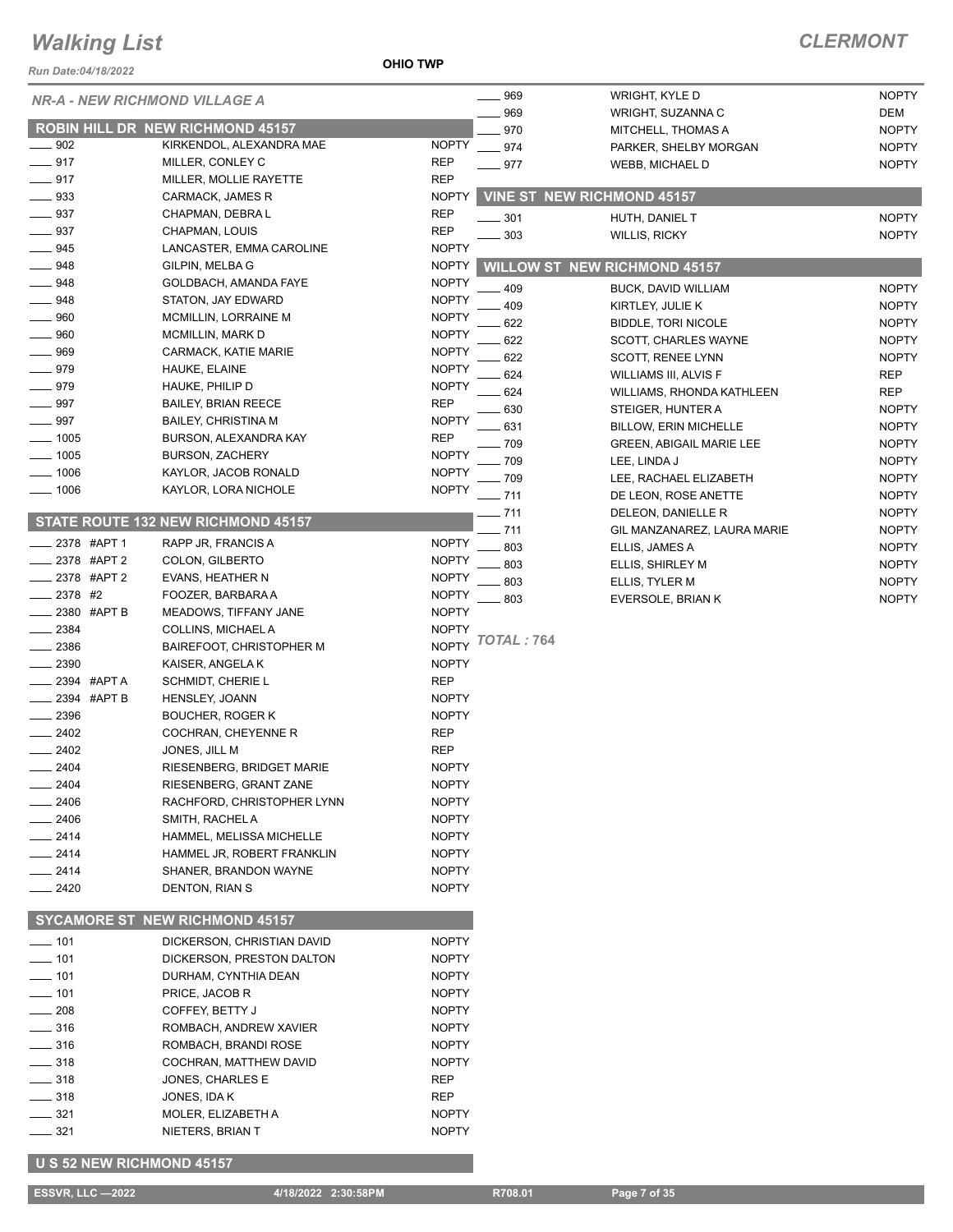# Walking List

**CLERMONT**

Run Date:04/18/2022

**OHIO TWP**

*NR-A - NEW RICHMOND VILLAGE A*

## ROBIN HILL DR NEW RICHMOND 45157

| No. | Name | Party |
|---|---|---|
| ____ 902 | KIRKENDOL, ALEXANDRA MAE | NOPTY |
| ____ 917 | MILLER, CONLEY C | REP |
| ____ 917 | MILLER, MOLLIE RAYETTE | REP |
| ____ 933 | CARMACK, JAMES R | NOPTY |
| ____ 937 | CHAPMAN, DEBRA L | REP |
| ____ 937 | CHAPMAN, LOUIS | REP |
| ____ 945 | LANCASTER, EMMA CAROLINE | NOPTY |
| ____ 948 | GILPIN, MELBA G | NOPTY |
| ____ 948 | GOLDBACH, AMANDA FAYE | NOPTY |
| ____ 948 | STATON, JAY EDWARD | NOPTY |
| ____ 960 | MCMILLIN, LORRAINE M | NOPTY |
| ____ 960 | MCMILLIN, MARK D | NOPTY |
| ____ 969 | CARMACK, KATIE MARIE | NOPTY |
| ____ 979 | HAUKE, ELAINE | NOPTY |
| ____ 979 | HAUKE, PHILIP D | NOPTY |
| ____ 997 | BAILEY, BRIAN REECE | REP |
| ____ 997 | BAILEY, CHRISTINA M | NOPTY |
| ____ 1005 | BURSON, ALEXANDRA KAY | REP |
| ____ 1005 | BURSON, ZACHERY | NOPTY |
| ____ 1006 | KAYLOR, JACOB RONALD | NOPTY |
| ____ 1006 | KAYLOR, LORA NICHOLE | NOPTY |

## STATE ROUTE 132 NEW RICHMOND 45157

| No. | Name | Party |
|---|---|---|
| ____ 2378 #APT 1 | RAPP JR, FRANCIS A | NOPTY |
| ____ 2378 #APT 2 | COLON, GILBERTO | NOPTY |
| ____ 2378 #APT 2 | EVANS, HEATHER N | NOPTY |
| ____ 2378 #2 | FOOZER, BARBARA A | NOPTY |
| ____ 2380 #APT B | MEADOWS, TIFFANY JANE | NOPTY |
| ____ 2384 | COLLINS, MICHAEL A | NOPTY |
| ____ 2386 | BAIREFOOT, CHRISTOPHER M | NOPTY |
| ____ 2390 | KAISER, ANGELA K | NOPTY |
| ____ 2394 #APT A | SCHMIDT, CHERIE L | REP |
| ____ 2394 #APT B | HENSLEY, JOANN | NOPTY |
| ____ 2396 | BOUCHER, ROGER K | NOPTY |
| ____ 2402 | COCHRAN, CHEYENNE R | REP |
| ____ 2402 | JONES, JILL M | REP |
| ____ 2404 | RIESENBERG, BRIDGET MARIE | NOPTY |
| ____ 2404 | RIESENBERG, GRANT ZANE | NOPTY |
| ____ 2406 | RACHFORD, CHRISTOPHER LYNN | NOPTY |
| ____ 2406 | SMITH, RACHEL A | NOPTY |
| ____ 2414 | HAMMEL, MELISSA MICHELLE | NOPTY |
| ____ 2414 | HAMMEL JR, ROBERT FRANKLIN | NOPTY |
| ____ 2414 | SHANER, BRANDON WAYNE | NOPTY |
| ____ 2420 | DENTON, RIAN S | NOPTY |

## SYCAMORE ST NEW RICHMOND 45157

| No. | Name | Party |
|---|---|---|
| ____ 101 | DICKERSON, CHRISTIAN DAVID | NOPTY |
| ____ 101 | DICKERSON, PRESTON DALTON | NOPTY |
| ____ 101 | DURHAM, CYNTHIA DEAN | NOPTY |
| ____ 101 | PRICE, JACOB R | NOPTY |
| ____ 208 | COFFEY, BETTY J | NOPTY |
| ____ 316 | ROMBACH, ANDREW XAVIER | NOPTY |
| ____ 316 | ROMBACH, BRANDI ROSE | NOPTY |
| ____ 318 | COCHRAN, MATTHEW DAVID | NOPTY |
| ____ 318 | JONES, CHARLES E | REP |
| ____ 318 | JONES, IDA K | REP |
| ____ 321 | MOLER, ELIZABETH A | NOPTY |
| ____ 321 | NIETERS, BRIAN T | NOPTY |

## U S 52 NEW RICHMOND 45157

| No. | Name | Party |
|---|---|---|
| ____ 969 | WRIGHT, KYLE D | NOPTY |
| ____ 969 | WRIGHT, SUZANNA C | DEM |
| ____ 970 | MITCHELL, THOMAS A | NOPTY |
| ____ 974 | PARKER, SHELBY MORGAN | NOPTY |
| ____ 977 | WEBB, MICHAEL D | NOPTY |

## VINE ST NEW RICHMOND 45157

| No. | Name | Party |
|---|---|---|
| ____ 301 | HUTH, DANIEL T | NOPTY |
| ____ 303 | WILLIS, RICKY | NOPTY |

## WILLOW ST NEW RICHMOND 45157

| No. | Name | Party |
|---|---|---|
| ____ 409 | BUCK, DAVID WILLIAM | NOPTY |
| ____ 409 | KIRTLEY, JULIE K | NOPTY |
| ____ 622 | BIDDLE, TORI NICOLE | NOPTY |
| ____ 622 | SCOTT, CHARLES WAYNE | NOPTY |
| ____ 622 | SCOTT, RENEE LYNN | NOPTY |
| ____ 624 | WILLIAMS III, ALVIS F | REP |
| ____ 624 | WILLIAMS, RHONDA KATHLEEN | REP |
| ____ 630 | STEIGER, HUNTER A | NOPTY |
| ____ 631 | BILLOW, ERIN MICHELLE | NOPTY |
| ____ 709 | GREEN, ABIGAIL MARIE LEE | NOPTY |
| ____ 709 | LEE, LINDA J | NOPTY |
| ____ 709 | LEE, RACHAEL ELIZABETH | NOPTY |
| ____ 711 | DE LEON, ROSE ANETTE | NOPTY |
| ____ 711 | DELEON, DANIELLE R | NOPTY |
| ____ 711 | GIL MANZANAREZ, LAURA MARIE | NOPTY |
| ____ 803 | ELLIS, JAMES A | NOPTY |
| ____ 803 | ELLIS, SHIRLEY M | NOPTY |
| ____ 803 | ELLIS, TYLER M | NOPTY |
| ____ 803 | EVERSOLE, BRIAN K | NOPTY |

*TOTAL : 764*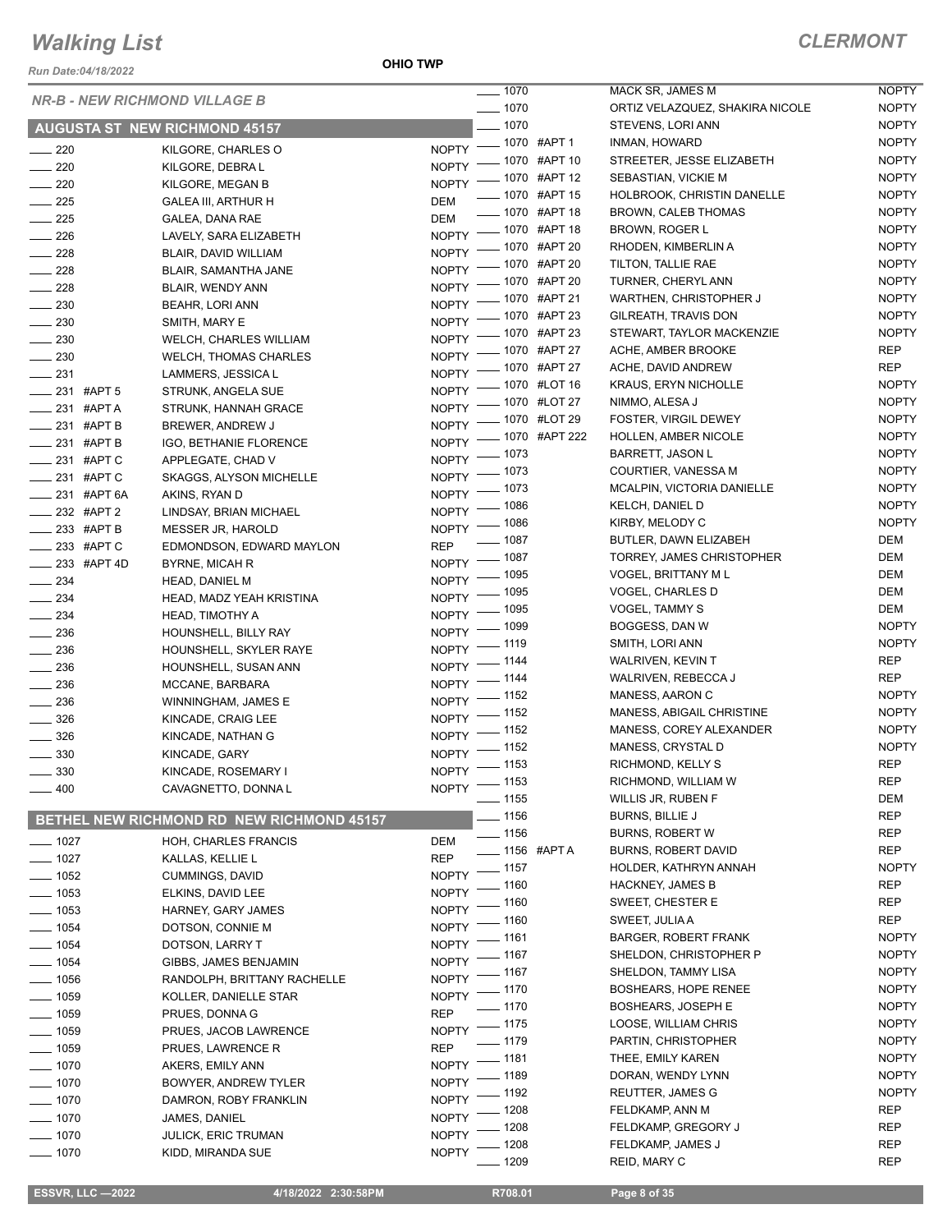# Walking List

## CLERMONT

Run Date:04/18/2022

OHIO TWP

### NR-B - NEW RICHMOND VILLAGE B

#### AUGUSTA ST NEW RICHMOND 45157

| Address | Name | Party |
|---|---|---|
| 220 | KILGORE, CHARLES O | NOPTY |
| 220 | KILGORE, DEBRA L | NOPTY |
| 220 | KILGORE, MEGAN B | NOPTY |
| 225 | GALEA III, ARTHUR H | DEM |
| 225 | GALEA, DANA RAE | DEM |
| 226 | LAVELY, SARA ELIZABETH | NOPTY |
| 228 | BLAIR, DAVID WILLIAM | NOPTY |
| 228 | BLAIR, SAMANTHA JANE | NOPTY |
| 228 | BLAIR, WENDY ANN | NOPTY |
| 230 | BEAHR, LORI ANN | NOPTY |
| 230 | SMITH, MARY E | NOPTY |
| 230 | WELCH, CHARLES WILLIAM | NOPTY |
| 230 | WELCH, THOMAS CHARLES | NOPTY |
| 231 | LAMMERS, JESSICA L | NOPTY |
| 231 #APT 5 | STRUNK, ANGELA SUE | NOPTY |
| 231 #APT A | STRUNK, HANNAH GRACE | NOPTY |
| 231 #APT B | BREWER, ANDREW J | NOPTY |
| 231 #APT B | IGO, BETHANIE FLORENCE | NOPTY |
| 231 #APT C | APPLEGATE, CHAD V | NOPTY |
| 231 #APT C | SKAGGS, ALYSON MICHELLE | NOPTY |
| 231 #APT 6A | AKINS, RYAN D | NOPTY |
| 232 #APT 2 | LINDSAY, BRIAN MICHAEL | NOPTY |
| 233 #APT B | MESSER JR, HAROLD | NOPTY |
| 233 #APT C | EDMONDSON, EDWARD MAYLON | REP |
| 233 #APT 4D | BYRNE, MICAH R | NOPTY |
| 234 | HEAD, DANIEL M | NOPTY |
| 234 | HEAD, MADZ YEAH KRISTINA | NOPTY |
| 234 | HEAD, TIMOTHY A | NOPTY |
| 236 | HOUNSHELL, BILLY RAY | NOPTY |
| 236 | HOUNSHELL, SKYLER RAYE | NOPTY |
| 236 | HOUNSHELL, SUSAN ANN | NOPTY |
| 236 | MCCANE, BARBARA | NOPTY |
| 236 | WINNINGHAM, JAMES E | NOPTY |
| 326 | KINCADE, CRAIG LEE | NOPTY |
| 326 | KINCADE, NATHAN G | NOPTY |
| 330 | KINCADE, GARY | NOPTY |
| 330 | KINCADE, ROSEMARY I | NOPTY |
| 400 | CAVAGNETTO, DONNA L | NOPTY |

#### BETHEL NEW RICHMOND RD NEW RICHMOND 45157

| Address | Name | Party |
|---|---|---|
| 1027 | HOH, CHARLES FRANCIS | DEM |
| 1027 | KALLAS, KELLIE L | REP |
| 1052 | CUMMINGS, DAVID | NOPTY |
| 1053 | ELKINS, DAVID LEE | NOPTY |
| 1053 | HARNEY, GARY JAMES | NOPTY |
| 1054 | DOTSON, CONNIE M | NOPTY |
| 1054 | DOTSON, LARRY T | NOPTY |
| 1054 | GIBBS, JAMES BENJAMIN | NOPTY |
| 1056 | RANDOLPH, BRITTANY RACHELLE | NOPTY |
| 1059 | KOLLER, DANIELLE STAR | NOPTY |
| 1059 | PRUES, DONNA G | REP |
| 1059 | PRUES, JACOB LAWRENCE | NOPTY |
| 1059 | PRUES, LAWRENCE R | REP |
| 1070 | AKERS, EMILY ANN | NOPTY |
| 1070 | BOWYER, ANDREW TYLER | NOPTY |
| 1070 | DAMRON, ROBY FRANKLIN | NOPTY |
| 1070 | JAMES, DANIEL | NOPTY |
| 1070 | JULICK, ERIC TRUMAN | NOPTY |
| 1070 | KIDD, MIRANDA SUE | NOPTY |
| 1070 | MACK SR, JAMES M | NOPTY |
| 1070 | ORTIZ VELAZQUEZ, SHAKIRA NICOLE | NOPTY |
| 1070 | STEVENS, LORI ANN | NOPTY |
| 1070 #APT 1 | INMAN, HOWARD | NOPTY |
| 1070 #APT 10 | STREETER, JESSE ELIZABETH | NOPTY |
| 1070 #APT 12 | SEBASTIAN, VICKIE M | NOPTY |
| 1070 #APT 15 | HOLBROOK, CHRISTIN DANELLE | NOPTY |
| 1070 #APT 18 | BROWN, CALEB THOMAS | NOPTY |
| 1070 #APT 18 | BROWN, ROGER L | NOPTY |
| 1070 #APT 20 | RHODEN, KIMBERLIN A | NOPTY |
| 1070 #APT 20 | TILTON, TALLIE RAE | NOPTY |
| 1070 #APT 20 | TURNER, CHERYL ANN | NOPTY |
| 1070 #APT 21 | WARTHEN, CHRISTOPHER J | NOPTY |
| 1070 #APT 23 | GILREATH, TRAVIS DON | NOPTY |
| 1070 #APT 23 | STEWART, TAYLOR MACKENZIE | NOPTY |
| 1070 #APT 27 | ACHE, AMBER BROOKE | REP |
| 1070 #APT 27 | ACHE, DAVID ANDREW | REP |
| 1070 #LOT 16 | KRAUS, ERYN NICHOLLE | NOPTY |
| 1070 #LOT 27 | NIMMO, ALESA J | NOPTY |
| 1070 #LOT 29 | FOSTER, VIRGIL DEWEY | NOPTY |
| 1070 #APT 222 | HOLLEN, AMBER NICOLE | NOPTY |
| 1073 | BARRETT, JASON L | NOPTY |
| 1073 | COURTIER, VANESSA M | NOPTY |
| 1073 | MCALPIN, VICTORIA DANIELLE | NOPTY |
| 1086 | KELCH, DANIEL D | NOPTY |
| 1086 | KIRBY, MELODY C | NOPTY |
| 1087 | BUTLER, DAWN ELIZABEH | DEM |
| 1087 | TORREY, JAMES CHRISTOPHER | DEM |
| 1095 | VOGEL, BRITTANY M L | DEM |
| 1095 | VOGEL, CHARLES D | DEM |
| 1095 | VOGEL, TAMMY S | DEM |
| 1099 | BOGGESS, DAN W | NOPTY |
| 1119 | SMITH, LORI ANN | NOPTY |
| 1144 | WALRIVEN, KEVIN T | REP |
| 1144 | WALRIVEN, REBECCA J | REP |
| 1152 | MANESS, AARON C | NOPTY |
| 1152 | MANESS, ABIGAIL CHRISTINE | NOPTY |
| 1152 | MANESS, COREY ALEXANDER | NOPTY |
| 1152 | MANESS, CRYSTAL D | NOPTY |
| 1153 | RICHMOND, KELLY S | REP |
| 1153 | RICHMOND, WILLIAM W | REP |
| 1155 | WILLIS JR, RUBEN F | DEM |
| 1156 | BURNS, BILLIE J | REP |
| 1156 | BURNS, ROBERT W | REP |
| 1156 #APT A | BURNS, ROBERT DAVID | REP |
| 1157 | HOLDER, KATHRYN ANNAH | NOPTY |
| 1160 | HACKNEY, JAMES B | REP |
| 1160 | SWEET, CHESTER E | REP |
| 1160 | SWEET, JULIA A | REP |
| 1161 | BARGER, ROBERT FRANK | NOPTY |
| 1167 | SHELDON, CHRISTOPHER P | NOPTY |
| 1167 | SHELDON, TAMMY LISA | NOPTY |
| 1170 | BOSHEARS, HOPE RENEE | NOPTY |
| 1170 | BOSHEARS, JOSEPH E | NOPTY |
| 1175 | LOOSE, WILLIAM CHRIS | NOPTY |
| 1179 | PARTIN, CHRISTOPHER | NOPTY |
| 1181 | THEE, EMILY KAREN | NOPTY |
| 1189 | DORAN, WENDY LYNN | NOPTY |
| 1192 | REUTTER, JAMES G | NOPTY |
| 1208 | FELDKAMP, ANN M | REP |
| 1208 | FELDKAMP, GREGORY J | REP |
| 1208 | FELDKAMP, JAMES J | REP |
| 1209 | REID, MARY C | REP |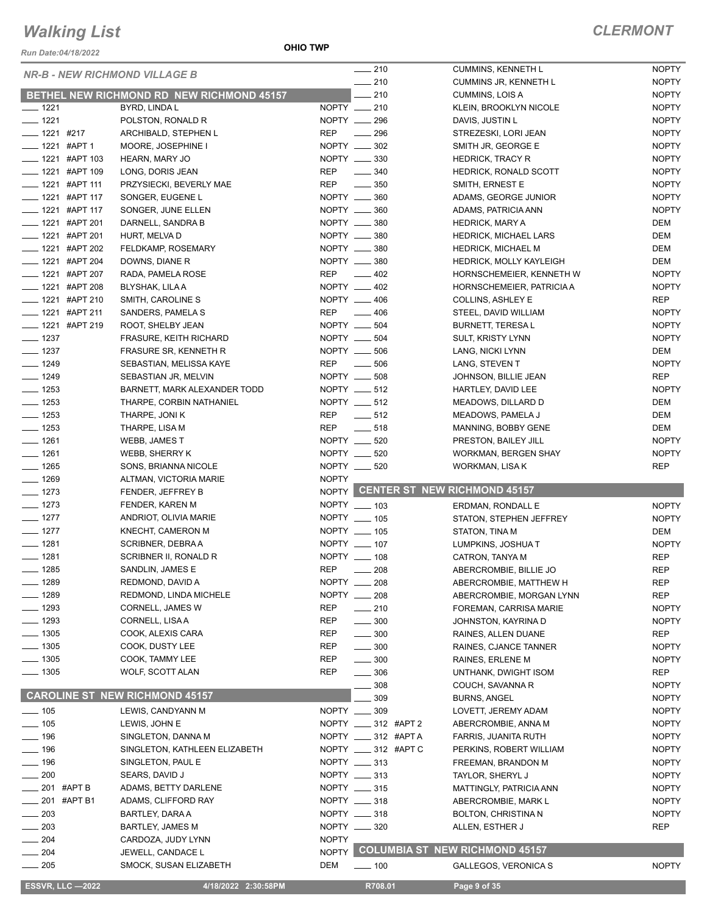# Walking List

## CLERMONT

Run Date:04/18/2022

OHIO TWP

### NR-B - NEW RICHMOND VILLAGE B

#### BETHEL NEW RICHMOND RD NEW RICHMOND 45157

| Address | Name | Party |
|---|---|---|
| ____ 1221 | BYRD, LINDA L | NOPTY |
| ____ 1221 | POLSTON, RONALD R | NOPTY |
| ____ 1221 #217 | ARCHIBALD, STEPHEN L | REP |
| ____ 1221 #APT 1 | MOORE, JOSEPHINE I | NOPTY |
| ____ 1221 #APT 103 | HEARN, MARY JO | NOPTY |
| ____ 1221 #APT 109 | LONG, DORIS JEAN | REP |
| ____ 1221 #APT 111 | PRZYSIECKI, BEVERLY MAE | REP |
| ____ 1221 #APT 117 | SONGER, EUGENE L | NOPTY |
| ____ 1221 #APT 117 | SONGER, JUNE ELLEN | NOPTY |
| ____ 1221 #APT 201 | DARNELL, SANDRA B | NOPTY |
| ____ 1221 #APT 201 | HURT, MELVA D | NOPTY |
| ____ 1221 #APT 202 | FELDKAMP, ROSEMARY | NOPTY |
| ____ 1221 #APT 204 | DOWNS, DIANE R | NOPTY |
| ____ 1221 #APT 207 | RADA, PAMELA ROSE | REP |
| ____ 1221 #APT 208 | BLYSHAK, LILA A | NOPTY |
| ____ 1221 #APT 210 | SMITH, CAROLINE S | NOPTY |
| ____ 1221 #APT 211 | SANDERS, PAMELA S | REP |
| ____ 1221 #APT 219 | ROOT, SHELBY JEAN | NOPTY |
| ____ 1237 | FRASURE, KEITH RICHARD | NOPTY |
| ____ 1237 | FRASURE SR, KENNETH R | NOPTY |
| ____ 1249 | SEBASTIAN, MELISSA KAYE | REP |
| ____ 1249 | SEBASTIAN JR, MELVIN | NOPTY |
| ____ 1253 | BARNETT, MARK ALEXANDER TODD | NOPTY |
| ____ 1253 | THARPE, CORBIN NATHANIEL | NOPTY |
| ____ 1253 | THARPE, JONI K | REP |
| ____ 1253 | THARPE, LISA M | REP |
| ____ 1261 | WEBB, JAMES T | NOPTY |
| ____ 1261 | WEBB, SHERRY K | NOPTY |
| ____ 1265 | SONS, BRIANNA NICOLE | NOPTY |
| ____ 1269 | ALTMAN, VICTORIA MARIE | NOPTY |
| ____ 1273 | FENDER, JEFFREY B | NOPTY |
| ____ 1273 | FENDER, KAREN M | NOPTY |
| ____ 1277 | ANDRIOT, OLIVIA MARIE | NOPTY |
| ____ 1277 | KNECHT, CAMERON M | NOPTY |
| ____ 1281 | SCRIBNER, DEBRA A | NOPTY |
| ____ 1281 | SCRIBNER II, RONALD R | NOPTY |
| ____ 1285 | SANDLIN, JAMES E | REP |
| ____ 1289 | REDMOND, DAVID A | NOPTY |
| ____ 1289 | REDMOND, LINDA MICHELE | NOPTY |
| ____ 1293 | CORNELL, JAMES W | REP |
| ____ 1293 | CORNELL, LISA A | REP |
| ____ 1305 | COOK, ALEXIS CARA | REP |
| ____ 1305 | COOK, DUSTY LEE | REP |
| ____ 1305 | COOK, TAMMY LEE | REP |
| ____ 1305 | WOLF, SCOTT ALAN | REP |

#### CAROLINE ST NEW RICHMOND 45157

| Address | Name | Party |
|---|---|---|
| ____ 105 | LEWIS, CANDYANN M | NOPTY |
| ____ 105 | LEWIS, JOHN E | NOPTY |
| ____ 196 | SINGLETON, DANNA M | NOPTY |
| ____ 196 | SINGLETON, KATHLEEN ELIZABETH | NOPTY |
| ____ 196 | SINGLETON, PAUL E | NOPTY |
| ____ 200 | SEARS, DAVID J | NOPTY |
| ____ 201 #APT B | ADAMS, BETTY DARLENE | NOPTY |
| ____ 201 #APT B1 | ADAMS, CLIFFORD RAY | NOPTY |
| ____ 203 | BARTLEY, DARA A | NOPTY |
| ____ 203 | BARTLEY, JAMES M | NOPTY |
| ____ 204 | CARDOZA, JUDY LYNN | NOPTY |
| ____ 204 | JEWELL, CANDACE L | NOPTY |
| ____ 205 | SMOCK, SUSAN ELIZABETH | DEM |
| ____ 210 | CUMMINS, KENNETH L | NOPTY |
| ____ 210 | CUMMINS JR, KENNETH L | NOPTY |
| ____ 210 | CUMMINS, LOIS A | NOPTY |
| ____ 210 | KLEIN, BROOKLYN NICOLE | NOPTY |
| ____ 296 | DAVIS, JUSTIN L | NOPTY |
| ____ 296 | STREZESKI, LORI JEAN | NOPTY |
| ____ 302 | SMITH JR, GEORGE E | NOPTY |
| ____ 330 | HEDRICK, TRACY R | NOPTY |
| ____ 340 | HEDRICK, RONALD SCOTT | NOPTY |
| ____ 350 | SMITH, ERNEST E | NOPTY |
| ____ 360 | ADAMS, GEORGE JUNIOR | NOPTY |
| ____ 360 | ADAMS, PATRICIA ANN | NOPTY |
| ____ 380 | HEDRICK, MARY A | DEM |
| ____ 380 | HEDRICK, MICHAEL LARS | DEM |
| ____ 380 | HEDRICK, MICHAEL M | DEM |
| ____ 380 | HEDRICK, MOLLY KAYLEIGH | DEM |
| ____ 402 | HORNSCHEMEIER, KENNETH W | NOPTY |
| ____ 402 | HORNSCHEMEIER, PATRICIA A | NOPTY |
| ____ 406 | COLLINS, ASHLEY E | REP |
| ____ 406 | STEEL, DAVID WILLIAM | NOPTY |
| ____ 504 | BURNETT, TERESA L | NOPTY |
| ____ 504 | SULT, KRISTY LYNN | NOPTY |
| ____ 506 | LANG, NICKI LYNN | DEM |
| ____ 506 | LANG, STEVEN T | NOPTY |
| ____ 508 | JOHNSON, BILLIE JEAN | REP |
| ____ 512 | HARTLEY, DAVID LEE | NOPTY |
| ____ 512 | MEADOWS, DILLARD D | DEM |
| ____ 512 | MEADOWS, PAMELA J | DEM |
| ____ 518 | MANNING, BOBBY GENE | DEM |
| ____ 520 | PRESTON, BAILEY JILL | NOPTY |
| ____ 520 | WORKMAN, BERGEN SHAY | NOPTY |
| ____ 520 | WORKMAN, LISA K | REP |

#### CENTER ST NEW RICHMOND 45157

| Address | Name | Party |
|---|---|---|
| ____ 103 | ERDMAN, RONDALL E | NOPTY |
| ____ 105 | STATON, STEPHEN JEFFREY | NOPTY |
| ____ 105 | STATON, TINA M | DEM |
| ____ 107 | LUMPKINS, JOSHUA T | NOPTY |
| ____ 108 | CATRON, TANYA M | REP |
| ____ 208 | ABERCROMBIE, BILLIE JO | REP |
| ____ 208 | ABERCROMBIE, MATTHEW H | REP |
| ____ 208 | ABERCROMBIE, MORGAN LYNN | REP |
| ____ 210 | FOREMAN, CARRISA MARIE | NOPTY |
| ____ 300 | JOHNSTON, KAYRINA D | NOPTY |
| ____ 300 | RAINES, ALLEN DUANE | REP |
| ____ 300 | RAINES, CJANCE TANNER | NOPTY |
| ____ 300 | RAINES, ERLENE M | NOPTY |
| ____ 306 | UNTHANK, DWIGHT ISOM | REP |
| ____ 308 | COUCH, SAVANNA R | NOPTY |
| ____ 309 | BURNS, ANGEL | NOPTY |
| ____ 309 | LOVETT, JEREMY ADAM | NOPTY |
| ____ 312 #APT 2 | ABERCROMBIE, ANNA M | NOPTY |
| ____ 312 #APT A | FARRIS, JUANITA RUTH | NOPTY |
| ____ 312 #APT C | PERKINS, ROBERT WILLIAM | NOPTY |
| ____ 313 | FREEMAN, BRANDON M | NOPTY |
| ____ 313 | TAYLOR, SHERYL J | NOPTY |
| ____ 315 | MATTINGLY, PATRICIA ANN | NOPTY |
| ____ 318 | ABERCROMBIE, MARK L | NOPTY |
| ____ 318 | BOLTON, CHRISTINA N | NOPTY |
| ____ 320 | ALLEN, ESTHER J | REP |

#### COLUMBIA ST NEW RICHMOND 45157

| Address | Name | Party |
|---|---|---|
| ____ 100 | GALLEGOS, VERONICA S | NOPTY |

ESSVR, LLC —2022 4/18/2022 2:30:58PM R708.01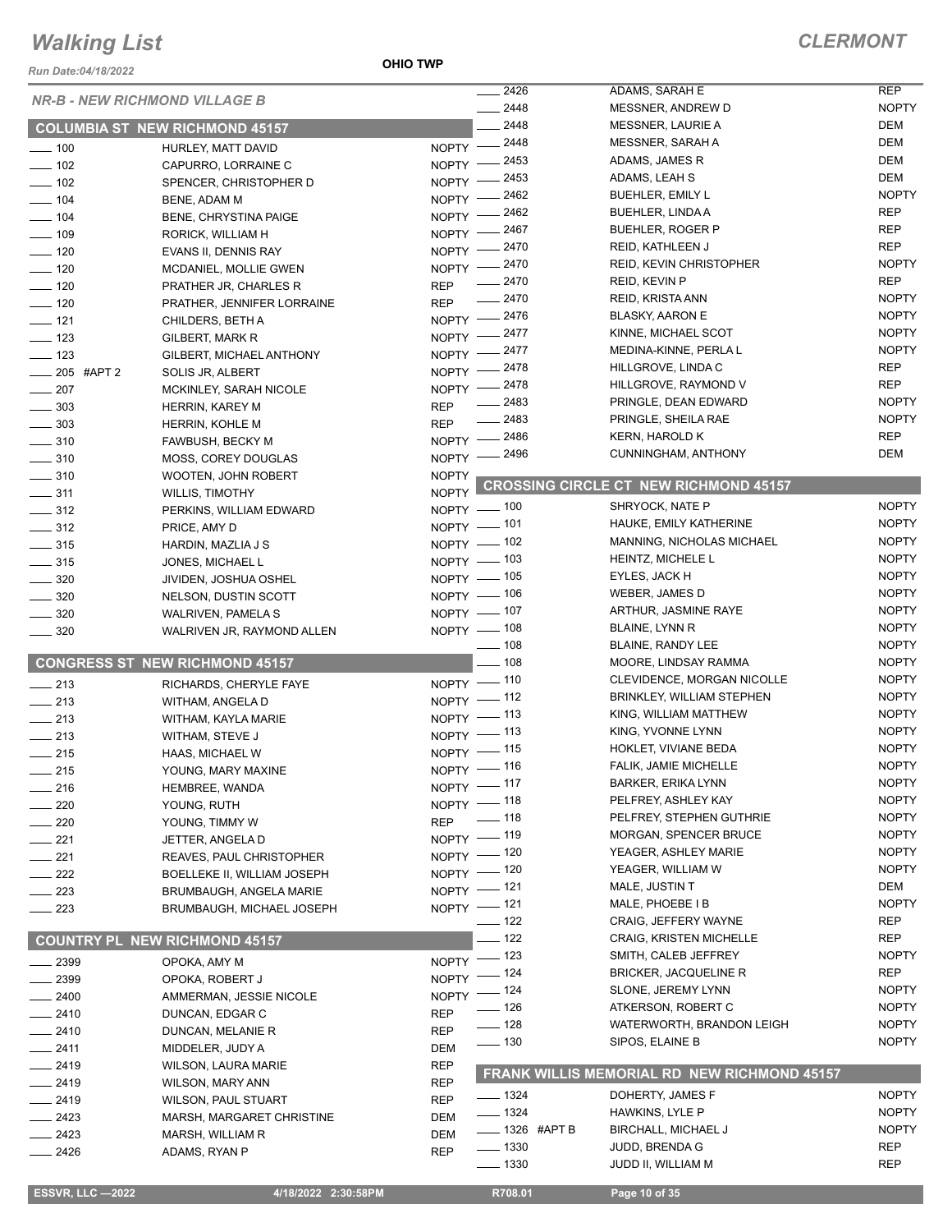# Walking List

## CLERMONT

Run Date:04/18/2022

OHIO TWP

### NR-B - NEW RICHMOND VILLAGE B

#### COLUMBIA ST NEW RICHMOND 45157

| No. | Name | Party |
|---|---|---|
| 100 | HURLEY, MATT DAVID | NOPTY |
| 102 | CAPURRO, LORRAINE C | NOPTY |
| 102 | SPENCER, CHRISTOPHER D | NOPTY |
| 104 | BENE, ADAM M | NOPTY |
| 104 | BENE, CHRYSTINA PAIGE | NOPTY |
| 109 | RORICK, WILLIAM H | NOPTY |
| 120 | EVANS II, DENNIS RAY | NOPTY |
| 120 | MCDANIEL, MOLLIE GWEN | NOPTY |
| 120 | PRATHER JR, CHARLES R | REP |
| 120 | PRATHER, JENNIFER LORRAINE | REP |
| 121 | CHILDERS, BETH A | NOPTY |
| 123 | GILBERT, MARK R | NOPTY |
| 123 | GILBERT, MICHAEL ANTHONY | NOPTY |
| 205 #APT 2 | SOLIS JR, ALBERT | NOPTY |
| 207 | MCKINLEY, SARAH NICOLE | NOPTY |
| 303 | HERRIN, KAREY M | REP |
| 303 | HERRIN, KOHLE M | REP |
| 310 | FAWBUSH, BECKY M | NOPTY |
| 310 | MOSS, COREY DOUGLAS | NOPTY |
| 310 | WOOTEN, JOHN ROBERT | NOPTY |
| 311 | WILLIS, TIMOTHY | NOPTY |
| 312 | PERKINS, WILLIAM EDWARD | NOPTY |
| 312 | PRICE, AMY D | NOPTY |
| 315 | HARDIN, MAZLIA J S | NOPTY |
| 315 | JONES, MICHAEL L | NOPTY |
| 320 | JIVIDEN, JOSHUA OSHEL | NOPTY |
| 320 | NELSON, DUSTIN SCOTT | NOPTY |
| 320 | WALRIVEN, PAMELA S | NOPTY |
| 320 | WALRIVEN JR, RAYMOND ALLEN | NOPTY |

#### CONGRESS ST NEW RICHMOND 45157

| No. | Name | Party |
|---|---|---|
| 213 | RICHARDS, CHERYLE FAYE | NOPTY |
| 213 | WITHAM, ANGELA D | NOPTY |
| 213 | WITHAM, KAYLA MARIE | NOPTY |
| 213 | WITHAM, STEVE J | NOPTY |
| 215 | HAAS, MICHAEL W | NOPTY |
| 215 | YOUNG, MARY MAXINE | NOPTY |
| 216 | HEMBREE, WANDA | NOPTY |
| 220 | YOUNG, RUTH | NOPTY |
| 220 | YOUNG, TIMMY W | REP |
| 221 | JETTER, ANGELA D | NOPTY |
| 221 | REAVES, PAUL CHRISTOPHER | NOPTY |
| 222 | BOELLEKE II, WILLIAM JOSEPH | NOPTY |
| 223 | BRUMBAUGH, ANGELA MARIE | NOPTY |
| 223 | BRUMBAUGH, MICHAEL JOSEPH | NOPTY |

#### COUNTRY PL NEW RICHMOND 45157

| No. | Name | Party |
|---|---|---|
| 2399 | OPOKA, AMY M | NOPTY |
| 2399 | OPOKA, ROBERT J | NOPTY |
| 2400 | AMMERMAN, JESSIE NICOLE | NOPTY |
| 2410 | DUNCAN, EDGAR C | REP |
| 2410 | DUNCAN, MELANIE R | REP |
| 2411 | MIDDELER, JUDY A | DEM |
| 2419 | WILSON, LAURA MARIE | REP |
| 2419 | WILSON, MARY ANN | REP |
| 2419 | WILSON, PAUL STUART | REP |
| 2423 | MARSH, MARGARET CHRISTINE | DEM |
| 2423 | MARSH, WILLIAM R | DEM |
| 2426 | ADAMS, RYAN P | REP |
| 2426 | ADAMS, SARAH E | REP |
| 2448 | MESSNER, ANDREW D | NOPTY |
| 2448 | MESSNER, LAURIE A | DEM |
| 2448 | MESSNER, SARAH A | DEM |
| 2453 | ADAMS, JAMES R | DEM |
| 2453 | ADAMS, LEAH S | DEM |
| 2462 | BUEHLER, EMILY L | NOPTY |
| 2462 | BUEHLER, LINDA A | REP |
| 2467 | BUEHLER, ROGER P | REP |
| 2470 | REID, KATHLEEN J | REP |
| 2470 | REID, KEVIN CHRISTOPHER | NOPTY |
| 2470 | REID, KEVIN P | REP |
| 2470 | REID, KRISTA ANN | NOPTY |
| 2476 | BLASKY, AARON E | NOPTY |
| 2477 | KINNE, MICHAEL SCOT | NOPTY |
| 2477 | MEDINA-KINNE, PERLA L | NOPTY |
| 2478 | HILLGROVE, LINDA C | REP |
| 2478 | HILLGROVE, RAYMOND V | REP |
| 2483 | PRINGLE, DEAN EDWARD | NOPTY |
| 2483 | PRINGLE, SHEILA RAE | NOPTY |
| 2486 | KERN, HAROLD K | REP |
| 2496 | CUNNINGHAM, ANTHONY | DEM |

#### CROSSING CIRCLE CT NEW RICHMOND 45157

| No. | Name | Party |
|---|---|---|
| 100 | SHRYOCK, NATE P | NOPTY |
| 101 | HAUKE, EMILY KATHERINE | NOPTY |
| 102 | MANNING, NICHOLAS MICHAEL | NOPTY |
| 103 | HEINTZ, MICHELE L | NOPTY |
| 105 | EYLES, JACK H | NOPTY |
| 106 | WEBER, JAMES D | NOPTY |
| 107 | ARTHUR, JASMINE RAYE | NOPTY |
| 108 | BLAINE, LYNN R | NOPTY |
| 108 | BLAINE, RANDY LEE | NOPTY |
| 108 | MOORE, LINDSAY RAMMA | NOPTY |
| 110 | CLEVIDENCE, MORGAN NICOLLE | NOPTY |
| 112 | BRINKLEY, WILLIAM STEPHEN | NOPTY |
| 113 | KING, WILLIAM MATTHEW | NOPTY |
| 113 | KING, YVONNE LYNN | NOPTY |
| 115 | HOKLET, VIVIANE BEDA | NOPTY |
| 116 | FALIK, JAMIE MICHELLE | NOPTY |
| 117 | BARKER, ERIKA LYNN | NOPTY |
| 118 | PELFREY, ASHLEY KAY | NOPTY |
| 118 | PELFREY, STEPHEN GUTHRIE | NOPTY |
| 119 | MORGAN, SPENCER BRUCE | NOPTY |
| 120 | YEAGER, ASHLEY MARIE | NOPTY |
| 120 | YEAGER, WILLIAM W | NOPTY |
| 121 | MALE, JUSTIN T | DEM |
| 121 | MALE, PHOEBE I B | NOPTY |
| 122 | CRAIG, JEFFERY WAYNE | REP |
| 122 | CRAIG, KRISTEN MICHELLE | REP |
| 123 | SMITH, CALEB JEFFREY | NOPTY |
| 124 | BRICKER, JACQUELINE R | REP |
| 124 | SLONE, JEREMY LYNN | NOPTY |
| 126 | ATKERSON, ROBERT C | NOPTY |
| 128 | WATERWORTH, BRANDON LEIGH | NOPTY |
| 130 | SIPOS, ELAINE B | NOPTY |

#### FRANK WILLIS MEMORIAL RD NEW RICHMOND 45157

| No. | Name | Party |
|---|---|---|
| 1324 | DOHERTY, JAMES F | NOPTY |
| 1324 | HAWKINS, LYLE P | NOPTY |
| 1326 #APT B | BIRCHALL, MICHAEL J | NOPTY |
| 1330 | JUDD, BRENDA G | REP |
| 1330 | JUDD II, WILLIAM M | REP |

ESSVR, LLC —2022 4/18/2022 2:30:58PM R708.01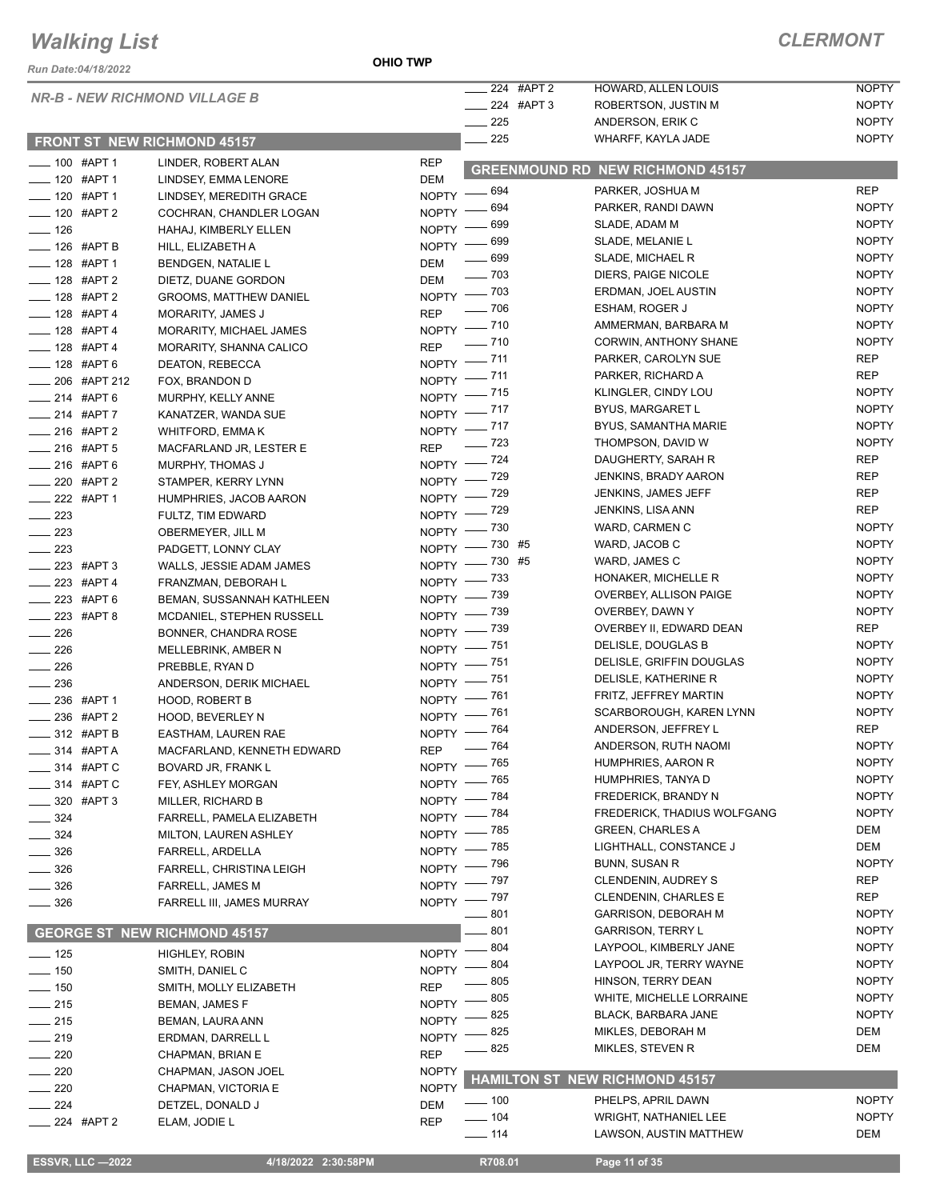# Walking List

## CLERMONT

Run Date:04/18/2022

**OHIO TWP**

### NR-B - NEW RICHMOND VILLAGE B

### FRONT ST NEW RICHMOND 45157

| Address | Name | Party |
|---|---|---|
| ____ 100 #APT 1 | LINDER, ROBERT ALAN | REP |
| ____ 120 #APT 1 | LINDSEY, EMMA LENORE | DEM |
| ____ 120 #APT 1 | LINDSEY, MEREDITH GRACE | NOPTY |
| ____ 120 #APT 2 | COCHRAN, CHANDLER LOGAN | NOPTY |
| ____ 126 | HAHAJ, KIMBERLY ELLEN | NOPTY |
| ____ 126 #APT B | HILL, ELIZABETH A | NOPTY |
| ____ 128 #APT 1 | BENDGEN, NATALIE L | DEM |
| ____ 128 #APT 2 | DIETZ, DUANE GORDON | DEM |
| ____ 128 #APT 2 | GROOMS, MATTHEW DANIEL | NOPTY |
| ____ 128 #APT 4 | MORARITY, JAMES J | REP |
| ____ 128 #APT 4 | MORARITY, MICHAEL JAMES | NOPTY |
| ____ 128 #APT 4 | MORARITY, SHANNA CALICO | REP |
| ____ 128 #APT 6 | DEATON, REBECCA | NOPTY |
| ____ 206 #APT 212 | FOX, BRANDON D | NOPTY |
| ____ 214 #APT 6 | MURPHY, KELLY ANNE | NOPTY |
| ____ 214 #APT 7 | KANATZER, WANDA SUE | NOPTY |
| ____ 216 #APT 2 | WHITFORD, EMMA K | NOPTY |
| ____ 216 #APT 5 | MACFARLAND JR, LESTER E | REP |
| ____ 216 #APT 6 | MURPHY, THOMAS J | NOPTY |
| ____ 220 #APT 2 | STAMPER, KERRY LYNN | NOPTY |
| ____ 222 #APT 1 | HUMPHRIES, JACOB AARON | NOPTY |
| ____ 223 | FULTZ, TIM EDWARD | NOPTY |
| ____ 223 | OBERMEYER, JILL M | NOPTY |
| ____ 223 | PADGETT, LONNY CLAY | NOPTY |
| ____ 223 #APT 3 | WALLS, JESSIE ADAM JAMES | NOPTY |
| ____ 223 #APT 4 | FRANZMAN, DEBORAH L | NOPTY |
| ____ 223 #APT 6 | BEMAN, SUSSANNAH KATHLEEN | NOPTY |
| ____ 223 #APT 8 | MCDANIEL, STEPHEN RUSSELL | NOPTY |
| ____ 226 | BONNER, CHANDRA ROSE | NOPTY |
| ____ 226 | MELLEBRINK, AMBER N | NOPTY |
| ____ 226 | PREBBLE, RYAN D | NOPTY |
| ____ 236 | ANDERSON, DERIK MICHAEL | NOPTY |
| ____ 236 #APT 1 | HOOD, ROBERT B | NOPTY |
| ____ 236 #APT 2 | HOOD, BEVERLEY N | NOPTY |
| ____ 312 #APT B | EASTHAM, LAUREN RAE | NOPTY |
| ____ 314 #APT A | MACFARLAND, KENNETH EDWARD | REP |
| ____ 314 #APT C | BOVARD JR, FRANK L | NOPTY |
| ____ 314 #APT C | FEY, ASHLEY MORGAN | NOPTY |
| ____ 320 #APT 3 | MILLER, RICHARD B | NOPTY |
| ____ 324 | FARRELL, PAMELA ELIZABETH | NOPTY |
| ____ 324 | MILTON, LAUREN ASHLEY | NOPTY |
| ____ 326 | FARRELL, ARDELLA | NOPTY |
| ____ 326 | FARRELL, CHRISTINA LEIGH | NOPTY |
| ____ 326 | FARRELL, JAMES M | NOPTY |
| ____ 326 | FARRELL III, JAMES MURRAY | NOPTY |

### GEORGE ST NEW RICHMOND 45157

| Address | Name | Party |
|---|---|---|
| ____ 125 | HIGHLEY, ROBIN | NOPTY |
| ____ 150 | SMITH, DANIEL C | NOPTY |
| ____ 150 | SMITH, MOLLY ELIZABETH | REP |
| ____ 215 | BEMAN, JAMES F | NOPTY |
| ____ 215 | BEMAN, LAURA ANN | NOPTY |
| ____ 219 | ERDMAN, DARRELL L | NOPTY |
| ____ 220 | CHAPMAN, BRIAN E | REP |
| ____ 220 | CHAPMAN, JASON JOEL | NOPTY |
| ____ 220 | CHAPMAN, VICTORIA E | NOPTY |
| ____ 224 | DETZEL, DONALD J | DEM |
| ____ 224 #APT 2 | ELAM, JODIE L | REP |
| ____ 224 #APT 2 | HOWARD, ALLEN LOUIS | NOPTY |
| ____ 224 #APT 3 | ROBERTSON, JUSTIN M | NOPTY |
| ____ 225 | ANDERSON, ERIK C | NOPTY |
| ____ 225 | WHARFF, KAYLA JADE | NOPTY |

### GREENMOUND RD NEW RICHMOND 45157

| Address | Name | Party |
|---|---|---|
| ____ 694 | PARKER, JOSHUA M | REP |
| ____ 694 | PARKER, RANDI DAWN | NOPTY |
| ____ 699 | SLADE, ADAM M | NOPTY |
| ____ 699 | SLADE, MELANIE L | NOPTY |
| ____ 699 | SLADE, MICHAEL R | NOPTY |
| ____ 703 | DIERS, PAIGE NICOLE | NOPTY |
| ____ 703 | ERDMAN, JOEL AUSTIN | NOPTY |
| ____ 706 | ESHAM, ROGER J | NOPTY |
| ____ 710 | AMMERMAN, BARBARA M | NOPTY |
| ____ 710 | CORWIN, ANTHONY SHANE | NOPTY |
| ____ 711 | PARKER, CAROLYN SUE | REP |
| ____ 711 | PARKER, RICHARD A | REP |
| ____ 715 | KLINGLER, CINDY LOU | NOPTY |
| ____ 717 | BYUS, MARGARET L | NOPTY |
| ____ 717 | BYUS, SAMANTHA MARIE | NOPTY |
| ____ 723 | THOMPSON, DAVID W | NOPTY |
| ____ 724 | DAUGHERTY, SARAH R | REP |
| ____ 729 | JENKINS, BRADY AARON | REP |
| ____ 729 | JENKINS, JAMES JEFF | REP |
| ____ 729 | JENKINS, LISA ANN | REP |
| ____ 730 | WARD, CARMEN C | NOPTY |
| ____ 730 #5 | WARD, JACOB C | NOPTY |
| ____ 730 #5 | WARD, JAMES C | NOPTY |
| ____ 733 | HONAKER, MICHELLE R | NOPTY |
| ____ 739 | OVERBEY, ALLISON PAIGE | NOPTY |
| ____ 739 | OVERBEY, DAWN Y | NOPTY |
| ____ 739 | OVERBEY II, EDWARD DEAN | REP |
| ____ 751 | DELISLE, DOUGLAS B | NOPTY |
| ____ 751 | DELISLE, GRIFFIN DOUGLAS | NOPTY |
| ____ 751 | DELISLE, KATHERINE R | NOPTY |
| ____ 761 | FRITZ, JEFFREY MARTIN | NOPTY |
| ____ 761 | SCARBOROUGH, KAREN LYNN | NOPTY |
| ____ 764 | ANDERSON, JEFFREY L | REP |
| ____ 764 | ANDERSON, RUTH NAOMI | NOPTY |
| ____ 765 | HUMPHRIES, AARON R | NOPTY |
| ____ 765 | HUMPHRIES, TANYA D | NOPTY |
| ____ 784 | FREDERICK, BRANDY N | NOPTY |
| ____ 784 | FREDERICK, THADIUS WOLFGANG | NOPTY |
| ____ 785 | GREEN, CHARLES A | DEM |
| ____ 785 | LIGHTHALL, CONSTANCE J | DEM |
| ____ 796 | BUNN, SUSAN R | NOPTY |
| ____ 797 | CLENDENIN, AUDREY S | REP |
| ____ 797 | CLENDENIN, CHARLES E | REP |
| ____ 801 | GARRISON, DEBORAH M | NOPTY |
| ____ 801 | GARRISON, TERRY L | NOPTY |
| ____ 804 | LAYPOOL, KIMBERLY JANE | NOPTY |
| ____ 804 | LAYPOOL JR, TERRY WAYNE | NOPTY |
| ____ 805 | HINSON, TERRY DEAN | NOPTY |
| ____ 805 | WHITE, MICHELLE LORRAINE | NOPTY |
| ____ 825 | BLACK, BARBARA JANE | NOPTY |
| ____ 825 | MIKLES, DEBORAH M | DEM |
| ____ 825 | MIKLES, STEVEN R | DEM |

### HAMILTON ST NEW RICHMOND 45157

| Address | Name | Party |
|---|---|---|
| ____ 100 | PHELPS, APRIL DAWN | NOPTY |
| ____ 104 | WRIGHT, NATHANIEL LEE | NOPTY |
| ____ 114 | LAWSON, AUSTIN MATTHEW | DEM |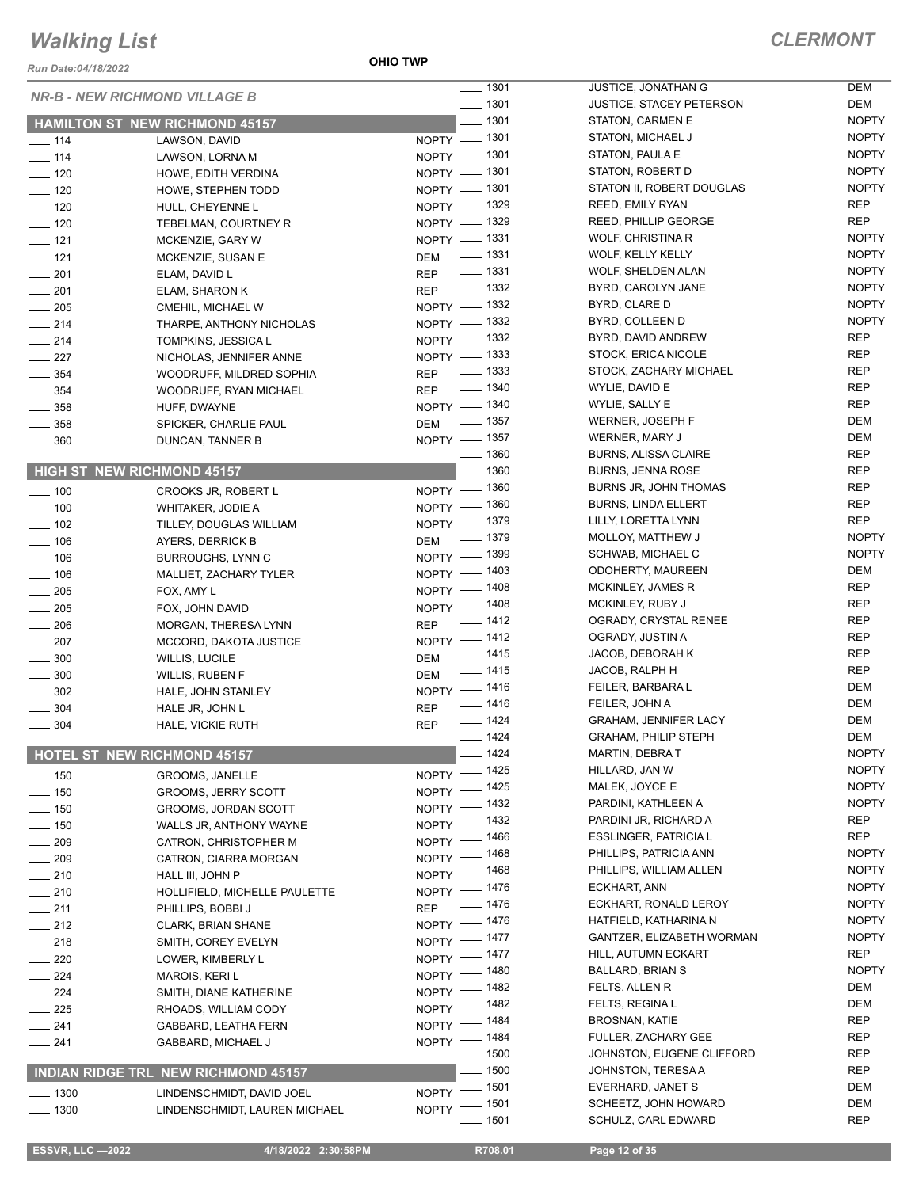# Walking List

## CLERMONT

Run Date:04/18/2022

OHIO TWP

### NR-B - NEW RICHMOND VILLAGE B

#### HAMILTON ST NEW RICHMOND 45157

| No. | Name | Party |
|---|---|---|
| 114 | LAWSON, DAVID | NOPTY |
| 114 | LAWSON, LORNA M | NOPTY |
| 120 | HOWE, EDITH VERDINA | NOPTY |
| 120 | HOWE, STEPHEN TODD | NOPTY |
| 120 | HULL, CHEYENNE L | NOPTY |
| 120 | TEBELMAN, COURTNEY R | NOPTY |
| 121 | MCKENZIE, GARY W | NOPTY |
| 121 | MCKENZIE, SUSAN E | DEM |
| 201 | ELAM, DAVID L | REP |
| 201 | ELAM, SHARON K | REP |
| 205 | CMEHIL, MICHAEL W | NOPTY |
| 214 | THARPE, ANTHONY NICHOLAS | NOPTY |
| 214 | TOMPKINS, JESSICA L | NOPTY |
| 227 | NICHOLAS, JENNIFER ANNE | NOPTY |
| 354 | WOODRUFF, MILDRED SOPHIA | REP |
| 354 | WOODRUFF, RYAN MICHAEL | REP |
| 358 | HUFF, DWAYNE | NOPTY |
| 358 | SPICKER, CHARLIE PAUL | DEM |
| 360 | DUNCAN, TANNER B | NOPTY |

#### HIGH ST NEW RICHMOND 45157

| No. | Name | Party |
|---|---|---|
| 100 | CROOKS JR, ROBERT L | NOPTY |
| 100 | WHITAKER, JODIE A | NOPTY |
| 102 | TILLEY, DOUGLAS WILLIAM | NOPTY |
| 106 | AYERS, DERRICK B | DEM |
| 106 | BURROUGHS, LYNN C | NOPTY |
| 106 | MALLIET, ZACHARY TYLER | NOPTY |
| 205 | FOX, AMY L | NOPTY |
| 205 | FOX, JOHN DAVID | NOPTY |
| 206 | MORGAN, THERESA LYNN | REP |
| 207 | MCCORD, DAKOTA JUSTICE | NOPTY |
| 300 | WILLIS, LUCILE | DEM |
| 300 | WILLIS, RUBEN F | DEM |
| 302 | HALE, JOHN STANLEY | NOPTY |
| 304 | HALE JR, JOHN L | REP |
| 304 | HALE, VICKIE RUTH | REP |

#### HOTEL ST NEW RICHMOND 45157

| No. | Name | Party |
|---|---|---|
| 150 | GROOMS, JANELLE | NOPTY |
| 150 | GROOMS, JERRY SCOTT | NOPTY |
| 150 | GROOMS, JORDAN SCOTT | NOPTY |
| 150 | WALLS JR, ANTHONY WAYNE | NOPTY |
| 209 | CATRON, CHRISTOPHER M | NOPTY |
| 209 | CATRON, CIARRA MORGAN | NOPTY |
| 210 | HALL III, JOHN P | NOPTY |
| 210 | HOLLIFIELD, MICHELLE PAULETTE | NOPTY |
| 211 | PHILLIPS, BOBBI J | REP |
| 212 | CLARK, BRIAN SHANE | NOPTY |
| 218 | SMITH, COREY EVELYN | NOPTY |
| 220 | LOWER, KIMBERLY L | NOPTY |
| 224 | MAROIS, KERI L | NOPTY |
| 224 | SMITH, DIANE KATHERINE | NOPTY |
| 225 | RHOADS, WILLIAM CODY | NOPTY |
| 241 | GABBARD, LEATHA FERN | NOPTY |
| 241 | GABBARD, MICHAEL J | NOPTY |

#### INDIAN RIDGE TRL NEW RICHMOND 45157

| No. | Name | Party |
|---|---|---|
| 1300 | LINDENSCHMIDT, DAVID JOEL | NOPTY |
| 1300 | LINDENSCHMIDT, LAUREN MICHAEL | NOPTY |
| 1301 | JUSTICE, JONATHAN G | DEM |
| 1301 | JUSTICE, STACEY PETERSON | DEM |
| 1301 | STATON, CARMEN E | NOPTY |
| 1301 | STATON, MICHAEL J | NOPTY |
| 1301 | STATON, PAULA E | NOPTY |
| 1301 | STATON, ROBERT D | NOPTY |
| 1301 | STATON II, ROBERT DOUGLAS | NOPTY |
| 1329 | REED, EMILY RYAN | REP |
| 1329 | REED, PHILLIP GEORGE | REP |
| 1331 | WOLF, CHRISTINA R | NOPTY |
| 1331 | WOLF, KELLY KELLY | NOPTY |
| 1331 | WOLF, SHELDEN ALAN | NOPTY |
| 1332 | BYRD, CAROLYN JANE | NOPTY |
| 1332 | BYRD, CLARE D | NOPTY |
| 1332 | BYRD, COLLEEN D | NOPTY |
| 1332 | BYRD, DAVID ANDREW | REP |
| 1333 | STOCK, ERICA NICOLE | REP |
| 1333 | STOCK, ZACHARY MICHAEL | REP |
| 1340 | WYLIE, DAVID E | REP |
| 1340 | WYLIE, SALLY E | REP |
| 1357 | WERNER, JOSEPH F | DEM |
| 1357 | WERNER, MARY J | DEM |
| 1360 | BURNS, ALISSA CLAIRE | REP |
| 1360 | BURNS, JENNA ROSE | REP |
| 1360 | BURNS JR, JOHN THOMAS | REP |
| 1360 | BURNS, LINDA ELLERT | REP |
| 1379 | LILLY, LORETTA LYNN | REP |
| 1379 | MOLLOY, MATTHEW J | NOPTY |
| 1399 | SCHWAB, MICHAEL C | NOPTY |
| 1403 | ODOHERTY, MAUREEN | DEM |
| 1408 | MCKINLEY, JAMES R | REP |
| 1408 | MCKINLEY, RUBY J | REP |
| 1412 | OGRADY, CRYSTAL RENEE | REP |
| 1412 | OGRADY, JUSTIN A | REP |
| 1415 | JACOB, DEBORAH K | REP |
| 1415 | JACOB, RALPH H | REP |
| 1416 | FEILER, BARBARA L | DEM |
| 1416 | FEILER, JOHN A | DEM |
| 1424 | GRAHAM, JENNIFER LACY | DEM |
| 1424 | GRAHAM, PHILIP STEPH | DEM |
| 1424 | MARTIN, DEBRA T | NOPTY |
| 1425 | HILLARD, JAN W | NOPTY |
| 1425 | MALEK, JOYCE E | NOPTY |
| 1432 | PARDINI, KATHLEEN A | NOPTY |
| 1432 | PARDINI JR, RICHARD A | REP |
| 1466 | ESSLINGER, PATRICIA L | REP |
| 1468 | PHILLIPS, PATRICIA ANN | NOPTY |
| 1468 | PHILLIPS, WILLIAM ALLEN | NOPTY |
| 1476 | ECKHART, ANN | NOPTY |
| 1476 | ECKHART, RONALD LEROY | NOPTY |
| 1476 | HATFIELD, KATHARINA N | NOPTY |
| 1477 | GANTZER, ELIZABETH WORMAN | NOPTY |
| 1477 | HILL, AUTUMN ECKART | REP |
| 1480 | BALLARD, BRIAN S | NOPTY |
| 1482 | FELTS, ALLEN R | DEM |
| 1482 | FELTS, REGINA L | DEM |
| 1484 | BROSNAN, KATIE | REP |
| 1484 | FULLER, ZACHARY GEE | REP |
| 1500 | JOHNSTON, EUGENE CLIFFORD | REP |
| 1500 | JOHNSTON, TERESA A | REP |
| 1501 | EVERHARD, JANET S | DEM |
| 1501 | SCHEETZ, JOHN HOWARD | DEM |
| 1501 | SCHULZ, CARL EDWARD | REP |

ESSVR, LLC —2022 4/18/2022 2:30:58PM R708.01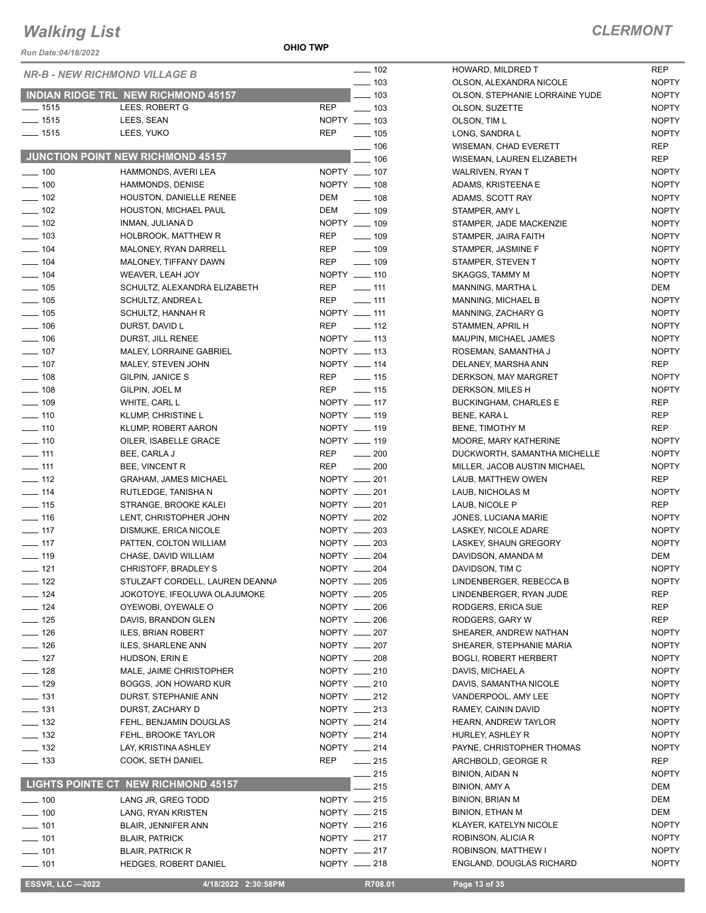# Walking List

## CLERMONT

Run Date:04/18/2022

**OHIO TWP**

### NR-B - NEW RICHMOND VILLAGE B

#### INDIAN RIDGE TRL NEW RICHMOND 45157

| No. | Name | Party |
|---|---|---|
| ___ 1515 | LEES, ROBERT G | REP |
| ___ 1515 | LEES, SEAN | NOPTY |
| ___ 1515 | LEES, YUKO | REP |

#### JUNCTION POINT NEW RICHMOND 45157

| No. | Name | Party |
|---|---|---|
| ___ 100 | HAMMONDS, AVERI LEA | NOPTY |
| ___ 100 | HAMMONDS, DENISE | NOPTY |
| ___ 102 | HOUSTON, DANIELLE RENEE | DEM |
| ___ 102 | HOUSTON, MICHAEL PAUL | DEM |
| ___ 102 | INMAN, JULIANA D | NOPTY |
| ___ 103 | HOLBROOK, MATTHEW R | REP |
| ___ 104 | MALONEY, RYAN DARRELL | REP |
| ___ 104 | MALONEY, TIFFANY DAWN | REP |
| ___ 104 | WEAVER, LEAH JOY | NOPTY |
| ___ 105 | SCHULTZ, ALEXANDRA ELIZABETH | REP |
| ___ 105 | SCHULTZ, ANDREA L | REP |
| ___ 105 | SCHULTZ, HANNAH R | NOPTY |
| ___ 106 | DURST, DAVID L | REP |
| ___ 106 | DURST, JILL RENEE | NOPTY |
| ___ 107 | MALEY, LORRAINE GABRIEL | NOPTY |
| ___ 107 | MALEY, STEVEN JOHN | NOPTY |
| ___ 108 | GILPIN, JANICE S | REP |
| ___ 108 | GILPIN, JOEL M | REP |
| ___ 109 | WHITE, CARL L | NOPTY |
| ___ 110 | KLUMP, CHRISTINE L | NOPTY |
| ___ 110 | KLUMP, ROBERT AARON | NOPTY |
| ___ 110 | OILER, ISABELLE GRACE | NOPTY |
| ___ 111 | BEE, CARLA J | REP |
| ___ 111 | BEE, VINCENT R | REP |
| ___ 112 | GRAHAM, JAMES MICHAEL | NOPTY |
| ___ 114 | RUTLEDGE, TANISHA N | NOPTY |
| ___ 115 | STRANGE, BROOKE KALEI | NOPTY |
| ___ 116 | LENT, CHRISTOPHER JOHN | NOPTY |
| ___ 117 | DISMUKE, ERICA NICOLE | NOPTY |
| ___ 117 | PATTEN, COLTON WILLIAM | NOPTY |
| ___ 119 | CHASE, DAVID WILLIAM | NOPTY |
| ___ 121 | CHRISTOFF, BRADLEY S | NOPTY |
| ___ 122 | STULZAFT CORDELL, LAUREN DEANNA | NOPTY |
| ___ 124 | JOKOTOYE, IFEOLUWA OLAJUMOKE | NOPTY |
| ___ 124 | OYEWOBI, OYEWALE O | NOPTY |
| ___ 125 | DAVIS, BRANDON GLEN | NOPTY |
| ___ 126 | ILES, BRIAN ROBERT | NOPTY |
| ___ 126 | ILES, SHARLENE ANN | NOPTY |
| ___ 127 | HUDSON, ERIN E | NOPTY |
| ___ 128 | MALE, JAIME CHRISTOPHER | NOPTY |
| ___ 129 | BOGGS, JON HOWARD KUR | NOPTY |
| ___ 131 | DURST, STEPHANIE ANN | NOPTY |
| ___ 131 | DURST, ZACHARY D | NOPTY |
| ___ 132 | FEHL, BENJAMIN DOUGLAS | NOPTY |
| ___ 132 | FEHL, BROOKE TAYLOR | NOPTY |
| ___ 132 | LAY, KRISTINA ASHLEY | NOPTY |
| ___ 133 | COOK, SETH DANIEL | REP |

#### LIGHTS POINTE CT NEW RICHMOND 45157

| No. | Name | Party |
|---|---|---|
| ___ 100 | LANG JR, GREG TODD | NOPTY |
| ___ 100 | LANG, RYAN KRISTEN | NOPTY |
| ___ 101 | BLAIR, JENNIFER ANN | NOPTY |
| ___ 101 | BLAIR, PATRICK | NOPTY |
| ___ 101 | BLAIR, PATRICK R | NOPTY |
| ___ 101 | HEDGES, ROBERT DANIEL | NOPTY |
| ___ 102 | HOWARD, MILDRED T | REP |
| ___ 103 | OLSON, ALEXANDRA NICOLE | NOPTY |
| ___ 103 | OLSON, STEPHANIE LORRAINE YUDE | NOPTY |
| ___ 103 | OLSON, SUZETTE | NOPTY |
| ___ 103 | OLSON, TIM L | NOPTY |
| ___ 105 | LONG, SANDRA L | NOPTY |
| ___ 106 | WISEMAN, CHAD EVERETT | REP |
| ___ 106 | WISEMAN, LAUREN ELIZABETH | REP |
| ___ 107 | WALRIVEN, RYAN T | NOPTY |
| ___ 108 | ADAMS, KRISTEENA E | NOPTY |
| ___ 108 | ADAMS, SCOTT RAY | NOPTY |
| ___ 109 | STAMPER, AMY L | NOPTY |
| ___ 109 | STAMPER, JADE MACKENZIE | NOPTY |
| ___ 109 | STAMPER, JAIRA FAITH | NOPTY |
| ___ 109 | STAMPER, JASMINE F | NOPTY |
| ___ 109 | STAMPER, STEVEN T | NOPTY |
| ___ 110 | SKAGGS, TAMMY M | NOPTY |
| ___ 111 | MANNING, MARTHA L | DEM |
| ___ 111 | MANNING, MICHAEL B | NOPTY |
| ___ 111 | MANNING, ZACHARY G | NOPTY |
| ___ 112 | STAMMEN, APRIL H | NOPTY |
| ___ 113 | MAUPIN, MICHAEL JAMES | NOPTY |
| ___ 113 | ROSEMAN, SAMANTHA J | NOPTY |
| ___ 114 | DELANEY, MARSHA ANN | REP |
| ___ 115 | DERKSON, MAY MARGRET | NOPTY |
| ___ 115 | DERKSON, MILES H | NOPTY |
| ___ 117 | BUCKINGHAM, CHARLES E | REP |
| ___ 119 | BENE, KARA L | REP |
| ___ 119 | BENE, TIMOTHY M | REP |
| ___ 119 | MOORE, MARY KATHERINE | NOPTY |
| ___ 200 | DUCKWORTH, SAMANTHA MICHELLE | NOPTY |
| ___ 200 | MILLER, JACOB AUSTIN MICHAEL | NOPTY |
| ___ 201 | LAUB, MATTHEW OWEN | REP |
| ___ 201 | LAUB, NICHOLAS M | NOPTY |
| ___ 201 | LAUB, NICOLE P | REP |
| ___ 202 | JONES, LUCIANA MARIE | NOPTY |
| ___ 203 | LASKEY, NICOLE ADARE | NOPTY |
| ___ 203 | LASKEY, SHAUN GREGORY | NOPTY |
| ___ 204 | DAVIDSON, AMANDA M | DEM |
| ___ 204 | DAVIDSON, TIM C | NOPTY |
| ___ 205 | LINDENBERGER, REBECCA B | NOPTY |
| ___ 205 | LINDENBERGER, RYAN JUDE | REP |
| ___ 206 | RODGERS, ERICA SUE | REP |
| ___ 206 | RODGERS, GARY W | REP |
| ___ 207 | SHEARER, ANDREW NATHAN | NOPTY |
| ___ 207 | SHEARER, STEPHANIE MARIA | NOPTY |
| ___ 208 | BOGLI, ROBERT HERBERT | NOPTY |
| ___ 210 | DAVIS, MICHAEL A | NOPTY |
| ___ 210 | DAVIS, SAMANTHA NICOLE | NOPTY |
| ___ 212 | VANDERPOOL, AMY LEE | NOPTY |
| ___ 213 | RAMEY, CAININ DAVID | NOPTY |
| ___ 214 | HEARN, ANDREW TAYLOR | NOPTY |
| ___ 214 | HURLEY, ASHLEY R | NOPTY |
| ___ 214 | PAYNE, CHRISTOPHER THOMAS | NOPTY |
| ___ 215 | ARCHBOLD, GEORGE R | REP |
| ___ 215 | BINION, AIDAN N | NOPTY |
| ___ 215 | BINION, AMY A | DEM |
| ___ 215 | BINION, BRIAN M | DEM |
| ___ 215 | BINION, ETHAN M | DEM |
| ___ 216 | KLAYER, KATELYN NICOLE | NOPTY |
| ___ 217 | ROBINSON, ALICIA R | NOPTY |
| ___ 217 | ROBINSON, MATTHEW I | NOPTY |
| ___ 218 | ENGLAND, DOUGLAS RICHARD | NOPTY |

ESSVR, LLC —2022 | 4/18/2022 2:30:58PM | R708.01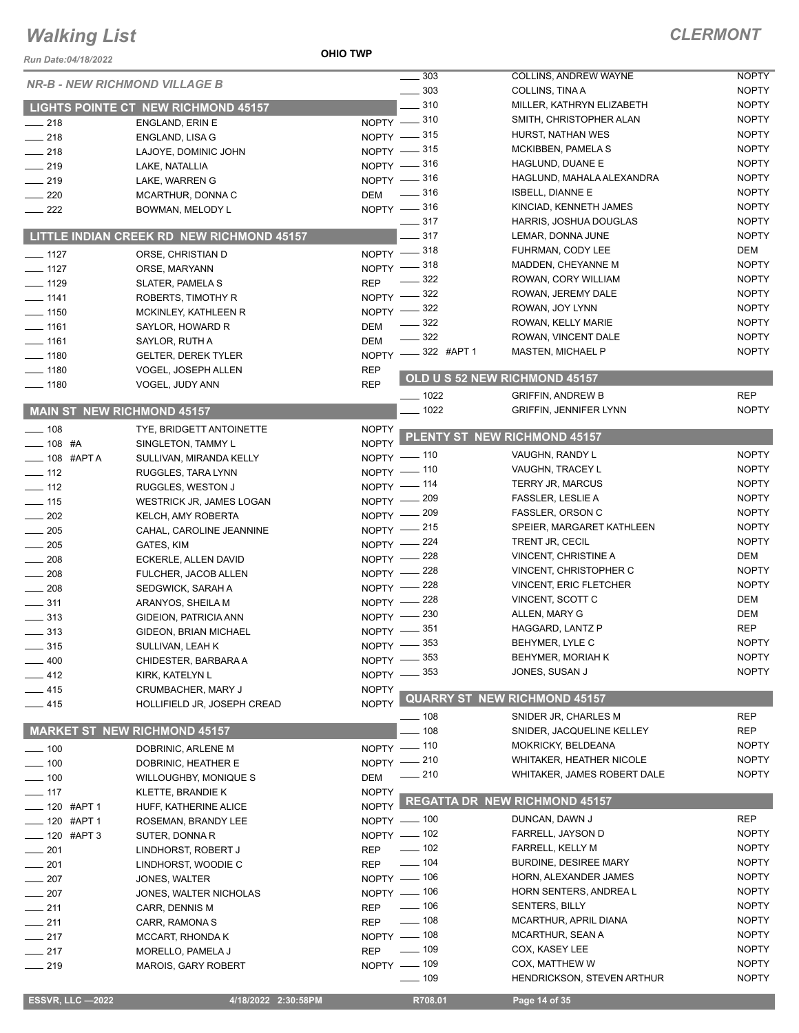# Walking List

## CLERMONT

Run Date:04/18/2022

OHIO TWP

### NR-B - NEW RICHMOND VILLAGE B

#### LIGHTS POINTE CT NEW RICHMOND 45157

| No. | Name | Party |
|---|---|---|
| 218 | ENGLAND, ERIN E | NOPTY |
| 218 | ENGLAND, LISA G | NOPTY |
| 218 | LAJOYE, DOMINIC JOHN | NOPTY |
| 219 | LAKE, NATALLIA | NOPTY |
| 219 | LAKE, WARREN G | NOPTY |
| 220 | MCARTHUR, DONNA C | DEM |
| 222 | BOWMAN, MELODY L | NOPTY |

#### LITTLE INDIAN CREEK RD NEW RICHMOND 45157

| No. | Name | Party |
|---|---|---|
| 1127 | ORSE, CHRISTIAN D | NOPTY |
| 1127 | ORSE, MARYANN | NOPTY |
| 1129 | SLATER, PAMELA S | REP |
| 1141 | ROBERTS, TIMOTHY R | NOPTY |
| 1150 | MCKINLEY, KATHLEEN R | NOPTY |
| 1161 | SAYLOR, HOWARD R | DEM |
| 1161 | SAYLOR, RUTH A | DEM |
| 1180 | GELTER, DEREK TYLER | NOPTY |
| 1180 | VOGEL, JOSEPH ALLEN | REP |
| 1180 | VOGEL, JUDY ANN | REP |

#### MAIN ST NEW RICHMOND 45157

| No. | Name | Party |
|---|---|---|
| 108 | TYE, BRIDGETT ANTOINETTE | NOPTY |
| 108 #A | SINGLETON, TAMMY L | NOPTY |
| 108 #APT A | SULLIVAN, MIRANDA KELLY | NOPTY |
| 112 | RUGGLES, TARA LYNN | NOPTY |
| 112 | RUGGLES, WESTON J | NOPTY |
| 115 | WESTRICK JR, JAMES LOGAN | NOPTY |
| 202 | KELCH, AMY ROBERTA | NOPTY |
| 205 | CAHAL, CAROLINE JEANNINE | NOPTY |
| 205 | GATES, KIM | NOPTY |
| 208 | ECKERLE, ALLEN DAVID | NOPTY |
| 208 | FULCHER, JACOB ALLEN | NOPTY |
| 208 | SEDGWICK, SARAH A | NOPTY |
| 311 | ARANYOS, SHEILA M | NOPTY |
| 313 | GIDEION, PATRICIA ANN | NOPTY |
| 313 | GIDEON, BRIAN MICHAEL | NOPTY |
| 315 | SULLIVAN, LEAH K | NOPTY |
| 400 | CHIDESTER, BARBARA A | NOPTY |
| 412 | KIRK, KATELYN L | NOPTY |
| 415 | CRUMBACHER, MARY J | NOPTY |
| 415 | HOLLIFIELD JR, JOSEPH CREAD | NOPTY |

#### MARKET ST NEW RICHMOND 45157

| No. | Name | Party |
|---|---|---|
| 100 | DOBRINIC, ARLENE M | NOPTY |
| 100 | DOBRINIC, HEATHER E | NOPTY |
| 100 | WILLOUGHBY, MONIQUE S | DEM |
| 117 | KLETTE, BRANDIE K | NOPTY |
| 120 #APT 1 | HUFF, KATHERINE ALICE | NOPTY |
| 120 #APT 1 | ROSEMAN, BRANDY LEE | NOPTY |
| 120 #APT 3 | SUTER, DONNA R | NOPTY |
| 201 | LINDHORST, ROBERT J | REP |
| 201 | LINDHORST, WOODIE C | REP |
| 207 | JONES, WALTER | NOPTY |
| 207 | JONES, WALTER NICHOLAS | NOPTY |
| 211 | CARR, DENNIS M | REP |
| 211 | CARR, RAMONA S | REP |
| 217 | MCCART, RHONDA K | NOPTY |
| 217 | MORELLO, PAMELA J | REP |
| 219 | MAROIS, GARY ROBERT | NOPTY |
| 303 | COLLINS, ANDREW WAYNE | NOPTY |
| 303 | COLLINS, TINA A | NOPTY |
| 310 | MILLER, KATHRYN ELIZABETH | NOPTY |
| 310 | SMITH, CHRISTOPHER ALAN | NOPTY |
| 315 | HURST, NATHAN WES | NOPTY |
| 315 | MCKIBBEN, PAMELA S | NOPTY |
| 316 | HAGLUND, DUANE E | NOPTY |
| 316 | HAGLUND, MAHALA ALEXANDRA | NOPTY |
| 316 | ISBELL, DIANNE E | NOPTY |
| 316 | KINCIAD, KENNETH JAMES | NOPTY |
| 317 | HARRIS, JOSHUA DOUGLAS | NOPTY |
| 317 | LEMAR, DONNA JUNE | NOPTY |
| 318 | FUHRMAN, CODY LEE | DEM |
| 318 | MADDEN, CHEYANNE M | NOPTY |
| 322 | ROWAN, CORY WILLIAM | NOPTY |
| 322 | ROWAN, JEREMY DALE | NOPTY |
| 322 | ROWAN, JOY LYNN | NOPTY |
| 322 | ROWAN, KELLY MARIE | NOPTY |
| 322 | ROWAN, VINCENT DALE | NOPTY |
| 322 #APT 1 | MASTEN, MICHAEL P | NOPTY |

#### OLD U S 52 NEW RICHMOND 45157

| No. | Name | Party |
|---|---|---|
| 1022 | GRIFFIN, ANDREW B | REP |
| 1022 | GRIFFIN, JENNIFER LYNN | NOPTY |

#### PLENTY ST NEW RICHMOND 45157

| No. | Name | Party |
|---|---|---|
| 110 | VAUGHN, RANDY L | NOPTY |
| 110 | VAUGHN, TRACEY L | NOPTY |
| 114 | TERRY JR, MARCUS | NOPTY |
| 209 | FASSLER, LESLIE A | NOPTY |
| 209 | FASSLER, ORSON C | NOPTY |
| 215 | SPEIER, MARGARET KATHLEEN | NOPTY |
| 224 | TRENT JR, CECIL | NOPTY |
| 228 | VINCENT, CHRISTINE A | DEM |
| 228 | VINCENT, CHRISTOPHER C | NOPTY |
| 228 | VINCENT, ERIC FLETCHER | NOPTY |
| 228 | VINCENT, SCOTT C | DEM |
| 230 | ALLEN, MARY G | DEM |
| 351 | HAGGARD, LANTZ P | REP |
| 353 | BEHYMER, LYLE C | NOPTY |
| 353 | BEHYMER, MORIAH K | NOPTY |
| 353 | JONES, SUSAN J | NOPTY |

#### QUARRY ST NEW RICHMOND 45157

| No. | Name | Party |
|---|---|---|
| 108 | SNIDER JR, CHARLES M | REP |
| 108 | SNIDER, JACQUELINE KELLEY | REP |
| 110 | MOKRICKY, BELDEANA | NOPTY |
| 210 | WHITAKER, HEATHER NICOLE | NOPTY |
| 210 | WHITAKER, JAMES ROBERT DALE | NOPTY |

#### REGATTA DR NEW RICHMOND 45157

| No. | Name | Party |
|---|---|---|
| 100 | DUNCAN, DAWN J | REP |
| 102 | FARRELL, JAYSON D | NOPTY |
| 102 | FARRELL, KELLY M | NOPTY |
| 104 | BURDINE, DESIREE MARY | NOPTY |
| 106 | HORN, ALEXANDER JAMES | NOPTY |
| 106 | HORN SENTERS, ANDREA L | NOPTY |
| 106 | SENTERS, BILLY | NOPTY |
| 108 | MCARTHUR, APRIL DIANA | NOPTY |
| 108 | MCARTHUR, SEAN A | NOPTY |
| 109 | COX, KASEY LEE | NOPTY |
| 109 | COX, MATTHEW W | NOPTY |
| 109 | HENDRICKSON, STEVEN ARTHUR | NOPTY |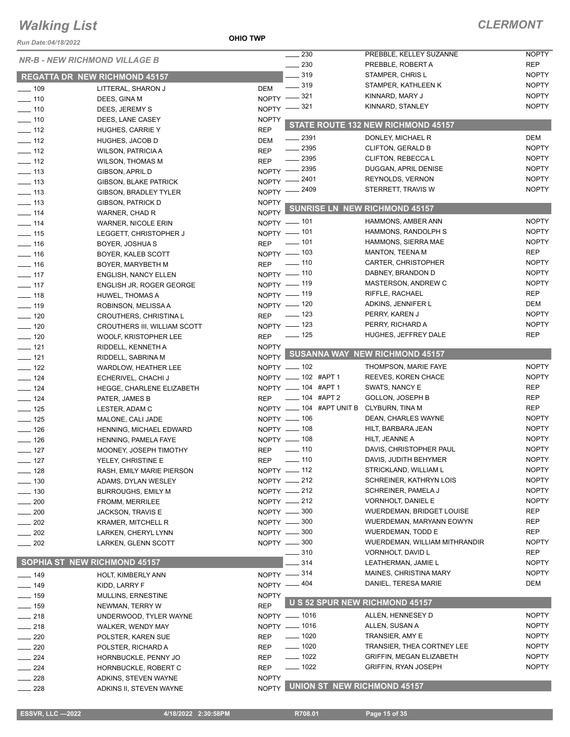# Walking List

## CLERMONT

Run Date:04/18/2022

OHIO TWP

### NR-B - NEW RICHMOND VILLAGE B

#### REGATTA DR NEW RICHMOND 45157

| No. | Name | Party |
|---|---|---|
| 109 | LITTERAL, SHARON J | DEM |
| 110 | DEES, GINA M | NOPTY |
| 110 | DEES, JEREMY S | NOPTY |
| 110 | DEES, LANE CASEY | NOPTY |
| 112 | HUGHES, CARRIE Y | REP |
| 112 | HUGHES, JACOB D | DEM |
| 112 | WILSON, PATRICIA A | REP |
| 112 | WILSON, THOMAS M | REP |
| 113 | GIBSON, APRIL D | NOPTY |
| 113 | GIBSON, BLAKE PATRICK | NOPTY |
| 113 | GIBSON, BRADLEY TYLER | NOPTY |
| 113 | GIBSON, PATRICK D | NOPTY |
| 114 | WARNER, CHAD R | NOPTY |
| 114 | WARNER, NICOLE ERIN | NOPTY |
| 115 | LEGGETT, CHRISTOPHER J | NOPTY |
| 116 | BOYER, JOSHUA S | REP |
| 116 | BOYER, KALEB SCOTT | NOPTY |
| 116 | BOYER, MARYBETH M | REP |
| 117 | ENGLISH, NANCY ELLEN | NOPTY |
| 117 | ENGLISH JR, ROGER GEORGE | NOPTY |
| 118 | HUWEL, THOMAS A | NOPTY |
| 119 | ROBINSON, MELISSA A | NOPTY |
| 120 | CROUTHERS, CHRISTINA L | REP |
| 120 | CROUTHERS III, WILLIAM SCOTT | NOPTY |
| 120 | WOOLF, KRISTOPHER LEE | REP |
| 121 | RIDDELL, KENNETH A | NOPTY |
| 121 | RIDDELL, SABRINA M | NOPTY |
| 122 | WARDLOW, HEATHER LEE | NOPTY |
| 124 | ECHERIVEL, CHACHI J | NOPTY |
| 124 | HEGGE, CHARLENE ELIZABETH | NOPTY |
| 124 | PATER, JAMES B | REP |
| 125 | LESTER, ADAM C | NOPTY |
| 125 | MALONE, CALI JADE | NOPTY |
| 126 | HENNING, MICHAEL EDWARD | NOPTY |
| 126 | HENNING, PAMELA FAYE | NOPTY |
| 127 | MOONEY, JOSEPH TIMOTHY | REP |
| 127 | YELEY, CHRISTINE E | REP |
| 128 | RASH, EMILY MARIE PIERSON | NOPTY |
| 130 | ADAMS, DYLAN WESLEY | NOPTY |
| 130 | BURROUGHS, EMILY M | NOPTY |
| 200 | FROMM, MERRILEE | NOPTY |
| 200 | JACKSON, TRAVIS E | NOPTY |
| 202 | KRAMER, MITCHELL R | NOPTY |
| 202 | LARKEN, CHERYL LYNN | NOPTY |
| 202 | LARKEN, GLENN SCOTT | NOPTY |

#### SOPHIA ST NEW RICHMOND 45157

| No. | Name | Party |
|---|---|---|
| 149 | HOLT, KIMBERLY ANN | NOPTY |
| 149 | KIDD, LARRY F | NOPTY |
| 159 | MULLINS, ERNESTINE | NOPTY |
| 159 | NEWMAN, TERRY W | REP |
| 218 | UNDERWOOD, TYLER WAYNE | NOPTY |
| 218 | WALKER, WENDY MAY | NOPTY |
| 220 | POLSTER, KAREN SUE | REP |
| 220 | POLSTER, RICHARD A | REP |
| 224 | HORNBUCKLE, PENNY JO | REP |
| 224 | HORNBUCKLE, ROBERT C | REP |
| 228 | ADKINS, STEVEN WAYNE | NOPTY |
| 228 | ADKINS II, STEVEN WAYNE | NOPTY |
| 230 | PREBBLE, KELLEY SUZANNE | NOPTY |
| 230 | PREBBLE, ROBERT A | REP |
| 319 | STAMPER, CHRIS L | NOPTY |
| 319 | STAMPER, KATHLEEN K | NOPTY |
| 321 | KINNARD, MARY J | NOPTY |
| 321 | KINNARD, STANLEY | NOPTY |

#### STATE ROUTE 132 NEW RICHMOND 45157

| No. | Name | Party |
|---|---|---|
| 2391 | DONLEY, MICHAEL R | DEM |
| 2395 | CLIFTON, GERALD B | NOPTY |
| 2395 | CLIFTON, REBECCA L | NOPTY |
| 2395 | DUGGAN, APRIL DENISE | NOPTY |
| 2401 | REYNOLDS, VERNON | NOPTY |
| 2409 | STERRETT, TRAVIS W | NOPTY |

#### SUNRISE LN NEW RICHMOND 45157

| No. | Name | Party |
|---|---|---|
| 101 | HAMMONS, AMBER ANN | NOPTY |
| 101 | HAMMONS, RANDOLPH S | NOPTY |
| 101 | HAMMONS, SIERRA MAE | NOPTY |
| 103 | MANTON, TEENA M | REP |
| 110 | CARTER, CHRISTOPHER | NOPTY |
| 110 | DABNEY, BRANDON D | NOPTY |
| 119 | MASTERSON, ANDREW C | NOPTY |
| 119 | RIFFLE, RACHAEL | REP |
| 120 | ADKINS, JENNIFER L | DEM |
| 123 | PERRY, KAREN J | NOPTY |
| 123 | PERRY, RICHARD A | NOPTY |
| 125 | HUGHES, JEFFREY DALE | REP |

#### SUSANNA WAY NEW RICHMOND 45157

| No. | Name | Party |
|---|---|---|
| 102 | THOMPSON, MARIE FAYE | NOPTY |
| 102 #APT 1 | REEVES, KOREN CHACE | NOPTY |
| 104 #APT 1 | SWATS, NANCY E | REP |
| 104 #APT 2 | GOLLON, JOSEPH B | REP |
| 104 #APT UNIT B | CLYBURN, TINA M | REP |
| 106 | DEAN, CHARLES WAYNE | NOPTY |
| 108 | HILT, BARBARA JEAN | NOPTY |
| 108 | HILT, JEANNE A | NOPTY |
| 110 | DAVIS, CHRISTOPHER PAUL | NOPTY |
| 110 | DAVIS, JUDITH BEHYMER | NOPTY |
| 112 | STRICKLAND, WILLIAM L | NOPTY |
| 212 | SCHREINER, KATHRYN LOIS | NOPTY |
| 212 | SCHREINER, PAMELA J | NOPTY |
| 212 | VORNHOLT, DANIEL E | NOPTY |
| 300 | WUERDEMAN, BRIDGET LOUISE | REP |
| 300 | WUERDEMAN, MARYANN EOWYN | REP |
| 300 | WUERDEMAN, TODD E | REP |
| 300 | WUERDEMAN, WILLIAM MITHRANDIR | NOPTY |
| 310 | VORNHOLT, DAVID L | REP |
| 314 | LEATHERMAN, JAMIE L | NOPTY |
| 314 | MAINES, CHRISTINA MARY | NOPTY |
| 404 | DANIEL, TERESA MARIE | DEM |

#### U S 52 SPUR NEW RICHMOND 45157

| No. | Name | Party |
|---|---|---|
| 1016 | ALLEN, HENNESEY D | NOPTY |
| 1016 | ALLEN, SUSAN A | NOPTY |
| 1020 | TRANSIER, AMY E | NOPTY |
| 1020 | TRANSIER, THEA CORTNEY LEE | NOPTY |
| 1022 | GRIFFIN, MEGAN ELIZABETH | NOPTY |
| 1022 | GRIFFIN, RYAN JOSEPH | NOPTY |

#### UNION ST NEW RICHMOND 45157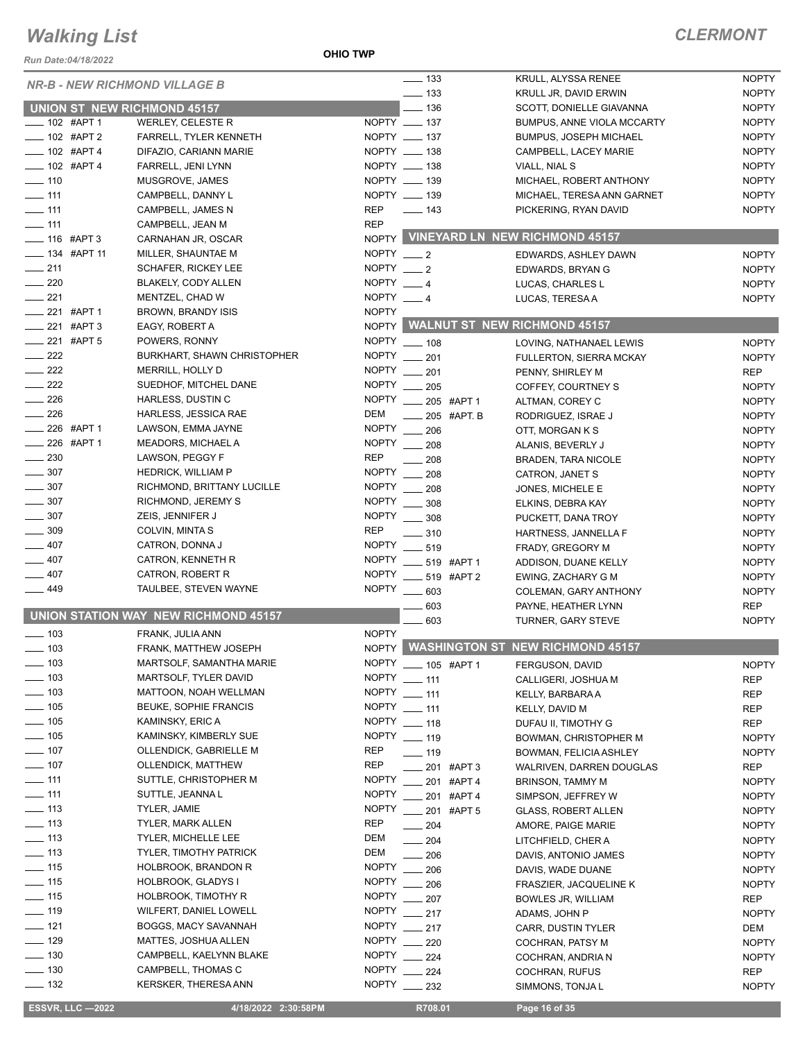# Walking List

## CLERMONT

Run Date:04/18/2022

OHIO TWP

### NR-B - NEW RICHMOND VILLAGE B

#### UNION ST NEW RICHMOND 45157

| Address | Name | Party |
|---|---|---|
| ____ 102 #APT 1 | WERLEY, CELESTE R | NOPTY |
| ____ 102 #APT 2 | FARRELL, TYLER KENNETH | NOPTY |
| ____ 102 #APT 4 | DIFAZIO, CARIANN MARIE | NOPTY |
| ____ 102 #APT 4 | FARRELL, JENI LYNN | NOPTY |
| ____ 110 | MUSGROVE, JAMES | NOPTY |
| ____ 111 | CAMPBELL, DANNY L | NOPTY |
| ____ 111 | CAMPBELL, JAMES N | REP |
| ____ 111 | CAMPBELL, JEAN M | REP |
| ____ 116 #APT 3 | CARNAHAN JR, OSCAR | NOPTY |
| ____ 134 #APT 11 | MILLER, SHAUNTAE M | NOPTY |
| ____ 211 | SCHAFER, RICKEY LEE | NOPTY |
| ____ 220 | BLAKELY, CODY ALLEN | NOPTY |
| ____ 221 | MENTZEL, CHAD W | NOPTY |
| ____ 221 #APT 1 | BROWN, BRANDY ISIS | NOPTY |
| ____ 221 #APT 3 | EAGY, ROBERT A | NOPTY |
| ____ 221 #APT 5 | POWERS, RONNY | NOPTY |
| ____ 222 | BURKHART, SHAWN CHRISTOPHER | NOPTY |
| ____ 222 | MERRILL, HOLLY D | NOPTY |
| ____ 222 | SUEDHOF, MITCHEL DANE | NOPTY |
| ____ 226 | HARLESS, DUSTIN C | NOPTY |
| ____ 226 | HARLESS, JESSICA RAE | DEM |
| ____ 226 #APT 1 | LAWSON, EMMA JAYNE | NOPTY |
| ____ 226 #APT 1 | MEADORS, MICHAEL A | NOPTY |
| ____ 230 | LAWSON, PEGGY F | REP |
| ____ 307 | HEDRICK, WILLIAM P | NOPTY |
| ____ 307 | RICHMOND, BRITTANY LUCILLE | NOPTY |
| ____ 307 | RICHMOND, JEREMY S | NOPTY |
| ____ 307 | ZEIS, JENNIFER J | NOPTY |
| ____ 309 | COLVIN, MINTA S | REP |
| ____ 407 | CATRON, DONNA J | NOPTY |
| ____ 407 | CATRON, KENNETH R | NOPTY |
| ____ 407 | CATRON, ROBERT R | NOPTY |
| ____ 449 | TAULBEE, STEVEN WAYNE | NOPTY |

#### UNION STATION WAY NEW RICHMOND 45157

| Address | Name | Party |
|---|---|---|
| ____ 103 | FRANK, JULIA ANN | NOPTY |
| ____ 103 | FRANK, MATTHEW JOSEPH | NOPTY |
| ____ 103 | MARTSOLF, SAMANTHA MARIE | NOPTY |
| ____ 103 | MARTSOLF, TYLER DAVID | NOPTY |
| ____ 103 | MATTOON, NOAH WELLMAN | NOPTY |
| ____ 105 | BEUKE, SOPHIE FRANCIS | NOPTY |
| ____ 105 | KAMINSKY, ERIC A | NOPTY |
| ____ 105 | KAMINSKY, KIMBERLY SUE | NOPTY |
| ____ 107 | OLLENDICK, GABRIELLE M | REP |
| ____ 107 | OLLENDICK, MATTHEW | REP |
| ____ 111 | SUTTLE, CHRISTOPHER M | NOPTY |
| ____ 111 | SUTTLE, JEANNA L | NOPTY |
| ____ 113 | TYLER, JAMIE | NOPTY |
| ____ 113 | TYLER, MARK ALLEN | REP |
| ____ 113 | TYLER, MICHELLE LEE | DEM |
| ____ 113 | TYLER, TIMOTHY PATRICK | DEM |
| ____ 115 | HOLBROOK, BRANDON R | NOPTY |
| ____ 115 | HOLBROOK, GLADYS I | NOPTY |
| ____ 115 | HOLBROOK, TIMOTHY R | NOPTY |
| ____ 119 | WILFERT, DANIEL LOWELL | NOPTY |
| ____ 121 | BOGGS, MACY SAVANNAH | NOPTY |
| ____ 129 | MATTES, JOSHUA ALLEN | NOPTY |
| ____ 130 | CAMPBELL, KAELYNN BLAKE | NOPTY |
| ____ 130 | CAMPBELL, THOMAS C | NOPTY |
| ____ 132 | KERSKER, THERESA ANN | NOPTY |
| ____ 133 | KRULL, ALYSSA RENEE | NOPTY |
| ____ 133 | KRULL JR, DAVID ERWIN | NOPTY |
| ____ 136 | SCOTT, DONIELLE GIAVANNA | NOPTY |
| ____ 137 | BUMPUS, ANNE VIOLA MCCARTY | NOPTY |
| ____ 137 | BUMPUS, JOSEPH MICHAEL | NOPTY |
| ____ 138 | CAMPBELL, LACEY MARIE | NOPTY |
| ____ 138 | VIALL, NIAL S | NOPTY |
| ____ 139 | MICHAEL, ROBERT ANTHONY | NOPTY |
| ____ 139 | MICHAEL, TERESA ANN GARNET | NOPTY |
| ____ 143 | PICKERING, RYAN DAVID | NOPTY |

#### VINEYARD LN NEW RICHMOND 45157

| Address | Name | Party |
|---|---|---|
| ____ 2 | EDWARDS, ASHLEY DAWN | NOPTY |
| ____ 2 | EDWARDS, BRYAN G | NOPTY |
| ____ 4 | LUCAS, CHARLES L | NOPTY |
| ____ 4 | LUCAS, TERESA A | NOPTY |

#### WALNUT ST NEW RICHMOND 45157

| Address | Name | Party |
|---|---|---|
| ____ 108 | LOVING, NATHANAEL LEWIS | NOPTY |
| ____ 201 | FULLERTON, SIERRA MCKAY | NOPTY |
| ____ 201 | PENNY, SHIRLEY M | REP |
| ____ 205 | COFFEY, COURTNEY S | NOPTY |
| ____ 205 #APT 1 | ALTMAN, COREY C | NOPTY |
| ____ 205 #APT. B | RODRIGUEZ, ISRAE J | NOPTY |
| ____ 206 | OTT, MORGAN K S | NOPTY |
| ____ 208 | ALANIS, BEVERLY J | NOPTY |
| ____ 208 | BRADEN, TARA NICOLE | NOPTY |
| ____ 208 | CATRON, JANET S | NOPTY |
| ____ 208 | JONES, MICHELE E | NOPTY |
| ____ 308 | ELKINS, DEBRA KAY | NOPTY |
| ____ 308 | PUCKETT, DANA TROY | NOPTY |
| ____ 310 | HARTNESS, JANNELLA F | NOPTY |
| ____ 519 | FRADY, GREGORY M | NOPTY |
| ____ 519 #APT 1 | ADDISON, DUANE KELLY | NOPTY |
| ____ 519 #APT 2 | EWING, ZACHARY G M | NOPTY |
| ____ 603 | COLEMAN, GARY ANTHONY | NOPTY |
| ____ 603 | PAYNE, HEATHER LYNN | REP |
| ____ 603 | TURNER, GARY STEVE | NOPTY |

#### WASHINGTON ST NEW RICHMOND 45157

| Address | Name | Party |
|---|---|---|
| ____ 105 #APT 1 | FERGUSON, DAVID | NOPTY |
| ____ 111 | CALLIGERI, JOSHUA M | REP |
| ____ 111 | KELLY, BARBARA A | REP |
| ____ 111 | KELLY, DAVID M | REP |
| ____ 118 | DUFAU II, TIMOTHY G | REP |
| ____ 119 | BOWMAN, CHRISTOPHER M | NOPTY |
| ____ 119 | BOWMAN, FELICIA ASHLEY | NOPTY |
| ____ 201 #APT 3 | WALRIVEN, DARREN DOUGLAS | REP |
| ____ 201 #APT 4 | BRINSON, TAMMY M | NOPTY |
| ____ 201 #APT 4 | SIMPSON, JEFFREY W | NOPTY |
| ____ 201 #APT 5 | GLASS, ROBERT ALLEN | NOPTY |
| ____ 204 | AMORE, PAIGE MARIE | NOPTY |
| ____ 204 | LITCHFIELD, CHER A | NOPTY |
| ____ 206 | DAVIS, ANTONIO JAMES | NOPTY |
| ____ 206 | DAVIS, WADE DUANE | NOPTY |
| ____ 206 | FRASZIER, JACQUELINE K | NOPTY |
| ____ 207 | BOWLES JR, WILLIAM | REP |
| ____ 217 | ADAMS, JOHN P | NOPTY |
| ____ 217 | CARR, DUSTIN TYLER | DEM |
| ____ 220 | COCHRAN, PATSY M | NOPTY |
| ____ 224 | COCHRAN, ANDRIA N | NOPTY |
| ____ 224 | COCHRAN, RUFUS | REP |
| ____ 232 | SIMMONS, TONJA L | NOPTY |

ESSVR, LLC —2022 4/18/2022 2:30:58PM R708.01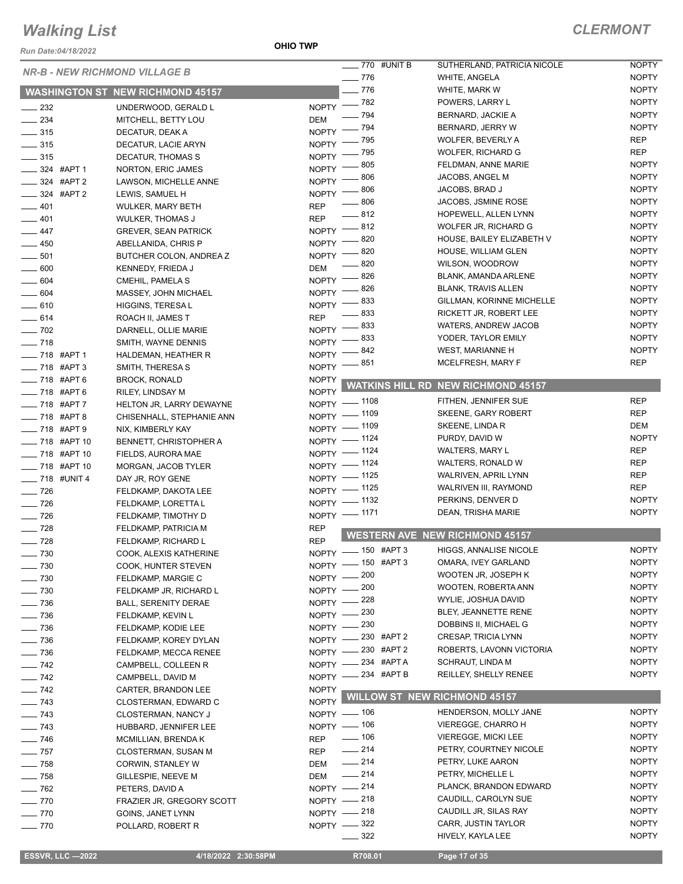# Walking List

**CLERMONT**

Run Date:04/18/2022

**OHIO TWP**

## NR-B - NEW RICHMOND VILLAGE B

### WASHINGTON ST NEW RICHMOND 45157

| No. | Name | Party |
|---|---|---|
| 232 | UNDERWOOD, GERALD L | NOPTY |
| 234 | MITCHELL, BETTY LOU | DEM |
| 315 | DECATUR, DEAK A | NOPTY |
| 315 | DECATUR, LACIE ARYN | NOPTY |
| 315 | DECATUR, THOMAS S | NOPTY |
| 324 #APT 1 | NORTON, ERIC JAMES | NOPTY |
| 324 #APT 2 | LAWSON, MICHELLE ANNE | NOPTY |
| 324 #APT 2 | LEWIS, SAMUEL H | NOPTY |
| 401 | WULKER, MARY BETH | REP |
| 401 | WULKER, THOMAS J | REP |
| 447 | GREVER, SEAN PATRICK | NOPTY |
| 450 | ABELLANIDA, CHRIS P | NOPTY |
| 501 | BUTCHER COLON, ANDREA Z | NOPTY |
| 600 | KENNEDY, FRIEDA J | DEM |
| 604 | CMEHIL, PAMELA S | NOPTY |
| 604 | MASSEY, JOHN MICHAEL | NOPTY |
| 610 | HIGGINS, TERESA L | NOPTY |
| 614 | ROACH II, JAMES T | REP |
| 702 | DARNELL, OLLIE MARIE | NOPTY |
| 718 | SMITH, WAYNE DENNIS | NOPTY |
| 718 #APT 1 | HALDEMAN, HEATHER R | NOPTY |
| 718 #APT 3 | SMITH, THERESA S | NOPTY |
| 718 #APT 6 | BROCK, RONALD | NOPTY |
| 718 #APT 6 | RILEY, LINDSAY M | NOPTY |
| 718 #APT 7 | HELTON JR, LARRY DEWAYNE | NOPTY |
| 718 #APT 8 | CHISENHALL, STEPHANIE ANN | NOPTY |
| 718 #APT 9 | NIX, KIMBERLY KAY | NOPTY |
| 718 #APT 10 | BENNETT, CHRISTOPHER A | NOPTY |
| 718 #APT 10 | FIELDS, AURORA MAE | NOPTY |
| 718 #APT 10 | MORGAN, JACOB TYLER | NOPTY |
| 718 #UNIT 4 | DAY JR, ROY GENE | NOPTY |
| 726 | FELDKAMP, DAKOTA LEE | NOPTY |
| 726 | FELDKAMP, LORETTA L | NOPTY |
| 726 | FELDKAMP, TIMOTHY D | NOPTY |
| 728 | FELDKAMP, PATRICIA M | REP |
| 728 | FELDKAMP, RICHARD L | REP |
| 730 | COOK, ALEXIS KATHERINE | NOPTY |
| 730 | COOK, HUNTER STEVEN | NOPTY |
| 730 | FELDKAMP, MARGIE C | NOPTY |
| 730 | FELDKAMP JR, RICHARD L | NOPTY |
| 736 | BALL, SERENITY DERAE | NOPTY |
| 736 | FELDKAMP, KEVIN L | NOPTY |
| 736 | FELDKAMP, KODIE LEE | NOPTY |
| 736 | FELDKAMP, KOREY DYLAN | NOPTY |
| 736 | FELDKAMP, MECCA RENEE | NOPTY |
| 742 | CAMPBELL, COLLEEN R | NOPTY |
| 742 | CAMPBELL, DAVID M | NOPTY |
| 742 | CARTER, BRANDON LEE | NOPTY |
| 743 | CLOSTERMAN, EDWARD C | NOPTY |
| 743 | CLOSTERMAN, NANCY J | NOPTY |
| 743 | HUBBARD, JENNIFER LEE | NOPTY |
| 746 | MCMILLIAN, BRENDA K | REP |
| 757 | CLOSTERMAN, SUSAN M | REP |
| 758 | CORWIN, STANLEY W | DEM |
| 758 | GILLESPIE, NEEVE M | DEM |
| 762 | PETERS, DAVID A | NOPTY |
| 770 | FRAZIER JR, GREGORY SCOTT | NOPTY |
| 770 | GOINS, JANET LYNN | NOPTY |
| 770 | POLLARD, ROBERT R | NOPTY |
| 770 #UNIT B | SUTHERLAND, PATRICIA NICOLE | NOPTY |
| 776 | WHITE, ANGELA | NOPTY |
| 776 | WHITE, MARK W | NOPTY |
| 782 | POWERS, LARRY L | NOPTY |
| 794 | BERNARD, JACKIE A | NOPTY |
| 794 | BERNARD, JERRY W | NOPTY |
| 795 | WOLFER, BEVERLY A | REP |
| 795 | WOLFER, RICHARD G | REP |
| 805 | FELDMAN, ANNE MARIE | NOPTY |
| 806 | JACOBS, ANGEL M | NOPTY |
| 806 | JACOBS, BRAD J | NOPTY |
| 806 | JACOBS, JSMINE ROSE | NOPTY |
| 812 | HOPEWELL, ALLEN LYNN | NOPTY |
| 812 | WOLFER JR, RICHARD G | NOPTY |
| 820 | HOUSE, BAILEY ELIZABETH V | NOPTY |
| 820 | HOUSE, WILLIAM GLEN | NOPTY |
| 820 | WILSON, WOODROW | NOPTY |
| 826 | BLANK, AMANDA ARLENE | NOPTY |
| 826 | BLANK, TRAVIS ALLEN | NOPTY |
| 833 | GILLMAN, KORINNE MICHELLE | NOPTY |
| 833 | RICKETT JR, ROBERT LEE | NOPTY |
| 833 | WATERS, ANDREW JACOB | NOPTY |
| 833 | YODER, TAYLOR EMILY | NOPTY |
| 842 | WEST, MARIANNE H | NOPTY |
| 851 | MCELFRESH, MARY F | REP |

### WATKINS HILL RD NEW RICHMOND 45157

| No. | Name | Party |
|---|---|---|
| 1108 | FITHEN, JENNIFER SUE | REP |
| 1109 | SKEENE, GARY ROBERT | REP |
| 1109 | SKEENE, LINDA R | DEM |
| 1124 | PURDY, DAVID W | NOPTY |
| 1124 | WALTERS, MARY L | REP |
| 1124 | WALTERS, RONALD W | REP |
| 1125 | WALRIVEN, APRIL LYNN | REP |
| 1125 | WALRIVEN III, RAYMOND | REP |
| 1132 | PERKINS, DENVER D | NOPTY |
| 1171 | DEAN, TRISHA MARIE | NOPTY |

### WESTERN AVE NEW RICHMOND 45157

| No. | Name | Party |
|---|---|---|
| 150 #APT 3 | HIGGS, ANNALISE NICOLE | NOPTY |
| 150 #APT 3 | OMARA, IVEY GARLAND | NOPTY |
| 200 | WOOTEN JR, JOSEPH K | NOPTY |
| 200 | WOOTEN, ROBERTA ANN | NOPTY |
| 228 | WYLIE, JOSHUA DAVID | NOPTY |
| 230 | BLEY, JEANNETTE RENE | NOPTY |
| 230 | DOBBINS II, MICHAEL G | NOPTY |
| 230 #APT 2 | CRESAP, TRICIA LYNN | NOPTY |
| 230 #APT 2 | ROBERTS, LAVONN VICTORIA | NOPTY |
| 234 #APT A | SCHRAUT, LINDA M | NOPTY |
| 234 #APT B | REILLEY, SHELLY RENEE | NOPTY |

### WILLOW ST NEW RICHMOND 45157

| No. | Name | Party |
|---|---|---|
| 106 | HENDERSON, MOLLY JANE | NOPTY |
| 106 | VIEREGGE, CHARRO H | NOPTY |
| 106 | VIEREGGE, MICKI LEE | NOPTY |
| 214 | PETRY, COURTNEY NICOLE | NOPTY |
| 214 | PETRY, LUKE AARON | NOPTY |
| 214 | PETRY, MICHELLE L | NOPTY |
| 214 | PLANCK, BRANDON EDWARD | NOPTY |
| 218 | CAUDILL, CAROLYN SUE | NOPTY |
| 218 | CAUDILL JR, SILAS RAY | NOPTY |
| 322 | CARR, JUSTIN TAYLOR | NOPTY |
| 322 | HIVELY, KAYLA LEE | NOPTY |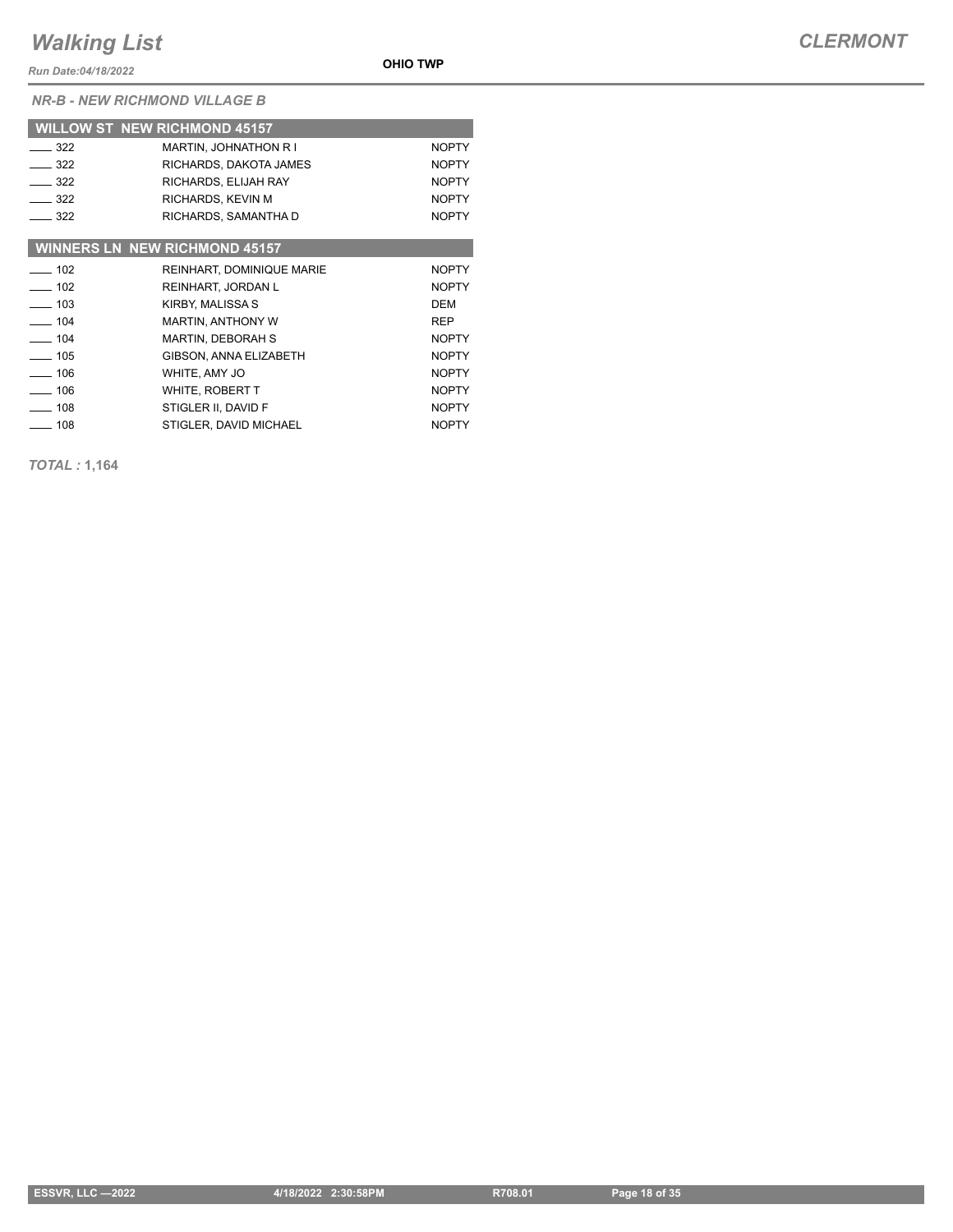# Walking List

*Run Date:04/18/2022*

**OHIO TWP**

***CLERMONT***

### *NR-B - NEW RICHMOND VILLAGE B*

| WILLOW ST NEW RICHMOND 45157 | | |
|---|---|---|
| ____ 322 | MARTIN, JOHNATHON R I | NOPTY |
| ____ 322 | RICHARDS, DAKOTA JAMES | NOPTY |
| ____ 322 | RICHARDS, ELIJAH RAY | NOPTY |
| ____ 322 | RICHARDS, KEVIN M | NOPTY |
| ____ 322 | RICHARDS, SAMANTHA D | NOPTY |

| WINNERS LN NEW RICHMOND 45157 | | |
|---|---|---|
| ____ 102 | REINHART, DOMINIQUE MARIE | NOPTY |
| ____ 102 | REINHART, JORDAN L | NOPTY |
| ____ 103 | KIRBY, MALISSA S | DEM |
| ____ 104 | MARTIN, ANTHONY W | REP |
| ____ 104 | MARTIN, DEBORAH S | NOPTY |
| ____ 105 | GIBSON, ANNA ELIZABETH | NOPTY |
| ____ 106 | WHITE, AMY JO | NOPTY |
| ____ 106 | WHITE, ROBERT T | NOPTY |
| ____ 108 | STIGLER II, DAVID F | NOPTY |
| ____ 108 | STIGLER, DAVID MICHAEL | NOPTY |

*TOTAL :* **1,164**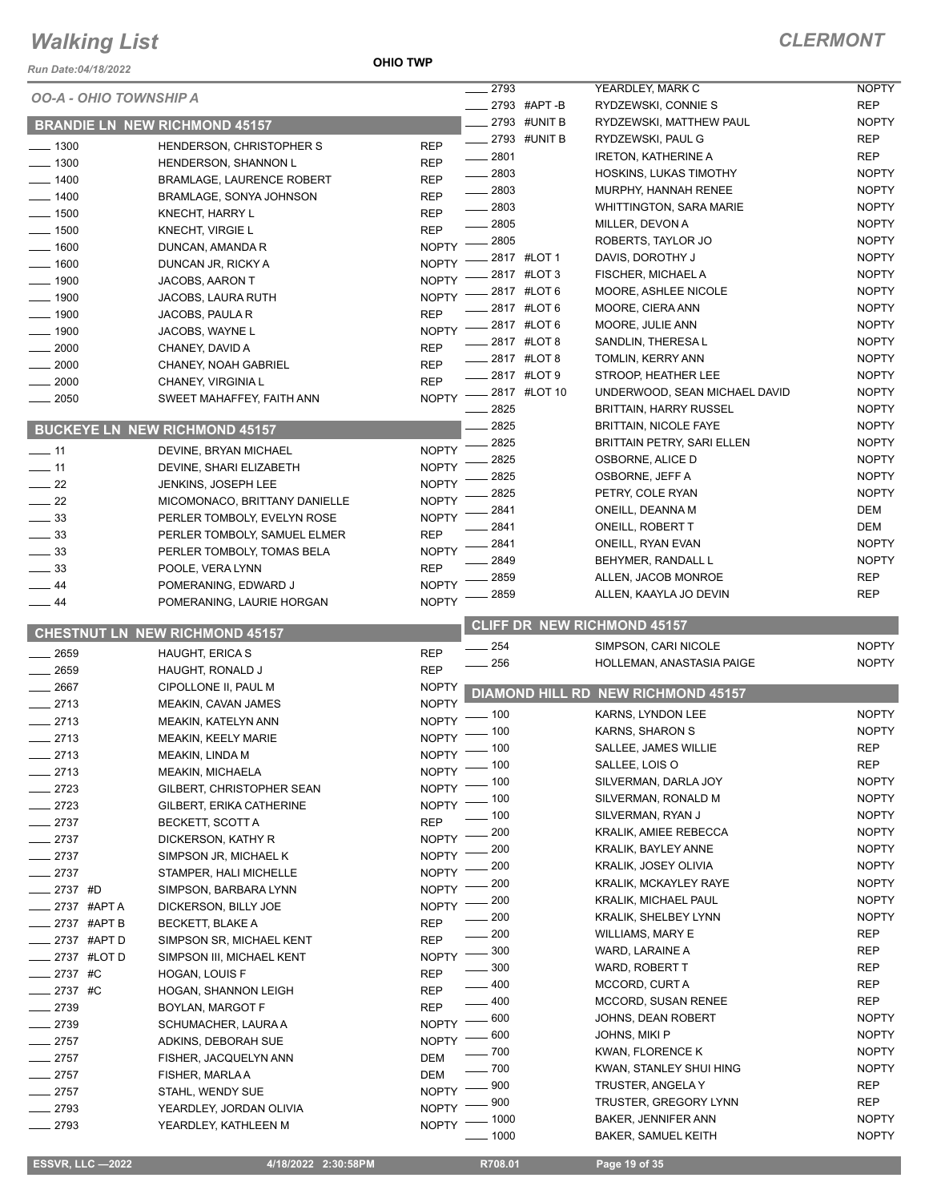# Walking List

## CLERMONT

Run Date:04/18/2022

**OHIO TWP**

### OO-A - OHIO TOWNSHIP A

### BRANDIE LN NEW RICHMOND 45157

| No. | Name | Party |
|---|---|---|
| 1300 | HENDERSON, CHRISTOPHER S | REP |
| 1300 | HENDERSON, SHANNON L | REP |
| 1400 | BRAMLAGE, LAURENCE ROBERT | REP |
| 1400 | BRAMLAGE, SONYA JOHNSON | REP |
| 1500 | KNECHT, HARRY L | REP |
| 1500 | KNECHT, VIRGIE L | REP |
| 1600 | DUNCAN, AMANDA R | NOPTY |
| 1600 | DUNCAN JR, RICKY A | NOPTY |
| 1900 | JACOBS, AARON T | NOPTY |
| 1900 | JACOBS, LAURA RUTH | NOPTY |
| 1900 | JACOBS, PAULA R | REP |
| 1900 | JACOBS, WAYNE L | NOPTY |
| 2000 | CHANEY, DAVID A | REP |
| 2000 | CHANEY, NOAH GABRIEL | REP |
| 2000 | CHANEY, VIRGINIA L | REP |
| 2050 | SWEET MAHAFFEY, FAITH ANN | NOPTY |

### BUCKEYE LN NEW RICHMOND 45157

| No. | Name | Party |
|---|---|---|
| 11 | DEVINE, BRYAN MICHAEL | NOPTY |
| 11 | DEVINE, SHARI ELIZABETH | NOPTY |
| 22 | JENKINS, JOSEPH LEE | NOPTY |
| 22 | MICOMONACO, BRITTANY DANIELLE | NOPTY |
| 33 | PERLER TOMBOLY, EVELYN ROSE | NOPTY |
| 33 | PERLER TOMBOLY, SAMUEL ELMER | REP |
| 33 | PERLER TOMBOLY, TOMAS BELA | NOPTY |
| 33 | POOLE, VERA LYNN | REP |
| 44 | POMERANING, EDWARD J | NOPTY |
| 44 | POMERANING, LAURIE HORGAN | NOPTY |

### CHESTNUT LN NEW RICHMOND 45157

| No. | Name | Party |
|---|---|---|
| 2659 | HAUGHT, ERICA S | REP |
| 2659 | HAUGHT, RONALD J | REP |
| 2667 | CIPOLLONE II, PAUL M | NOPTY |
| 2713 | MEAKIN, CAVAN JAMES | NOPTY |
| 2713 | MEAKIN, KATELYN ANN | NOPTY |
| 2713 | MEAKIN, KEELY MARIE | NOPTY |
| 2713 | MEAKIN, LINDA M | NOPTY |
| 2713 | MEAKIN, MICHAELA | NOPTY |
| 2723 | GILBERT, CHRISTOPHER SEAN | NOPTY |
| 2723 | GILBERT, ERIKA CATHERINE | NOPTY |
| 2737 | BECKETT, SCOTT A | REP |
| 2737 | DICKERSON, KATHY R | NOPTY |
| 2737 | SIMPSON JR, MICHAEL K | NOPTY |
| 2737 | STAMPER, HALI MICHELLE | NOPTY |
| 2737 #D | SIMPSON, BARBARA LYNN | NOPTY |
| 2737 #APT A | DICKERSON, BILLY JOE | NOPTY |
| 2737 #APT B | BECKETT, BLAKE A | REP |
| 2737 #APT D | SIMPSON SR, MICHAEL KENT | REP |
| 2737 #LOT D | SIMPSON III, MICHAEL KENT | NOPTY |
| 2737 #C | HOGAN, LOUIS F | REP |
| 2737 #C | HOGAN, SHANNON LEIGH | REP |
| 2739 | BOYLAN, MARGOT F | REP |
| 2739 | SCHUMACHER, LAURA A | NOPTY |
| 2757 | ADKINS, DEBORAH SUE | NOPTY |
| 2757 | FISHER, JACQUELYN ANN | DEM |
| 2757 | FISHER, MARLA A | DEM |
| 2757 | STAHL, WENDY SUE | NOPTY |
| 2793 | YEARDLEY, JORDAN OLIVIA | NOPTY |
| 2793 | YEARDLEY, KATHLEEN M | NOPTY |
| 2793 | YEARDLEY, MARK C | NOPTY |
| 2793 #APT -B | RYDZEWSKI, CONNIE S | REP |
| 2793 #UNIT B | RYDZEWSKI, MATTHEW PAUL | NOPTY |
| 2793 #UNIT B | RYDZEWSKI, PAUL G | REP |
| 2801 | IRETON, KATHERINE A | REP |
| 2803 | HOSKINS, LUKAS TIMOTHY | NOPTY |
| 2803 | MURPHY, HANNAH RENEE | NOPTY |
| 2803 | WHITTINGTON, SARA MARIE | NOPTY |
| 2805 | MILLER, DEVON A | NOPTY |
| 2805 | ROBERTS, TAYLOR JO | NOPTY |
| 2817 #LOT 1 | DAVIS, DOROTHY J | NOPTY |
| 2817 #LOT 3 | FISCHER, MICHAEL A | NOPTY |
| 2817 #LOT 6 | MOORE, ASHLEE NICOLE | NOPTY |
| 2817 #LOT 6 | MOORE, CIERA ANN | NOPTY |
| 2817 #LOT 6 | MOORE, JULIE ANN | NOPTY |
| 2817 #LOT 8 | SANDLIN, THERESA L | NOPTY |
| 2817 #LOT 8 | TOMLIN, KERRY ANN | NOPTY |
| 2817 #LOT 9 | STROOP, HEATHER LEE | NOPTY |
| 2817 #LOT 10 | UNDERWOOD, SEAN MICHAEL DAVID | NOPTY |
| 2825 | BRITTAIN, HARRY RUSSEL | NOPTY |
| 2825 | BRITTAIN, NICOLE FAYE | NOPTY |
| 2825 | BRITTAIN PETRY, SARI ELLEN | NOPTY |
| 2825 | OSBORNE, ALICE D | NOPTY |
| 2825 | OSBORNE, JEFF A | NOPTY |
| 2825 | PETRY, COLE RYAN | NOPTY |
| 2841 | ONEILL, DEANNA M | DEM |
| 2841 | ONEILL, ROBERT T | DEM |
| 2841 | ONEILL, RYAN EVAN | NOPTY |
| 2849 | BEHYMER, RANDALL L | NOPTY |
| 2859 | ALLEN, JACOB MONROE | REP |
| 2859 | ALLEN, KAAYLA JO DEVIN | REP |

### CLIFF DR NEW RICHMOND 45157

| No. | Name | Party |
|---|---|---|
| 254 | SIMPSON, CARI NICOLE | NOPTY |
| 256 | HOLLEMAN, ANASTASIA PAIGE | NOPTY |

### DIAMOND HILL RD NEW RICHMOND 45157

| No. | Name | Party |
|---|---|---|
| 100 | KARNS, LYNDON LEE | NOPTY |
| 100 | KARNS, SHARON S | NOPTY |
| 100 | SALLEE, JAMES WILLIE | REP |
| 100 | SALLEE, LOIS O | REP |
| 100 | SILVERMAN, DARLA JOY | NOPTY |
| 100 | SILVERMAN, RONALD M | NOPTY |
| 100 | SILVERMAN, RYAN J | NOPTY |
| 200 | KRALIK, AMIEE REBECCA | NOPTY |
| 200 | KRALIK, BAYLEY ANNE | NOPTY |
| 200 | KRALIK, JOSEY OLIVIA | NOPTY |
| 200 | KRALIK, MCKAYLEY RAYE | NOPTY |
| 200 | KRALIK, MICHAEL PAUL | NOPTY |
| 200 | KRALIK, SHELBEY LYNN | NOPTY |
| 200 | WILLIAMS, MARY E | REP |
| 300 | WARD, LARAINE A | REP |
| 300 | WARD, ROBERT T | REP |
| 400 | MCCORD, CURT A | REP |
| 400 | MCCORD, SUSAN RENEE | REP |
| 600 | JOHNS, DEAN ROBERT | NOPTY |
| 600 | JOHNS, MIKI P | NOPTY |
| 700 | KWAN, FLORENCE K | NOPTY |
| 700 | KWAN, STANLEY SHUI HING | NOPTY |
| 900 | TRUSTER, ANGELA Y | REP |
| 900 | TRUSTER, GREGORY LYNN | REP |
| 1000 | BAKER, JENNIFER ANN | NOPTY |
| 1000 | BAKER, SAMUEL KEITH | NOPTY |

ESSVR, LLC —2022 &nbsp;&nbsp; 4/18/2022 2:30:58PM &nbsp;&nbsp; R708.01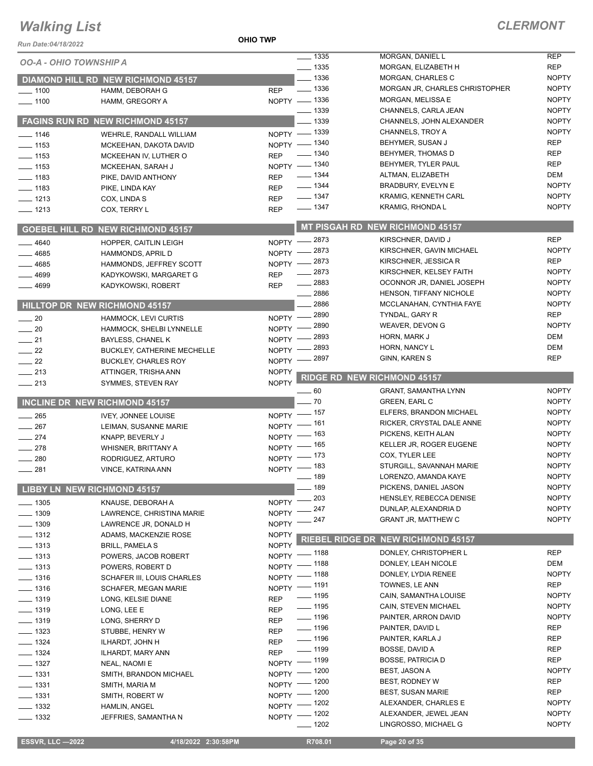# Walking List

## CLERMONT

Run Date:04/18/2022

OHIO TWP

### OO-A - OHIO TOWNSHIP A

#### DIAMOND HILL RD NEW RICHMOND 45157

| No. | Name | Party |
|---|---|---|
| 1100 | HAMM, DEBORAH G | REP |
| 1100 | HAMM, GREGORY A | NOPTY |

#### FAGINS RUN RD NEW RICHMOND 45157

| No. | Name | Party |
|---|---|---|
| 1146 | WEHRLE, RANDALL WILLIAM | NOPTY |
| 1153 | MCKEEHAN, DAKOTA DAVID | NOPTY |
| 1153 | MCKEEHAN IV, LUTHER O | REP |
| 1153 | MCKEEHAN, SARAH J | NOPTY |
| 1183 | PIKE, DAVID ANTHONY | REP |
| 1183 | PIKE, LINDA KAY | REP |
| 1213 | COX, LINDA S | REP |
| 1213 | COX, TERRY L | REP |

#### GOEBEL HILL RD NEW RICHMOND 45157

| No. | Name | Party |
|---|---|---|
| 4640 | HOPPER, CAITLIN LEIGH | NOPTY |
| 4685 | HAMMONDS, APRIL D | NOPTY |
| 4685 | HAMMONDS, JEFFREY SCOTT | NOPTY |
| 4699 | KADYKOWSKI, MARGARET G | REP |
| 4699 | KADYKOWSKI, ROBERT | REP |

#### HILLTOP DR NEW RICHMOND 45157

| No. | Name | Party |
|---|---|---|
| 20 | HAMMOCK, LEVI CURTIS | NOPTY |
| 20 | HAMMOCK, SHELBI LYNNELLE | NOPTY |
| 21 | BAYLESS, CHANEL K | NOPTY |
| 22 | BUCKLEY, CATHERINE MECHELLE | NOPTY |
| 22 | BUCKLEY, CHARLES ROY | NOPTY |
| 213 | ATTINGER, TRISHA ANN | NOPTY |
| 213 | SYMMES, STEVEN RAY | NOPTY |

#### INCLINE DR NEW RICHMOND 45157

| No. | Name | Party |
|---|---|---|
| 265 | IVEY, JONNEE LOUISE | NOPTY |
| 267 | LEIMAN, SUSANNE MARIE | NOPTY |
| 274 | KNAPP, BEVERLY J | NOPTY |
| 278 | WHISNER, BRITTANY A | NOPTY |
| 280 | RODRIGUEZ, ARTURO | NOPTY |
| 281 | VINCE, KATRINA ANN | NOPTY |

#### LIBBY LN NEW RICHMOND 45157

| No. | Name | Party |
|---|---|---|
| 1305 | KNAUSE, DEBORAH A | NOPTY |
| 1309 | LAWRENCE, CHRISTINA MARIE | NOPTY |
| 1309 | LAWRENCE JR, DONALD H | NOPTY |
| 1312 | ADAMS, MACKENZIE ROSE | NOPTY |
| 1313 | BRILL, PAMELA S | NOPTY |
| 1313 | POWERS, JACOB ROBERT | NOPTY |
| 1313 | POWERS, ROBERT D | NOPTY |
| 1316 | SCHAFER III, LOUIS CHARLES | NOPTY |
| 1316 | SCHAFER, MEGAN MARIE | NOPTY |
| 1319 | LONG, KELSIE DIANE | REP |
| 1319 | LONG, LEE E | REP |
| 1319 | LONG, SHERRY D | REP |
| 1323 | STUBBE, HENRY W | REP |
| 1324 | ILHARDT, JOHN H | REP |
| 1324 | ILHARDT, MARY ANN | REP |
| 1327 | NEAL, NAOMI E | NOPTY |
| 1331 | SMITH, BRANDON MICHAEL | NOPTY |
| 1331 | SMITH, MARIA M | NOPTY |
| 1331 | SMITH, ROBERT W | NOPTY |
| 1332 | HAMLIN, ANGEL | NOPTY |
| 1332 | JEFFRIES, SAMANTHA N | NOPTY |
| 1335 | MORGAN, DANIEL L | REP |
| 1335 | MORGAN, ELIZABETH H | REP |
| 1336 | MORGAN, CHARLES C | NOPTY |
| 1336 | MORGAN JR, CHARLES CHRISTOPHER | NOPTY |
| 1336 | MORGAN, MELISSA E | NOPTY |
| 1339 | CHANNELS, CARLA JEAN | NOPTY |
| 1339 | CHANNELS, JOHN ALEXANDER | NOPTY |
| 1339 | CHANNELS, TROY A | NOPTY |
| 1340 | BEHYMER, SUSAN J | REP |
| 1340 | BEHYMER, THOMAS D | REP |
| 1340 | BEHYMER, TYLER PAUL | REP |
| 1344 | ALTMAN, ELIZABETH | DEM |
| 1344 | BRADBURY, EVELYN E | NOPTY |
| 1347 | KRAMIG, KENNETH CARL | NOPTY |
| 1347 | KRAMIG, RHONDA L | NOPTY |

#### MT PISGAH RD NEW RICHMOND 45157

| No. | Name | Party |
|---|---|---|
| 2873 | KIRSCHNER, DAVID J | REP |
| 2873 | KIRSCHNER, GAVIN MICHAEL | NOPTY |
| 2873 | KIRSCHNER, JESSICA R | REP |
| 2873 | KIRSCHNER, KELSEY FAITH | NOPTY |
| 2883 | OCONNOR JR, DANIEL JOSEPH | NOPTY |
| 2886 | HENSON, TIFFANY NICHOLE | NOPTY |
| 2886 | MCCLANAHAN, CYNTHIA FAYE | NOPTY |
| 2890 | TYNDAL, GARY R | REP |
| 2890 | WEAVER, DEVON G | NOPTY |
| 2893 | HORN, MARK J | DEM |
| 2893 | HORN, NANCY L | DEM |
| 2897 | GINN, KAREN S | REP |

#### RIDGE RD NEW RICHMOND 45157

| No. | Name | Party |
|---|---|---|
| 60 | GRANT, SAMANTHA LYNN | NOPTY |
| 70 | GREEN, EARL C | NOPTY |
| 157 | ELFERS, BRANDON MICHAEL | NOPTY |
| 161 | RICKER, CRYSTAL DALE ANNE | NOPTY |
| 163 | PICKENS, KEITH ALAN | NOPTY |
| 165 | KELLER JR, ROGER EUGENE | NOPTY |
| 173 | COX, TYLER LEE | NOPTY |
| 183 | STURGILL, SAVANNAH MARIE | NOPTY |
| 189 | LORENZO, AMANDA KAYE | NOPTY |
| 189 | PICKENS, DANIEL JASON | NOPTY |
| 203 | HENSLEY, REBECCA DENISE | NOPTY |
| 247 | DUNLAP, ALEXANDRIA D | NOPTY |
| 247 | GRANT JR, MATTHEW C | NOPTY |

#### RIEBEL RIDGE DR NEW RICHMOND 45157

| No. | Name | Party |
|---|---|---|
| 1188 | DONLEY, CHRISTOPHER L | REP |
| 1188 | DONLEY, LEAH NICOLE | DEM |
| 1188 | DONLEY, LYDIA RENEE | NOPTY |
| 1191 | TOWNES, LE ANN | REP |
| 1195 | CAIN, SAMANTHA LOUISE | NOPTY |
| 1195 | CAIN, STEVEN MICHAEL | NOPTY |
| 1196 | PAINTER, ARRON DAVID | NOPTY |
| 1196 | PAINTER, DAVID L | REP |
| 1196 | PAINTER, KARLA J | REP |
| 1199 | BOSSE, DAVID A | REP |
| 1199 | BOSSE, PATRICIA D | REP |
| 1200 | BEST, JASON A | NOPTY |
| 1200 | BEST, RODNEY W | REP |
| 1200 | BEST, SUSAN MARIE | REP |
| 1202 | ALEXANDER, CHARLES E | NOPTY |
| 1202 | ALEXANDER, JEWEL JEAN | NOPTY |
| 1202 | LINGROSSO, MICHAEL G | NOPTY |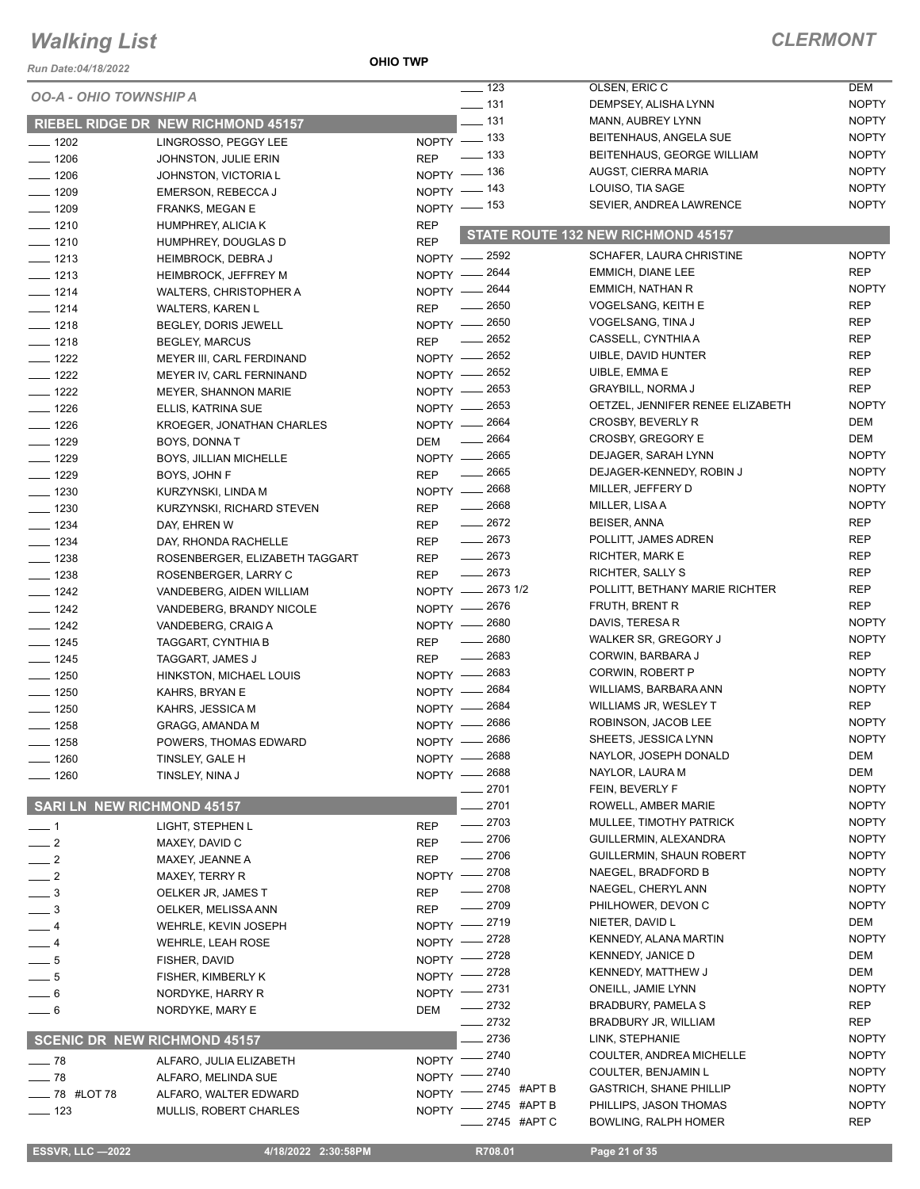# Walking List

**CLERMONT**

Run Date:04/18/2022

**OHIO TWP**

## OO-A - OHIO TOWNSHIP A

### RIEBEL RIDGE DR NEW RICHMOND 45157

| No. | Name | Party |
|---|---|---|
| 1202 | LINGROSSO, PEGGY LEE | NOPTY |
| 1206 | JOHNSTON, JULIE ERIN | REP |
| 1206 | JOHNSTON, VICTORIA L | NOPTY |
| 1209 | EMERSON, REBECCA J | NOPTY |
| 1209 | FRANKS, MEGAN E | NOPTY |
| 1210 | HUMPHREY, ALICIA K | REP |
| 1210 | HUMPHREY, DOUGLAS D | REP |
| 1213 | HEIMBROCK, DEBRA J | NOPTY |
| 1213 | HEIMBROCK, JEFFREY M | NOPTY |
| 1214 | WALTERS, CHRISTOPHER A | NOPTY |
| 1214 | WALTERS, KAREN L | REP |
| 1218 | BEGLEY, DORIS JEWELL | NOPTY |
| 1218 | BEGLEY, MARCUS | REP |
| 1222 | MEYER III, CARL FERDINAND | NOPTY |
| 1222 | MEYER IV, CARL FERNINAND | NOPTY |
| 1222 | MEYER, SHANNON MARIE | NOPTY |
| 1226 | ELLIS, KATRINA SUE | NOPTY |
| 1226 | KROEGER, JONATHAN CHARLES | NOPTY |
| 1229 | BOYS, DONNA T | DEM |
| 1229 | BOYS, JILLIAN MICHELLE | NOPTY |
| 1229 | BOYS, JOHN F | REP |
| 1230 | KURZYNSKI, LINDA M | NOPTY |
| 1230 | KURZYNSKI, RICHARD STEVEN | REP |
| 1234 | DAY, EHREN W | REP |
| 1234 | DAY, RHONDA RACHELLE | REP |
| 1238 | ROSENBERGER, ELIZABETH TAGGART | REP |
| 1238 | ROSENBERGER, LARRY C | REP |
| 1242 | VANDEBERG, AIDEN WILLIAM | NOPTY |
| 1242 | VANDEBERG, BRANDY NICOLE | NOPTY |
| 1242 | VANDEBERG, CRAIG A | NOPTY |
| 1245 | TAGGART, CYNTHIA B | REP |
| 1245 | TAGGART, JAMES J | REP |
| 1250 | HINKSTON, MICHAEL LOUIS | NOPTY |
| 1250 | KAHRS, BRYAN E | NOPTY |
| 1250 | KAHRS, JESSICA M | NOPTY |
| 1258 | GRAGG, AMANDA M | NOPTY |
| 1258 | POWERS, THOMAS EDWARD | NOPTY |
| 1260 | TINSLEY, GALE H | NOPTY |
| 1260 | TINSLEY, NINA J | NOPTY |

### SARI LN NEW RICHMOND 45157

| No. | Name | Party |
|---|---|---|
| 1 | LIGHT, STEPHEN L | REP |
| 2 | MAXEY, DAVID C | REP |
| 2 | MAXEY, JEANNE A | REP |
| 2 | MAXEY, TERRY R | NOPTY |
| 3 | OELKER JR, JAMES T | REP |
| 3 | OELKER, MELISSA ANN | REP |
| 4 | WEHRLE, KEVIN JOSEPH | NOPTY |
| 4 | WEHRLE, LEAH ROSE | NOPTY |
| 5 | FISHER, DAVID | NOPTY |
| 5 | FISHER, KIMBERLY K | NOPTY |
| 6 | NORDYKE, HARRY R | NOPTY |
| 6 | NORDYKE, MARY E | DEM |

### SCENIC DR NEW RICHMOND 45157

| No. | Name | Party |
|---|---|---|
| 78 | ALFARO, JULIA ELIZABETH | NOPTY |
| 78 | ALFARO, MELINDA SUE | NOPTY |
| 78 #LOT 78 | ALFARO, WALTER EDWARD | NOPTY |
| 123 | MULLIS, ROBERT CHARLES | NOPTY |
| 123 | OLSEN, ERIC C | DEM |
| 131 | DEMPSEY, ALISHA LYNN | NOPTY |
| 131 | MANN, AUBREY LYNN | NOPTY |
| 133 | BEITENHAUS, ANGELA SUE | NOPTY |
| 133 | BEITENHAUS, GEORGE WILLIAM | NOPTY |
| 136 | AUGST, CIERRA MARIA | NOPTY |
| 143 | LOUISO, TIA SAGE | NOPTY |
| 153 | SEVIER, ANDREA LAWRENCE | NOPTY |

### STATE ROUTE 132 NEW RICHMOND 45157

| No. | Name | Party |
|---|---|---|
| 2592 | SCHAFER, LAURA CHRISTINE | NOPTY |
| 2644 | EMMICH, DIANE LEE | REP |
| 2644 | EMMICH, NATHAN R | NOPTY |
| 2650 | VOGELSANG, KEITH E | REP |
| 2650 | VOGELSANG, TINA J | REP |
| 2652 | CASSELL, CYNTHIA A | REP |
| 2652 | UIBLE, DAVID HUNTER | REP |
| 2652 | UIBLE, EMMA E | REP |
| 2653 | GRAYBILL, NORMA J | REP |
| 2653 | OETZEL, JENNIFER RENEE ELIZABETH | NOPTY |
| 2664 | CROSBY, BEVERLY R | DEM |
| 2664 | CROSBY, GREGORY E | DEM |
| 2665 | DEJAGER, SARAH LYNN | NOPTY |
| 2665 | DEJAGER-KENNEDY, ROBIN J | NOPTY |
| 2668 | MILLER, JEFFERY D | NOPTY |
| 2668 | MILLER, LISA A | NOPTY |
| 2672 | BEISER, ANNA | REP |
| 2673 | POLLITT, JAMES ADREN | REP |
| 2673 | RICHTER, MARK E | REP |
| 2673 | RICHTER, SALLY S | REP |
| 2673 1/2 | POLLITT, BETHANY MARIE RICHTER | REP |
| 2676 | FRUTH, BRENT R | REP |
| 2680 | DAVIS, TERESA R | NOPTY |
| 2680 | WALKER SR, GREGORY J | NOPTY |
| 2683 | CORWIN, BARBARA J | REP |
| 2683 | CORWIN, ROBERT P | NOPTY |
| 2684 | WILLIAMS, BARBARA ANN | NOPTY |
| 2684 | WILLIAMS JR, WESLEY T | REP |
| 2686 | ROBINSON, JACOB LEE | NOPTY |
| 2686 | SHEETS, JESSICA LYNN | NOPTY |
| 2688 | NAYLOR, JOSEPH DONALD | DEM |
| 2688 | NAYLOR, LAURA M | DEM |
| 2701 | FEIN, BEVERLY F | NOPTY |
| 2701 | ROWELL, AMBER MARIE | NOPTY |
| 2703 | MULLEE, TIMOTHY PATRICK | NOPTY |
| 2706 | GUILLERMIN, ALEXANDRA | NOPTY |
| 2706 | GUILLERMIN, SHAUN ROBERT | NOPTY |
| 2708 | NAEGEL, BRADFORD B | NOPTY |
| 2708 | NAEGEL, CHERYL ANN | NOPTY |
| 2709 | PHILHOWER, DEVON C | NOPTY |
| 2719 | NIETER, DAVID L | DEM |
| 2728 | KENNEDY, ALANA MARTIN | NOPTY |
| 2728 | KENNEDY, JANICE D | DEM |
| 2728 | KENNEDY, MATTHEW J | DEM |
| 2731 | ONEILL, JAMIE LYNN | NOPTY |
| 2732 | BRADBURY, PAMELA S | REP |
| 2732 | BRADBURY JR, WILLIAM | REP |
| 2736 | LINK, STEPHANIE | NOPTY |
| 2740 | COULTER, ANDREA MICHELLE | NOPTY |
| 2740 | COULTER, BENJAMIN L | NOPTY |
| 2745 #APT B | GASTRICH, SHANE PHILLIP | NOPTY |
| 2745 #APT B | PHILLIPS, JASON THOMAS | NOPTY |
| 2745 #APT C | BOWLING, RALPH HOMER | REP |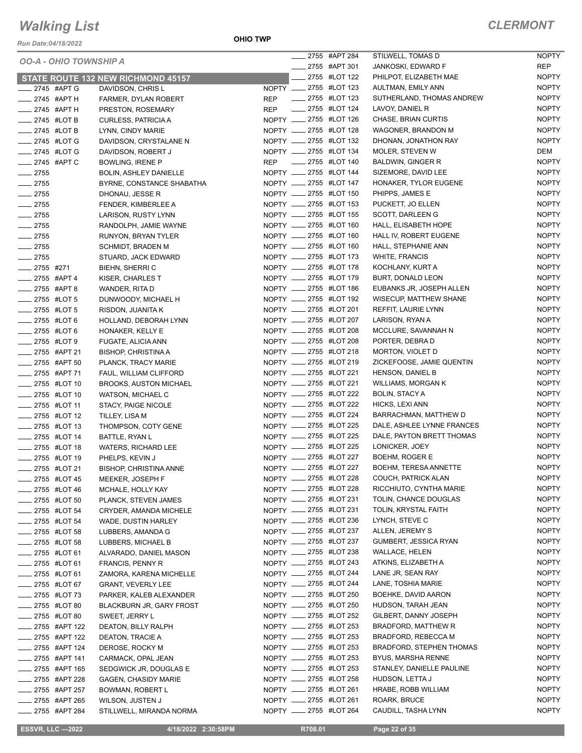# Walking List

## CLERMONT

Run Date:04/18/2022

**OHIO TWP**

### OO-A - OHIO TOWNSHIP A

#### STATE ROUTE 132 NEW RICHMOND 45157

| Address | Name | Party |
|---|---|---|
| ___ 2745 #APT G | DAVIDSON, CHRIS L | NOPTY |
| ___ 2745 #APT H | FARMER, DYLAN ROBERT | REP |
| ___ 2745 #APT H | PRESTON, ROSEMARY | REP |
| ___ 2745 #LOT B | CURLESS, PATRICIA A | NOPTY |
| ___ 2745 #LOT B | LYNN, CINDY MARIE | NOPTY |
| ___ 2745 #LOT G | DAVIDSON, CRYSTALANE N | NOPTY |
| ___ 2745 #LOT G | DAVIDSON, ROBERT J | NOPTY |
| ___ 2745 #APT C | BOWLING, IRENE P | REP |
| ___ 2755 | BOLIN, ASHLEY DANIELLE | NOPTY |
| ___ 2755 | BYRNE, CONSTANCE SHABATHA | NOPTY |
| ___ 2755 | DHONAU, JESSE R | NOPTY |
| ___ 2755 | FENDER, KIMBERLEE A | NOPTY |
| ___ 2755 | LARISON, RUSTY LYNN | NOPTY |
| ___ 2755 | RANDOLPH, JAMIE WAYNE | NOPTY |
| ___ 2755 | RUNYON, BRYAN TYLER | NOPTY |
| ___ 2755 | SCHMIDT, BRADEN M | NOPTY |
| ___ 2755 | STUARD, JACK EDWARD | NOPTY |
| ___ 2755 #271 | BIEHN, SHERRI C | NOPTY |
| ___ 2755 #APT 4 | KISER, CHARLES T | NOPTY |
| ___ 2755 #APT 8 | WANDER, RITA D | NOPTY |
| ___ 2755 #LOT 5 | DUNWOODY, MICHAEL H | NOPTY |
| ___ 2755 #LOT 5 | RISDON, JUANITA K | NOPTY |
| ___ 2755 #LOT 6 | HOLLAND, DEBORAH LYNN | NOPTY |
| ___ 2755 #LOT 6 | HONAKER, KELLY E | NOPTY |
| ___ 2755 #LOT 9 | FUGATE, ALICIA ANN | NOPTY |
| ___ 2755 #APT 21 | BISHOP, CHRISTINA A | NOPTY |
| ___ 2755 #APT 50 | PLANCK, TRACY MARIE | NOPTY |
| ___ 2755 #APT 71 | FAUL, WILLIAM CLIFFORD | NOPTY |
| ___ 2755 #LOT 10 | BROOKS, AUSTON MICHAEL | NOPTY |
| ___ 2755 #LOT 10 | WATSON, MICHAEL C | NOPTY |
| ___ 2755 #LOT 11 | STACY, PAIGE NICOLE | NOPTY |
| ___ 2755 #LOT 12 | TILLEY, LISA M | NOPTY |
| ___ 2755 #LOT 13 | THOMPSON, COTY GENE | NOPTY |
| ___ 2755 #LOT 14 | BATTLE, RYAN L | NOPTY |
| ___ 2755 #LOT 18 | WATERS, RICHARD LEE | NOPTY |
| ___ 2755 #LOT 19 | PHELPS, KEVIN J | NOPTY |
| ___ 2755 #LOT 21 | BISHOP, CHRISTINA ANNE | NOPTY |
| ___ 2755 #LOT 45 | MEEKER, JOSEPH F | NOPTY |
| ___ 2755 #LOT 46 | MCHALE, HOLLY KAY | NOPTY |
| ___ 2755 #LOT 50 | PLANCK, STEVEN JAMES | NOPTY |
| ___ 2755 #LOT 54 | CRYDER, AMANDA MICHELE | NOPTY |
| ___ 2755 #LOT 54 | WADE, DUSTIN HARLEY | NOPTY |
| ___ 2755 #LOT 58 | LUBBERS, AMANDA G | NOPTY |
| ___ 2755 #LOT 58 | LUBBERS, MICHAEL B | NOPTY |
| ___ 2755 #LOT 61 | ALVARADO, DANIEL MASON | NOPTY |
| ___ 2755 #LOT 61 | FRANCIS, PENNY R | NOPTY |
| ___ 2755 #LOT 61 | ZAMORA, KARENA MICHELLE | NOPTY |
| ___ 2755 #LOT 67 | GRANT, VEVERLY LEE | NOPTY |
| ___ 2755 #LOT 73 | PARKER, KALEB ALEXANDER | NOPTY |
| ___ 2755 #LOT 80 | BLACKBURN JR, GARY FROST | NOPTY |
| ___ 2755 #LOT 80 | SWEET, JERRY L | NOPTY |
| ___ 2755 #APT 122 | DEATON, BILLY RALPH | NOPTY |
| ___ 2755 #APT 122 | DEATON, TRACIE A | NOPTY |
| ___ 2755 #APT 124 | DEROSE, ROCKY M | NOPTY |
| ___ 2755 #APT 141 | CARMACK, OPAL JEAN | NOPTY |
| ___ 2755 #APT 165 | SEDGWICK JR, DOUGLAS E | NOPTY |
| ___ 2755 #APT 228 | GAGEN, CHASIDY MARIE | NOPTY |
| ___ 2755 #APT 257 | BOWMAN, ROBERT L | NOPTY |
| ___ 2755 #APT 265 | WILSON, JUSTEN J | NOPTY |
| ___ 2755 #APT 284 | STILLWELL, MIRANDA NORMA | NOPTY |
| ___ 2755 #APT 284 | STILWELL, TOMAS D | NOPTY |
| ___ 2755 #APT 301 | JANKOSKI, EDWARD F | REP |
| ___ 2755 #LOT 122 | PHILPOT, ELIZABETH MAE | NOPTY |
| ___ 2755 #LOT 123 | AULTMAN, EMILY ANN | NOPTY |
| ___ 2755 #LOT 123 | SUTHERLAND, THOMAS ANDREW | NOPTY |
| ___ 2755 #LOT 124 | LAVOY, DANIEL R | NOPTY |
| ___ 2755 #LOT 126 | CHASE, BRIAN CURTIS | NOPTY |
| ___ 2755 #LOT 128 | WAGONER, BRANDON M | NOPTY |
| ___ 2755 #LOT 132 | DHONAN, JONATHON RAY | NOPTY |
| ___ 2755 #LOT 134 | MOLER, STEVEN W | DEM |
| ___ 2755 #LOT 140 | BALDWIN, GINGER R | NOPTY |
| ___ 2755 #LOT 144 | SIZEMORE, DAVID LEE | NOPTY |
| ___ 2755 #LOT 147 | HONAKER, TYLOR EUGENE | NOPTY |
| ___ 2755 #LOT 150 | PHIPPS, JAMES E | NOPTY |
| ___ 2755 #LOT 153 | PUCKETT, JO ELLEN | NOPTY |
| ___ 2755 #LOT 155 | SCOTT, DARLEEN G | NOPTY |
| ___ 2755 #LOT 160 | HALL, ELISABETH HOPE | NOPTY |
| ___ 2755 #LOT 160 | HALL IV, ROBERT EUGENE | NOPTY |
| ___ 2755 #LOT 160 | HALL, STEPHANIE ANN | NOPTY |
| ___ 2755 #LOT 173 | WHITE, FRANCIS | NOPTY |
| ___ 2755 #LOT 178 | KOCHLANY, KURT A | NOPTY |
| ___ 2755 #LOT 179 | BURT, DONALD LEON | NOPTY |
| ___ 2755 #LOT 186 | EUBANKS JR, JOSEPH ALLEN | NOPTY |
| ___ 2755 #LOT 192 | WISECUP, MATTHEW SHANE | NOPTY |
| ___ 2755 #LOT 201 | REFFIT, LAURIE LYNN | NOPTY |
| ___ 2755 #LOT 207 | LARISON, RYAN A | NOPTY |
| ___ 2755 #LOT 208 | MCCLURE, SAVANNAH N | NOPTY |
| ___ 2755 #LOT 208 | PORTER, DEBRA D | NOPTY |
| ___ 2755 #LOT 218 | MORTON, VIOLET D | NOPTY |
| ___ 2755 #LOT 219 | ZICKEFOOSE, JAMIE QUENTIN | NOPTY |
| ___ 2755 #LOT 221 | HENSON, DANIEL B | NOPTY |
| ___ 2755 #LOT 221 | WILLIAMS, MORGAN K | NOPTY |
| ___ 2755 #LOT 222 | BOLIN, STACY A | NOPTY |
| ___ 2755 #LOT 222 | HICKS, LEXI ANN | NOPTY |
| ___ 2755 #LOT 224 | BARRACHMAN, MATTHEW D | NOPTY |
| ___ 2755 #LOT 225 | DALE, ASHLEE LYNNE FRANCES | NOPTY |
| ___ 2755 #LOT 225 | DALE, PAYTON BRETT THOMAS | NOPTY |
| ___ 2755 #LOT 225 | LONICKER, JOEY | NOPTY |
| ___ 2755 #LOT 227 | BOEHM, ROGER E | NOPTY |
| ___ 2755 #LOT 227 | BOEHM, TERESA ANNETTE | NOPTY |
| ___ 2755 #LOT 228 | COUCH, PATRICK ALAN | NOPTY |
| ___ 2755 #LOT 228 | RICCHIUTO, CYNTHIA MARIE | NOPTY |
| ___ 2755 #LOT 231 | TOLIN, CHANCE DOUGLAS | NOPTY |
| ___ 2755 #LOT 231 | TOLIN, KRYSTAL FAITH | NOPTY |
| ___ 2755 #LOT 236 | LYNCH, STEVE C | NOPTY |
| ___ 2755 #LOT 237 | ALLEN, JEREMY S | NOPTY |
| ___ 2755 #LOT 237 | GUMBERT, JESSICA RYAN | NOPTY |
| ___ 2755 #LOT 238 | WALLACE, HELEN | NOPTY |
| ___ 2755 #LOT 243 | ATKINS, ELIZABETH A | NOPTY |
| ___ 2755 #LOT 244 | LANE JR, SEAN RAY | NOPTY |
| ___ 2755 #LOT 244 | LANE, TOSHIA MARIE | NOPTY |
| ___ 2755 #LOT 250 | BOEHKE, DAVID AARON | NOPTY |
| ___ 2755 #LOT 250 | HUDSON, TARAH JEAN | NOPTY |
| ___ 2755 #LOT 252 | GILBERT, DANNY JOSEPH | NOPTY |
| ___ 2755 #LOT 253 | BRADFORD, MATTHEW R | NOPTY |
| ___ 2755 #LOT 253 | BRADFORD, REBECCA M | NOPTY |
| ___ 2755 #LOT 253 | BRADFORD, STEPHEN THOMAS | NOPTY |
| ___ 2755 #LOT 253 | BYUS, MARSHA RENNE | NOPTY |
| ___ 2755 #LOT 253 | STANLEY, DANIELLE PAULINE | NOPTY |
| ___ 2755 #LOT 258 | HUDSON, LETTA J | NOPTY |
| ___ 2755 #LOT 261 | HRABE, ROBB WILLIAM | NOPTY |
| ___ 2755 #LOT 261 | ROARK, BRUCE | NOPTY |
| ___ 2755 #LOT 264 | CAUDILL, TASHA LYNN | NOPTY |

ESSVR, LLC —2022 &nbsp;&nbsp; 4/18/2022 2:30:58PM &nbsp;&nbsp; R708.01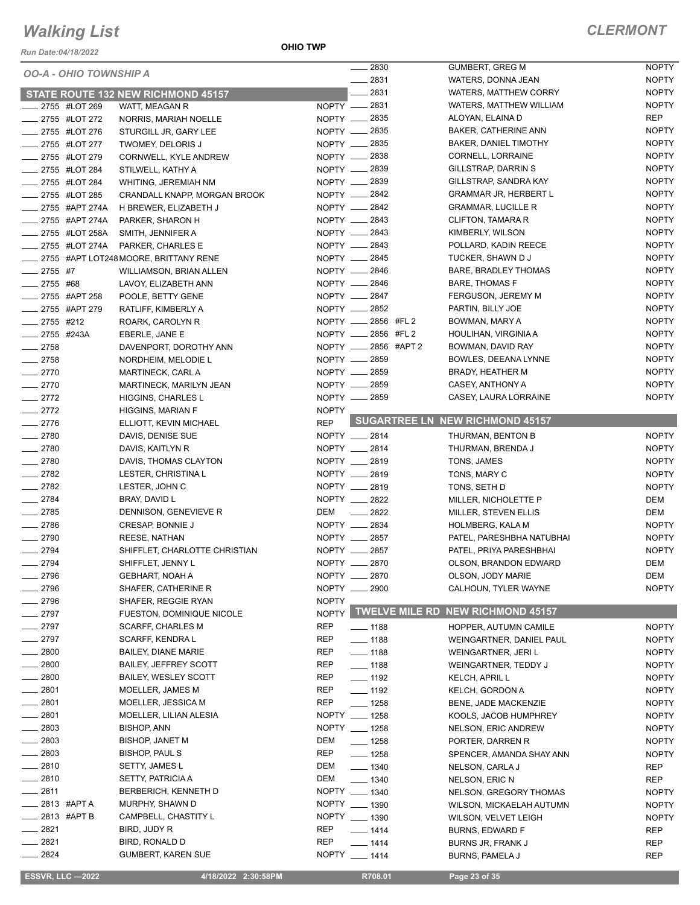# Walking List

## CLERMONT

Run Date:04/18/2022

OHIO TWP

### OO-A - OHIO TOWNSHIP A

### STATE ROUTE 132 NEW RICHMOND 45157

| Address | Name | Party |
|---|---|---|
| 2755 #LOT 269 | WATT, MEAGAN R | NOPTY |
| 2755 #LOT 272 | NORRIS, MARIAH NOELLE | NOPTY |
| 2755 #LOT 276 | STURGILL JR, GARY LEE | NOPTY |
| 2755 #LOT 277 | TWOMEY, DELORIS J | NOPTY |
| 2755 #LOT 279 | CORNWELL, KYLE ANDREW | NOPTY |
| 2755 #LOT 284 | STILWELL, KATHY A | NOPTY |
| 2755 #LOT 284 | WHITING, JEREMIAH NM | NOPTY |
| 2755 #LOT 285 | CRANDALL KNAPP, MORGAN BROOK | NOPTY |
| 2755 #APT 274A | H BREWER, ELIZABETH J | NOPTY |
| 2755 #APT 274A | PARKER, SHARON H | NOPTY |
| 2755 #LOT 258A | SMITH, JENNIFER A | NOPTY |
| 2755 #LOT 274A | PARKER, CHARLES E | NOPTY |
| 2755 #APT LOT248 | MOORE, BRITTANY RENE | NOPTY |
| 2755 #7 | WILLIAMSON, BRIAN ALLEN | NOPTY |
| 2755 #68 | LAVOY, ELIZABETH ANN | NOPTY |
| 2755 #APT 258 | POOLE, BETTY GENE | NOPTY |
| 2755 #APT 279 | RATLIFF, KIMBERLY A | NOPTY |
| 2755 #212 | ROARK, CAROLYN R | NOPTY |
| 2755 #243A | EBERLE, JANE E | NOPTY |
| 2758 | DAVENPORT, DOROTHY ANN | NOPTY |
| 2758 | NORDHEIM, MELODIE L | NOPTY |
| 2770 | MARTINECK, CARL A | NOPTY |
| 2770 | MARTINECK, MARILYN JEAN | NOPTY |
| 2772 | HIGGINS, CHARLES L | NOPTY |
| 2772 | HIGGINS, MARIAN F | NOPTY |
| 2776 | ELLIOTT, KEVIN MICHAEL | REP |
| 2780 | DAVIS, DENISE SUE | NOPTY |
| 2780 | DAVIS, KAITLYN R | NOPTY |
| 2780 | DAVIS, THOMAS CLAYTON | NOPTY |
| 2782 | LESTER, CHRISTINA L | NOPTY |
| 2782 | LESTER, JOHN C | NOPTY |
| 2784 | BRAY, DAVID L | NOPTY |
| 2785 | DENNISON, GENEVIEVE R | DEM |
| 2786 | CRESAP, BONNIE J | NOPTY |
| 2790 | REESE, NATHAN | NOPTY |
| 2794 | SHIFFLET, CHARLOTTE CHRISTIAN | NOPTY |
| 2794 | SHIFFLET, JENNY L | NOPTY |
| 2796 | GEBHART, NOAH A | NOPTY |
| 2796 | SHAFER, CATHERINE R | NOPTY |
| 2796 | SHAFER, REGGIE RYAN | NOPTY |
| 2797 | FUESTON, DOMINIQUE NICOLE | NOPTY |
| 2797 | SCARFF, CHARLES M | REP |
| 2797 | SCARFF, KENDRA L | REP |
| 2800 | BAILEY, DIANE MARIE | REP |
| 2800 | BAILEY, JEFFREY SCOTT | REP |
| 2800 | BAILEY, WESLEY SCOTT | REP |
| 2801 | MOELLER, JAMES M | REP |
| 2801 | MOELLER, JESSICA M | REP |
| 2801 | MOELLER, LILIAN ALESIA | NOPTY |
| 2803 | BISHOP, ANN | NOPTY |
| 2803 | BISHOP, JANET M | DEM |
| 2803 | BISHOP, PAUL S | REP |
| 2810 | SETTY, JAMES L | DEM |
| 2810 | SETTY, PATRICIA A | DEM |
| 2811 | BERBERICH, KENNETH D | NOPTY |
| 2813 #APT A | MURPHY, SHAWN D | NOPTY |
| 2813 #APT B | CAMPBELL, CHASTITY L | NOPTY |
| 2821 | BIRD, JUDY R | REP |
| 2821 | BIRD, RONALD D | REP |
| 2824 | GUMBERT, KAREN SUE | NOPTY |
| 2830 | GUMBERT, GREG M | NOPTY |
| 2831 | WATERS, DONNA JEAN | NOPTY |
| 2831 | WATERS, MATTHEW CORRY | NOPTY |
| 2831 | WATERS, MATTHEW WILLIAM | NOPTY |
| 2835 | ALOYAN, ELAINA D | REP |
| 2835 | BAKER, CATHERINE ANN | NOPTY |
| 2835 | BAKER, DANIEL TIMOTHY | NOPTY |
| 2838 | CORNELL, LORRAINE | NOPTY |
| 2839 | GILLSTRAP, DARRIN S | NOPTY |
| 2839 | GILLSTRAP, SANDRA KAY | NOPTY |
| 2842 | GRAMMAR JR, HERBERT L | NOPTY |
| 2842 | GRAMMAR, LUCILLE R | NOPTY |
| 2843 | CLIFTON, TAMARA R | NOPTY |
| 2843 | KIMBERLY, WILSON | NOPTY |
| 2843 | POLLARD, KADIN REECE | NOPTY |
| 2845 | TUCKER, SHAWN D J | NOPTY |
| 2846 | BARE, BRADLEY THOMAS | NOPTY |
| 2846 | BARE, THOMAS F | NOPTY |
| 2847 | FERGUSON, JEREMY M | NOPTY |
| 2852 | PARTIN, BILLY JOE | NOPTY |
| 2856 #FL 2 | BOWMAN, MARY A | NOPTY |
| 2856 #FL 2 | HOULIHAN, VIRGINIA A | NOPTY |
| 2856 #APT 2 | BOWMAN, DAVID RAY | NOPTY |
| 2859 | BOWLES, DEEANA LYNNE | NOPTY |
| 2859 | BRADY, HEATHER M | NOPTY |
| 2859 | CASEY, ANTHONY A | NOPTY |
| 2859 | CASEY, LAURA LORRAINE | NOPTY |

### SUGARTREE LN NEW RICHMOND 45157

| Address | Name | Party |
|---|---|---|
| 2814 | THURMAN, BENTON B | NOPTY |
| 2814 | THURMAN, BRENDA J | NOPTY |
| 2819 | TONS, JAMES | NOPTY |
| 2819 | TONS, MARY C | NOPTY |
| 2819 | TONS, SETH D | NOPTY |
| 2822 | MILLER, NICHOLETTE P | DEM |
| 2822 | MILLER, STEVEN ELLIS | DEM |
| 2834 | HOLMBERG, KALA M | NOPTY |
| 2857 | PATEL, PARESHBHA NATUBHAI | NOPTY |
| 2857 | PATEL, PRIYA PARESHBHAI | NOPTY |
| 2870 | OLSON, BRANDON EDWARD | DEM |
| 2870 | OLSON, JODY MARIE | DEM |
| 2900 | CALHOUN, TYLER WAYNE | NOPTY |

### TWELVE MILE RD NEW RICHMOND 45157

| Address | Name | Party |
|---|---|---|
| 1188 | HOPPER, AUTUMN CAMILE | NOPTY |
| 1188 | WEINGARTNER, DANIEL PAUL | NOPTY |
| 1188 | WEINGARTNER, JERI L | NOPTY |
| 1188 | WEINGARTNER, TEDDY J | NOPTY |
| 1192 | KELCH, APRIL L | NOPTY |
| 1192 | KELCH, GORDON A | NOPTY |
| 1258 | BENE, JADE MACKENZIE | NOPTY |
| 1258 | KOOLS, JACOB HUMPHREY | NOPTY |
| 1258 | NELSON, ERIC ANDREW | NOPTY |
| 1258 | PORTER, DARREN R | NOPTY |
| 1258 | SPENCER, AMANDA SHAY ANN | NOPTY |
| 1340 | NELSON, CARLA J | REP |
| 1340 | NELSON, ERIC N | REP |
| 1340 | NELSON, GREGORY THOMAS | NOPTY |
| 1390 | WILSON, MICKAELAH AUTUMN | NOPTY |
| 1390 | WILSON, VELVET LEIGH | NOPTY |
| 1414 | BURNS, EDWARD F | REP |
| 1414 | BURNS JR, FRANK J | REP |
| 1414 | BURNS, PAMELA J | REP |

ESSVR, LLC —2022 4/18/2022 2:30:58PM R708.01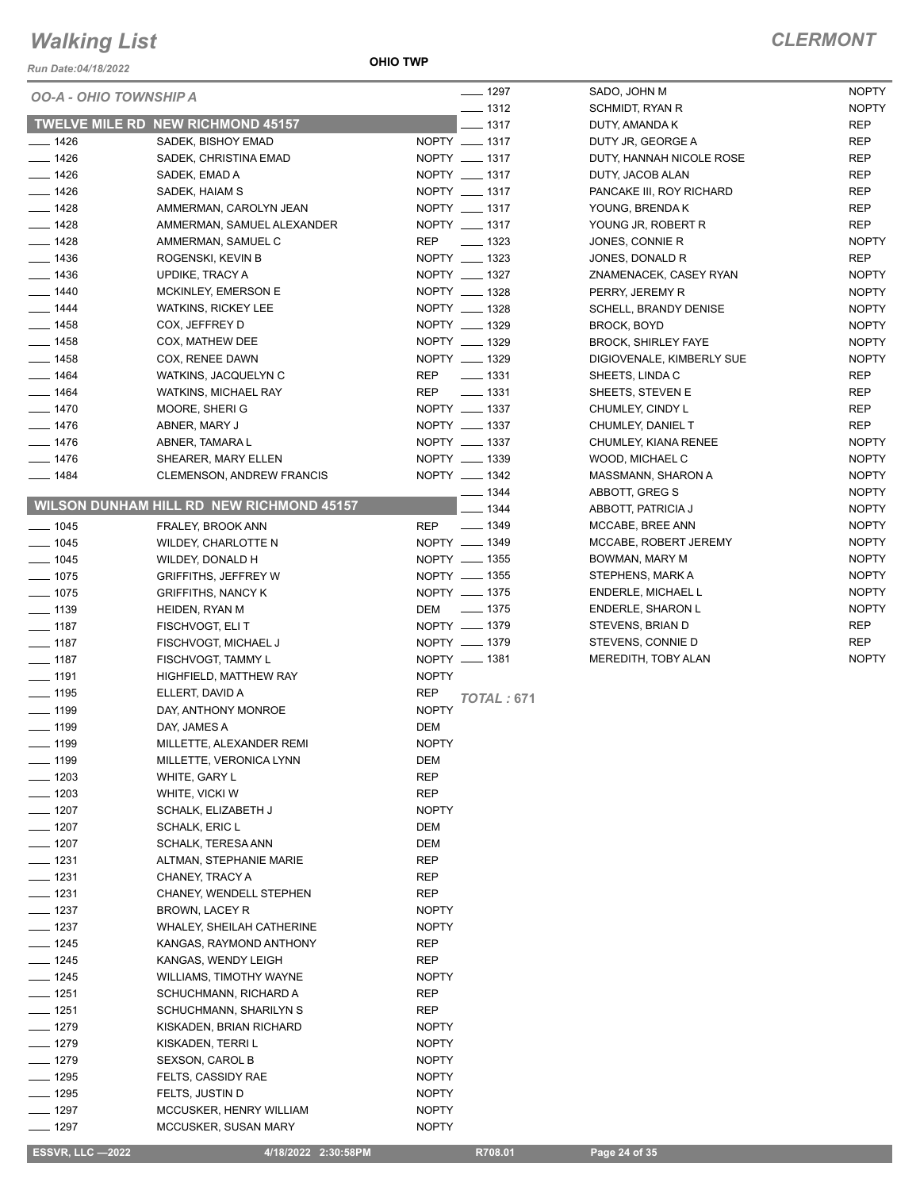# Walking List

**CLERMONT**

Run Date:04/18/2022

**OHIO TWP**

## OO-A - OHIO TOWNSHIP A

### TWELVE MILE RD NEW RICHMOND 45157

| No. | Name | Party |
|---|---|---|
| ___ 1426 | SADEK, BISHOY EMAD | NOPTY |
| ___ 1426 | SADEK, CHRISTINA EMAD | NOPTY |
| ___ 1426 | SADEK, EMAD A | NOPTY |
| ___ 1426 | SADEK, HAIAM S | NOPTY |
| ___ 1428 | AMMERMAN, CAROLYN JEAN | NOPTY |
| ___ 1428 | AMMERMAN, SAMUEL ALEXANDER | NOPTY |
| ___ 1428 | AMMERMAN, SAMUEL C | REP |
| ___ 1436 | ROGENSKI, KEVIN B | NOPTY |
| ___ 1436 | UPDIKE, TRACY A | NOPTY |
| ___ 1440 | MCKINLEY, EMERSON E | NOPTY |
| ___ 1444 | WATKINS, RICKEY LEE | NOPTY |
| ___ 1458 | COX, JEFFREY D | NOPTY |
| ___ 1458 | COX, MATHEW DEE | NOPTY |
| ___ 1458 | COX, RENEE DAWN | NOPTY |
| ___ 1464 | WATKINS, JACQUELYN C | REP |
| ___ 1464 | WATKINS, MICHAEL RAY | REP |
| ___ 1470 | MOORE, SHERI G | NOPTY |
| ___ 1476 | ABNER, MARY J | NOPTY |
| ___ 1476 | ABNER, TAMARA L | NOPTY |
| ___ 1476 | SHEARER, MARY ELLEN | NOPTY |
| ___ 1484 | CLEMENSON, ANDREW FRANCIS | NOPTY |

### WILSON DUNHAM HILL RD NEW RICHMOND 45157

| No. | Name | Party |
|---|---|---|
| ___ 1045 | FRALEY, BROOK ANN | REP |
| ___ 1045 | WILDEY, CHARLOTTE N | NOPTY |
| ___ 1045 | WILDEY, DONALD H | NOPTY |
| ___ 1075 | GRIFFITHS, JEFFREY W | NOPTY |
| ___ 1075 | GRIFFITHS, NANCY K | NOPTY |
| ___ 1139 | HEIDEN, RYAN M | DEM |
| ___ 1187 | FISCHVOGT, ELI T | NOPTY |
| ___ 1187 | FISCHVOGT, MICHAEL J | NOPTY |
| ___ 1187 | FISCHVOGT, TAMMY L | NOPTY |
| ___ 1191 | HIGHFIELD, MATTHEW RAY | NOPTY |
| ___ 1195 | ELLERT, DAVID A | REP |
| ___ 1199 | DAY, ANTHONY MONROE | NOPTY |
| ___ 1199 | DAY, JAMES A | DEM |
| ___ 1199 | MILLETTE, ALEXANDER REMI | NOPTY |
| ___ 1199 | MILLETTE, VERONICA LYNN | DEM |
| ___ 1203 | WHITE, GARY L | REP |
| ___ 1203 | WHITE, VICKI W | REP |
| ___ 1207 | SCHALK, ELIZABETH J | NOPTY |
| ___ 1207 | SCHALK, ERIC L | DEM |
| ___ 1207 | SCHALK, TERESA ANN | DEM |
| ___ 1231 | ALTMAN, STEPHANIE MARIE | REP |
| ___ 1231 | CHANEY, TRACY A | REP |
| ___ 1231 | CHANEY, WENDELL STEPHEN | REP |
| ___ 1237 | BROWN, LACEY R | NOPTY |
| ___ 1237 | WHALEY, SHEILAH CATHERINE | NOPTY |
| ___ 1245 | KANGAS, RAYMOND ANTHONY | REP |
| ___ 1245 | KANGAS, WENDY LEIGH | REP |
| ___ 1245 | WILLIAMS, TIMOTHY WAYNE | NOPTY |
| ___ 1251 | SCHUCHMANN, RICHARD A | REP |
| ___ 1251 | SCHUCHMANN, SHARILYN S | REP |
| ___ 1279 | KISKADEN, BRIAN RICHARD | NOPTY |
| ___ 1279 | KISKADEN, TERRI L | NOPTY |
| ___ 1279 | SEXSON, CAROL B | NOPTY |
| ___ 1295 | FELTS, CASSIDY RAE | NOPTY |
| ___ 1295 | FELTS, JUSTIN D | NOPTY |
| ___ 1297 | MCCUSKER, HENRY WILLIAM | NOPTY |
| ___ 1297 | MCCUSKER, SUSAN MARY | NOPTY |
| ___ 1297 | SADO, JOHN M | NOPTY |
| ___ 1312 | SCHMIDT, RYAN R | NOPTY |
| ___ 1317 | DUTY, AMANDA K | REP |
| ___ 1317 | DUTY JR, GEORGE A | REP |
| ___ 1317 | DUTY, HANNAH NICOLE ROSE | REP |
| ___ 1317 | DUTY, JACOB ALAN | REP |
| ___ 1317 | PANCAKE III, ROY RICHARD | REP |
| ___ 1317 | YOUNG, BRENDA K | REP |
| ___ 1317 | YOUNG JR, ROBERT R | REP |
| ___ 1323 | JONES, CONNIE R | NOPTY |
| ___ 1323 | JONES, DONALD R | REP |
| ___ 1327 | ZNAMENACEK, CASEY RYAN | NOPTY |
| ___ 1328 | PERRY, JEREMY R | NOPTY |
| ___ 1328 | SCHELL, BRANDY DENISE | NOPTY |
| ___ 1329 | BROCK, BOYD | NOPTY |
| ___ 1329 | BROCK, SHIRLEY FAYE | NOPTY |
| ___ 1329 | DIGIOVENALE, KIMBERLY SUE | NOPTY |
| ___ 1331 | SHEETS, LINDA C | REP |
| ___ 1331 | SHEETS, STEVEN E | REP |
| ___ 1337 | CHUMLEY, CINDY L | REP |
| ___ 1337 | CHUMLEY, DANIEL T | REP |
| ___ 1337 | CHUMLEY, KIANA RENEE | NOPTY |
| ___ 1339 | WOOD, MICHAEL C | NOPTY |
| ___ 1342 | MASSMANN, SHARON A | NOPTY |
| ___ 1344 | ABBOTT, GREG S | NOPTY |
| ___ 1344 | ABBOTT, PATRICIA J | NOPTY |
| ___ 1349 | MCCABE, BREE ANN | NOPTY |
| ___ 1349 | MCCABE, ROBERT JEREMY | NOPTY |
| ___ 1355 | BOWMAN, MARY M | NOPTY |
| ___ 1355 | STEPHENS, MARK A | NOPTY |
| ___ 1375 | ENDERLE, MICHAEL L | NOPTY |
| ___ 1375 | ENDERLE, SHARON L | NOPTY |
| ___ 1379 | STEVENS, BRIAN D | REP |
| ___ 1379 | STEVENS, CONNIE D | REP |
| ___ 1381 | MEREDITH, TOBY ALAN | NOPTY |

*TOTAL : 671*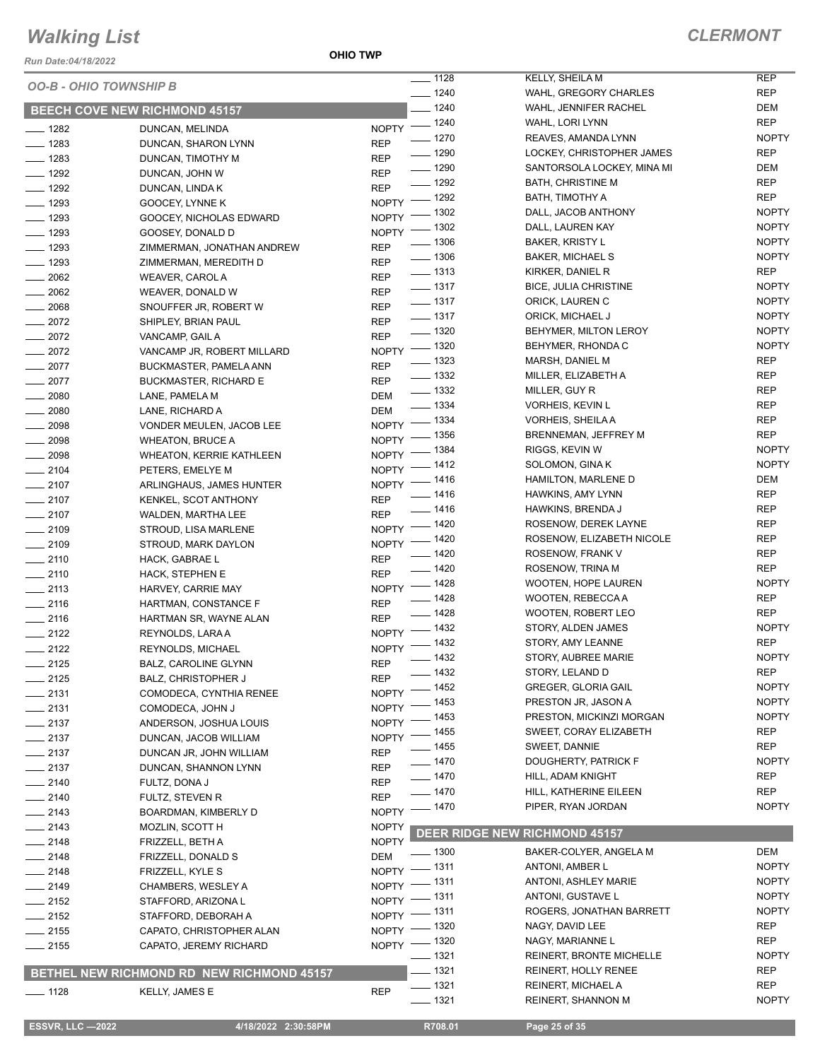# Walking List

*Run Date:04/18/2022*

**OHIO TWP**

**CLERMONT**

*OO-B - OHIO TOWNSHIP B*

## BEECH COVE NEW RICHMOND 45157

| No. | Name | Party |
|---|---|---|
| ____ 1282 | DUNCAN, MELINDA | NOPTY |
| ____ 1283 | DUNCAN, SHARON LYNN | REP |
| ____ 1283 | DUNCAN, TIMOTHY M | REP |
| ____ 1292 | DUNCAN, JOHN W | REP |
| ____ 1292 | DUNCAN, LINDA K | REP |
| ____ 1293 | GOOCEY, LYNNE K | NOPTY |
| ____ 1293 | GOOCEY, NICHOLAS EDWARD | NOPTY |
| ____ 1293 | GOOSEY, DONALD D | NOPTY |
| ____ 1293 | ZIMMERMAN, JONATHAN ANDREW | REP |
| ____ 1293 | ZIMMERMAN, MEREDITH D | REP |
| ____ 2062 | WEAVER, CAROL A | REP |
| ____ 2062 | WEAVER, DONALD W | REP |
| ____ 2068 | SNOUFFER JR, ROBERT W | REP |
| ____ 2072 | SHIPLEY, BRIAN PAUL | REP |
| ____ 2072 | VANCAMP, GAIL A | REP |
| ____ 2072 | VANCAMP JR, ROBERT MILLARD | NOPTY |
| ____ 2077 | BUCKMASTER, PAMELA ANN | REP |
| ____ 2077 | BUCKMASTER, RICHARD E | REP |
| ____ 2080 | LANE, PAMELA M | DEM |
| ____ 2080 | LANE, RICHARD A | DEM |
| ____ 2098 | VONDER MEULEN, JACOB LEE | NOPTY |
| ____ 2098 | WHEATON, BRUCE A | NOPTY |
| ____ 2098 | WHEATON, KERRIE KATHLEEN | NOPTY |
| ____ 2104 | PETERS, EMELYE M | NOPTY |
| ____ 2107 | ARLINGHAUS, JAMES HUNTER | NOPTY |
| ____ 2107 | KENKEL, SCOT ANTHONY | REP |
| ____ 2107 | WALDEN, MARTHA LEE | REP |
| ____ 2109 | STROUD, LISA MARLENE | NOPTY |
| ____ 2109 | STROUD, MARK DAYLON | NOPTY |
| ____ 2110 | HACK, GABRAE L | REP |
| ____ 2110 | HACK, STEPHEN E | REP |
| ____ 2113 | HARVEY, CARRIE MAY | NOPTY |
| ____ 2116 | HARTMAN, CONSTANCE F | REP |
| ____ 2116 | HARTMAN SR, WAYNE ALAN | REP |
| ____ 2122 | REYNOLDS, LARA A | NOPTY |
| ____ 2122 | REYNOLDS, MICHAEL | NOPTY |
| ____ 2125 | BALZ, CAROLINE GLYNN | REP |
| ____ 2125 | BALZ, CHRISTOPHER J | REP |
| ____ 2131 | COMODECA, CYNTHIA RENEE | NOPTY |
| ____ 2131 | COMODECA, JOHN J | NOPTY |
| ____ 2137 | ANDERSON, JOSHUA LOUIS | NOPTY |
| ____ 2137 | DUNCAN, JACOB WILLIAM | NOPTY |
| ____ 2137 | DUNCAN JR, JOHN WILLIAM | REP |
| ____ 2137 | DUNCAN, SHANNON LYNN | REP |
| ____ 2140 | FULTZ, DONA J | REP |
| ____ 2140 | FULTZ, STEVEN R | REP |
| ____ 2143 | BOARDMAN, KIMBERLY D | NOPTY |
| ____ 2143 | MOZLIN, SCOTT H | NOPTY |
| ____ 2148 | FRIZZELL, BETH A | NOPTY |
| ____ 2148 | FRIZZELL, DONALD S | DEM |
| ____ 2148 | FRIZZELL, KYLE S | NOPTY |
| ____ 2149 | CHAMBERS, WESLEY A | NOPTY |
| ____ 2152 | STAFFORD, ARIZONA L | NOPTY |
| ____ 2152 | STAFFORD, DEBORAH A | NOPTY |
| ____ 2155 | CAPATO, CHRISTOPHER ALAN | NOPTY |
| ____ 2155 | CAPATO, JEREMY RICHARD | NOPTY |

## BETHEL NEW RICHMOND RD NEW RICHMOND 45157

| No. | Name | Party |
|---|---|---|
| ____ 1128 | KELLY, JAMES E | REP |
| ____ 1128 | KELLY, SHEILA M | REP |
| ____ 1240 | WAHL, GREGORY CHARLES | REP |
| ____ 1240 | WAHL, JENNIFER RACHEL | DEM |
| ____ 1240 | WAHL, LORI LYNN | REP |
| ____ 1270 | REAVES, AMANDA LYNN | NOPTY |
| ____ 1290 | LOCKEY, CHRISTOPHER JAMES | REP |
| ____ 1290 | SANTORSOLA LOCKEY, MINA MI | DEM |
| ____ 1292 | BATH, CHRISTINE M | REP |
| ____ 1292 | BATH, TIMOTHY A | REP |
| ____ 1302 | DALL, JACOB ANTHONY | NOPTY |
| ____ 1302 | DALL, LAUREN KAY | NOPTY |
| ____ 1306 | BAKER, KRISTY L | NOPTY |
| ____ 1306 | BAKER, MICHAEL S | NOPTY |
| ____ 1313 | KIRKER, DANIEL R | REP |
| ____ 1317 | BICE, JULIA CHRISTINE | NOPTY |
| ____ 1317 | ORICK, LAUREN C | NOPTY |
| ____ 1317 | ORICK, MICHAEL J | NOPTY |
| ____ 1320 | BEHYMER, MILTON LEROY | NOPTY |
| ____ 1320 | BEHYMER, RHONDA C | NOPTY |
| ____ 1323 | MARSH, DANIEL M | REP |
| ____ 1332 | MILLER, ELIZABETH A | REP |
| ____ 1332 | MILLER, GUY R | REP |
| ____ 1334 | VORHEIS, KEVIN L | REP |
| ____ 1334 | VORHEIS, SHEILA A | REP |
| ____ 1356 | BRENNEMAN, JEFFREY M | REP |
| ____ 1384 | RIGGS, KEVIN W | NOPTY |
| ____ 1412 | SOLOMON, GINA K | NOPTY |
| ____ 1416 | HAMILTON, MARLENE D | DEM |
| ____ 1416 | HAWKINS, AMY LYNN | REP |
| ____ 1416 | HAWKINS, BRENDA J | REP |
| ____ 1420 | ROSENOW, DEREK LAYNE | REP |
| ____ 1420 | ROSENOW, ELIZABETH NICOLE | REP |
| ____ 1420 | ROSENOW, FRANK V | REP |
| ____ 1420 | ROSENOW, TRINA M | REP |
| ____ 1428 | WOOTEN, HOPE LAUREN | NOPTY |
| ____ 1428 | WOOTEN, REBECCA A | REP |
| ____ 1428 | WOOTEN, ROBERT LEO | REP |
| ____ 1432 | STORY, ALDEN JAMES | NOPTY |
| ____ 1432 | STORY, AMY LEANNE | REP |
| ____ 1432 | STORY, AUBREE MARIE | NOPTY |
| ____ 1432 | STORY, LELAND D | REP |
| ____ 1452 | GREGER, GLORIA GAIL | NOPTY |
| ____ 1453 | PRESTON JR, JASON A | NOPTY |
| ____ 1453 | PRESTON, MICKINZI MORGAN | NOPTY |
| ____ 1455 | SWEET, CORAY ELIZABETH | REP |
| ____ 1455 | SWEET, DANNIE | REP |
| ____ 1470 | DOUGHERTY, PATRICK F | NOPTY |
| ____ 1470 | HILL, ADAM KNIGHT | REP |
| ____ 1470 | HILL, KATHERINE EILEEN | REP |
| ____ 1470 | PIPER, RYAN JORDAN | NOPTY |

## DEER RIDGE NEW RICHMOND 45157

| No. | Name | Party |
|---|---|---|
| ____ 1300 | BAKER-COLYER, ANGELA M | DEM |
| ____ 1311 | ANTONI, AMBER L | NOPTY |
| ____ 1311 | ANTONI, ASHLEY MARIE | NOPTY |
| ____ 1311 | ANTONI, GUSTAVE L | NOPTY |
| ____ 1311 | ROGERS, JONATHAN BARRETT | NOPTY |
| ____ 1320 | NAGY, DAVID LEE | REP |
| ____ 1320 | NAGY, MARIANNE L | REP |
| ____ 1321 | REINERT, BRONTE MICHELLE | NOPTY |
| ____ 1321 | REINERT, HOLLY RENEE | REP |
| ____ 1321 | REINERT, MICHAEL A | REP |
| ____ 1321 | REINERT, SHANNON M | NOPTY |

ESSVR, LLC —2022 | 4/18/2022 2:30:58PM | R708.01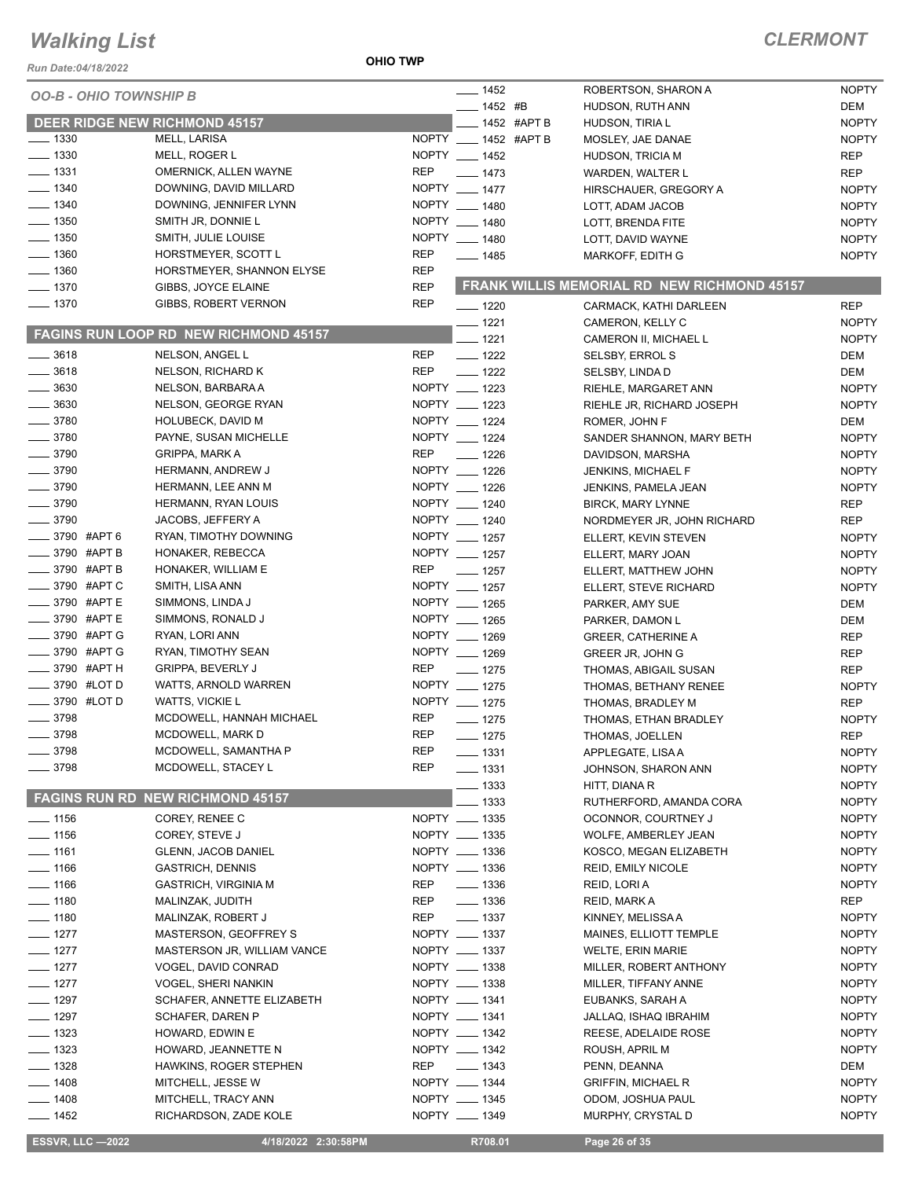# Walking List

**CLERMONT**

Run Date:04/18/2022

**OHIO TWP**

*OO-B - OHIO TOWNSHIP B*

## DEER RIDGE NEW RICHMOND 45157

| Address | Name | Party |
|---|---|---|
| 1330 | MELL, LARISA | NOPTY |
| 1330 | MELL, ROGER L | NOPTY |
| 1331 | OMERNICK, ALLEN WAYNE | REP |
| 1340 | DOWNING, DAVID MILLARD | NOPTY |
| 1340 | DOWNING, JENNIFER LYNN | NOPTY |
| 1350 | SMITH JR, DONNIE L | NOPTY |
| 1350 | SMITH, JULIE LOUISE | NOPTY |
| 1360 | HORSTMEYER, SCOTT L | REP |
| 1360 | HORSTMEYER, SHANNON ELYSE | REP |
| 1370 | GIBBS, JOYCE ELAINE | REP |
| 1370 | GIBBS, ROBERT VERNON | REP |

## FAGINS RUN LOOP RD NEW RICHMOND 45157

| Address | Name | Party |
|---|---|---|
| 3618 | NELSON, ANGEL L | REP |
| 3618 | NELSON, RICHARD K | REP |
| 3630 | NELSON, BARBARA A | NOPTY |
| 3630 | NELSON, GEORGE RYAN | NOPTY |
| 3780 | HOLUBECK, DAVID M | NOPTY |
| 3780 | PAYNE, SUSAN MICHELLE | NOPTY |
| 3790 | GRIPPA, MARK A | REP |
| 3790 | HERMANN, ANDREW J | NOPTY |
| 3790 | HERMANN, LEE ANN M | NOPTY |
| 3790 | HERMANN, RYAN LOUIS | NOPTY |
| 3790 | JACOBS, JEFFERY A | NOPTY |
| 3790 #APT 6 | RYAN, TIMOTHY DOWNING | NOPTY |
| 3790 #APT B | HONAKER, REBECCA | NOPTY |
| 3790 #APT B | HONAKER, WILLIAM E | REP |
| 3790 #APT C | SMITH, LISA ANN | NOPTY |
| 3790 #APT E | SIMMONS, LINDA J | NOPTY |
| 3790 #APT E | SIMMONS, RONALD J | NOPTY |
| 3790 #APT G | RYAN, LORI ANN | NOPTY |
| 3790 #APT G | RYAN, TIMOTHY SEAN | NOPTY |
| 3790 #APT H | GRIPPA, BEVERLY J | REP |
| 3790 #LOT D | WATTS, ARNOLD WARREN | NOPTY |
| 3790 #LOT D | WATTS, VICKIE L | NOPTY |
| 3798 | MCDOWELL, HANNAH MICHAEL | REP |
| 3798 | MCDOWELL, MARK D | REP |
| 3798 | MCDOWELL, SAMANTHA P | REP |
| 3798 | MCDOWELL, STACEY L | REP |

## FAGINS RUN RD NEW RICHMOND 45157

| Address | Name | Party |
|---|---|---|
| 1156 | COREY, RENEE C | NOPTY |
| 1156 | COREY, STEVE J | NOPTY |
| 1161 | GLENN, JACOB DANIEL | NOPTY |
| 1166 | GASTRICH, DENNIS | NOPTY |
| 1166 | GASTRICH, VIRGINIA M | REP |
| 1180 | MALINZAK, JUDITH | REP |
| 1180 | MALINZAK, ROBERT J | REP |
| 1277 | MASTERSON, GEOFFREY S | NOPTY |
| 1277 | MASTERSON JR, WILLIAM VANCE | NOPTY |
| 1277 | VOGEL, DAVID CONRAD | NOPTY |
| 1277 | VOGEL, SHERI NANKIN | NOPTY |
| 1297 | SCHAFER, ANNETTE ELIZABETH | NOPTY |
| 1297 | SCHAFER, DAREN P | NOPTY |
| 1323 | HOWARD, EDWIN E | NOPTY |
| 1323 | HOWARD, JEANNETTE N | NOPTY |
| 1328 | HAWKINS, ROGER STEPHEN | REP |
| 1408 | MITCHELL, JESSE W | NOPTY |
| 1408 | MITCHELL, TRACY ANN | NOPTY |
| 1452 | RICHARDSON, ZADE KOLE | NOPTY |
| 1452 | ROBERTSON, SHARON A | NOPTY |
| 1452 #B | HUDSON, RUTH ANN | DEM |
| 1452 #APT B | HUDSON, TIRIA L | NOPTY |
| 1452 #APT B | MOSLEY, JAE DANAE | NOPTY |
| 1452 | HUDSON, TRICIA M | REP |
| 1473 | WARDEN, WALTER L | REP |
| 1477 | HIRSCHAUER, GREGORY A | NOPTY |
| 1480 | LOTT, ADAM JACOB | NOPTY |
| 1480 | LOTT, BRENDA FITE | NOPTY |
| 1480 | LOTT, DAVID WAYNE | NOPTY |
| 1485 | MARKOFF, EDITH G | NOPTY |

## FRANK WILLIS MEMORIAL RD NEW RICHMOND 45157

| Address | Name | Party |
|---|---|---|
| 1220 | CARMACK, KATHI DARLEEN | REP |
| 1221 | CAMERON, KELLY C | NOPTY |
| 1221 | CAMERON II, MICHAEL L | NOPTY |
| 1222 | SELSBY, ERROL S | DEM |
| 1222 | SELSBY, LINDA D | DEM |
| 1223 | RIEHLE, MARGARET ANN | NOPTY |
| 1223 | RIEHLE JR, RICHARD JOSEPH | NOPTY |
| 1224 | ROMER, JOHN F | DEM |
| 1224 | SANDER SHANNON, MARY BETH | NOPTY |
| 1226 | DAVIDSON, MARSHA | NOPTY |
| 1226 | JENKINS, MICHAEL F | NOPTY |
| 1226 | JENKINS, PAMELA JEAN | NOPTY |
| 1240 | BIRCK, MARY LYNNE | REP |
| 1240 | NORDMEYER JR, JOHN RICHARD | REP |
| 1257 | ELLERT, KEVIN STEVEN | NOPTY |
| 1257 | ELLERT, MARY JOAN | NOPTY |
| 1257 | ELLERT, MATTHEW JOHN | NOPTY |
| 1257 | ELLERT, STEVE RICHARD | NOPTY |
| 1265 | PARKER, AMY SUE | DEM |
| 1265 | PARKER, DAMON L | DEM |
| 1269 | GREER, CATHERINE A | REP |
| 1269 | GREER JR, JOHN G | REP |
| 1275 | THOMAS, ABIGAIL SUSAN | REP |
| 1275 | THOMAS, BETHANY RENEE | NOPTY |
| 1275 | THOMAS, BRADLEY M | REP |
| 1275 | THOMAS, ETHAN BRADLEY | NOPTY |
| 1275 | THOMAS, JOELLEN | REP |
| 1331 | APPLEGATE, LISA A | NOPTY |
| 1331 | JOHNSON, SHARON ANN | NOPTY |
| 1333 | HITT, DIANA R | NOPTY |
| 1333 | RUTHERFORD, AMANDA CORA | NOPTY |
| 1335 | OCONNOR, COURTNEY J | NOPTY |
| 1335 | WOLFE, AMBERLEY JEAN | NOPTY |
| 1336 | KOSCO, MEGAN ELIZABETH | NOPTY |
| 1336 | REID, EMILY NICOLE | NOPTY |
| 1336 | REID, LORI A | NOPTY |
| 1336 | REID, MARK A | REP |
| 1337 | KINNEY, MELISSA A | NOPTY |
| 1337 | MAINES, ELLIOTT TEMPLE | NOPTY |
| 1337 | WELTE, ERIN MARIE | NOPTY |
| 1338 | MILLER, ROBERT ANTHONY | NOPTY |
| 1338 | MILLER, TIFFANY ANNE | NOPTY |
| 1341 | EUBANKS, SARAH A | NOPTY |
| 1341 | JALLAQ, ISHAQ IBRAHIM | NOPTY |
| 1342 | REESE, ADELAIDE ROSE | NOPTY |
| 1342 | ROUSH, APRIL M | NOPTY |
| 1343 | PENN, DEANNA | DEM |
| 1344 | GRIFFIN, MICHAEL R | NOPTY |
| 1345 | ODOM, JOSHUA PAUL | NOPTY |
| 1349 | MURPHY, CRYSTAL D | NOPTY |

ESSVR, LLC —2022 4/18/2022 2:30:58PM R708.01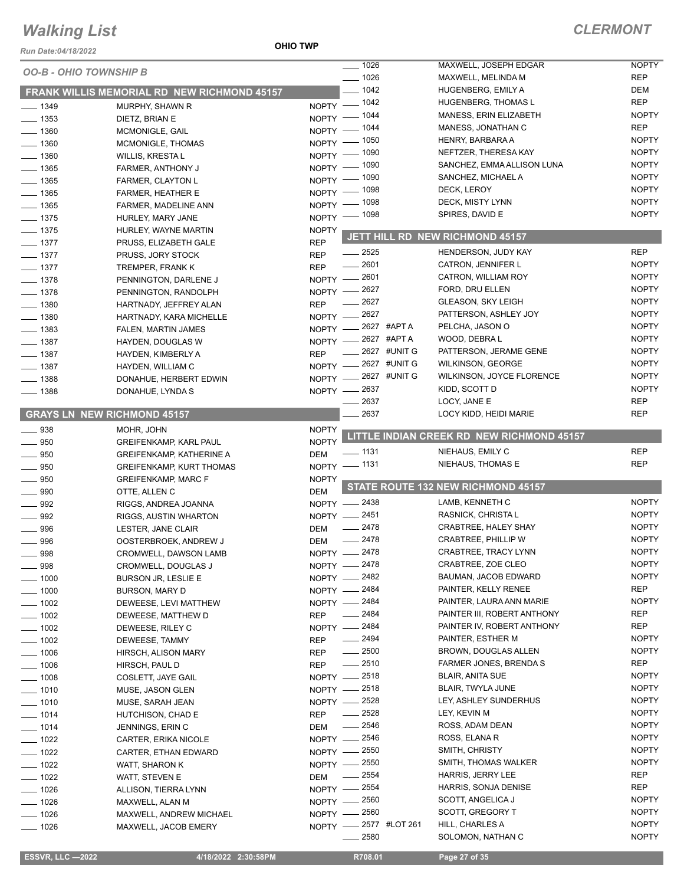# Walking List

## CLERMONT

Run Date:04/18/2022

OHIO TWP

### OO-B - OHIO TOWNSHIP B

### FRANK WILLIS MEMORIAL RD NEW RICHMOND 45157

| No. | Name | Party |
|---|---|---|
| 1349 | MURPHY, SHAWN R | NOPTY |
| 1353 | DIETZ, BRIAN E | NOPTY |
| 1360 | MCMONIGLE, GAIL | NOPTY |
| 1360 | MCMONIGLE, THOMAS | NOPTY |
| 1360 | WILLIS, KRESTA L | NOPTY |
| 1365 | FARMER, ANTHONY J | NOPTY |
| 1365 | FARMER, CLAYTON L | NOPTY |
| 1365 | FARMER, HEATHER E | NOPTY |
| 1365 | FARMER, MADELINE ANN | NOPTY |
| 1375 | HURLEY, MARY JANE | NOPTY |
| 1375 | HURLEY, WAYNE MARTIN | NOPTY |
| 1377 | PRUSS, ELIZABETH GALE | REP |
| 1377 | PRUSS, JORY STOCK | REP |
| 1377 | TREMPER, FRANK K | REP |
| 1378 | PENNINGTON, DARLENE J | NOPTY |
| 1378 | PENNINGTON, RANDOLPH | NOPTY |
| 1380 | HARTNADY, JEFFREY ALAN | REP |
| 1380 | HARTNADY, KARA MICHELLE | NOPTY |
| 1383 | FALEN, MARTIN JAMES | NOPTY |
| 1387 | HAYDEN, DOUGLAS W | NOPTY |
| 1387 | HAYDEN, KIMBERLY A | REP |
| 1387 | HAYDEN, WILLIAM C | NOPTY |
| 1388 | DONAHUE, HERBERT EDWIN | NOPTY |
| 1388 | DONAHUE, LYNDA S | NOPTY |

### GRAYS LN NEW RICHMOND 45157

| No. | Name | Party |
|---|---|---|
| 938 | MOHR, JOHN | NOPTY |
| 950 | GREIFENKAMP, KARL PAUL | NOPTY |
| 950 | GREIFENKAMP, KATHERINE A | DEM |
| 950 | GREIFENKAMP, KURT THOMAS | NOPTY |
| 950 | GREIFENKAMP, MARC F | NOPTY |
| 990 | OTTE, ALLEN C | DEM |
| 992 | RIGGS, ANDREA JOANNA | NOPTY |
| 992 | RIGGS, AUSTIN WHARTON | NOPTY |
| 996 | LESTER, JANE CLAIR | DEM |
| 996 | OOSTERBROEK, ANDREW J | DEM |
| 998 | CROMWELL, DAWSON LAMB | NOPTY |
| 998 | CROMWELL, DOUGLAS J | NOPTY |
| 1000 | BURSON JR, LESLIE E | NOPTY |
| 1000 | BURSON, MARY D | NOPTY |
| 1002 | DEWEESE, LEVI MATTHEW | NOPTY |
| 1002 | DEWEESE, MATTHEW D | REP |
| 1002 | DEWEESE, RILEY C | NOPTY |
| 1002 | DEWEESE, TAMMY | REP |
| 1006 | HIRSCH, ALISON MARY | REP |
| 1006 | HIRSCH, PAUL D | REP |
| 1008 | COSLETT, JAYE GAIL | NOPTY |
| 1010 | MUSE, JASON GLEN | NOPTY |
| 1010 | MUSE, SARAH JEAN | NOPTY |
| 1014 | HUTCHISON, CHAD E | REP |
| 1014 | JENNINGS, ERIN C | DEM |
| 1022 | CARTER, ERIKA NICOLE | NOPTY |
| 1022 | CARTER, ETHAN EDWARD | NOPTY |
| 1022 | WATT, SHARON K | NOPTY |
| 1022 | WATT, STEVEN E | DEM |
| 1026 | ALLISON, TIERRA LYNN | NOPTY |
| 1026 | MAXWELL, ALAN M | NOPTY |
| 1026 | MAXWELL, ANDREW MICHAEL | NOPTY |
| 1026 | MAXWELL, JACOB EMERY | NOPTY |
| 1026 | MAXWELL, JOSEPH EDGAR | NOPTY |
| 1026 | MAXWELL, MELINDA M | REP |
| 1042 | HUGENBERG, EMILY A | DEM |
| 1042 | HUGENBERG, THOMAS L | REP |
| 1044 | MANESS, ERIN ELIZABETH | NOPTY |
| 1044 | MANESS, JONATHAN C | REP |
| 1050 | HENRY, BARBARA A | NOPTY |
| 1090 | NEFTZER, THERESA KAY | NOPTY |
| 1090 | SANCHEZ, EMMA ALLISON LUNA | NOPTY |
| 1090 | SANCHEZ, MICHAEL A | NOPTY |
| 1098 | DECK, LEROY | NOPTY |
| 1098 | DECK, MISTY LYNN | NOPTY |
| 1098 | SPIRES, DAVID E | NOPTY |

### JETT HILL RD NEW RICHMOND 45157

| No. | Name | Party |
|---|---|---|
| 2525 | HENDERSON, JUDY KAY | REP |
| 2601 | CATRON, JENNIFER L | NOPTY |
| 2601 | CATRON, WILLIAM ROY | NOPTY |
| 2627 | FORD, DRU ELLEN | NOPTY |
| 2627 | GLEASON, SKY LEIGH | NOPTY |
| 2627 | PATTERSON, ASHLEY JOY | NOPTY |
| 2627 #APT A | PELCHA, JASON O | NOPTY |
| 2627 #APT A | WOOD, DEBRA L | NOPTY |
| 2627 #UNIT G | PATTERSON, JERAME GENE | NOPTY |
| 2627 #UNIT G | WILKINSON, GEORGE | NOPTY |
| 2627 #UNIT G | WILKINSON, JOYCE FLORENCE | NOPTY |
| 2637 | KIDD, SCOTT D | NOPTY |
| 2637 | LOCY, JANE E | REP |
| 2637 | LOCY KIDD, HEIDI MARIE | REP |

### LITTLE INDIAN CREEK RD NEW RICHMOND 45157

| No. | Name | Party |
|---|---|---|
| 1131 | NIEHAUS, EMILY C | REP |
| 1131 | NIEHAUS, THOMAS E | REP |

### STATE ROUTE 132 NEW RICHMOND 45157

| No. | Name | Party |
|---|---|---|
| 2438 | LAMB, KENNETH C | NOPTY |
| 2451 | RASNICK, CHRISTA L | NOPTY |
| 2478 | CRABTREE, HALEY SHAY | NOPTY |
| 2478 | CRABTREE, PHILLIP W | NOPTY |
| 2478 | CRABTREE, TRACY LYNN | NOPTY |
| 2478 | CRABTREE, ZOE CLEO | NOPTY |
| 2482 | BAUMAN, JACOB EDWARD | NOPTY |
| 2484 | PAINTER, KELLY RENEE | REP |
| 2484 | PAINTER, LAURA ANN MARIE | NOPTY |
| 2484 | PAINTER III, ROBERT ANTHONY | REP |
| 2484 | PAINTER IV, ROBERT ANTHONY | REP |
| 2494 | PAINTER, ESTHER M | NOPTY |
| 2500 | BROWN, DOUGLAS ALLEN | NOPTY |
| 2510 | FARMER JONES, BRENDA S | REP |
| 2518 | BLAIR, ANITA SUE | NOPTY |
| 2518 | BLAIR, TWYLA JUNE | NOPTY |
| 2528 | LEY, ASHLEY SUNDERHUS | NOPTY |
| 2528 | LEY, KEVIN M | NOPTY |
| 2546 | ROSS, ADAM DEAN | NOPTY |
| 2546 | ROSS, ELANA R | NOPTY |
| 2550 | SMITH, CHRISTY | NOPTY |
| 2550 | SMITH, THOMAS WALKER | NOPTY |
| 2554 | HARRIS, JERRY LEE | REP |
| 2554 | HARRIS, SONJA DENISE | REP |
| 2560 | SCOTT, ANGELICA J | NOPTY |
| 2560 | SCOTT, GREGORY T | NOPTY |
| 2577 #LOT 261 | HILL, CHARLES A | NOPTY |
| 2580 | SOLOMON, NATHAN C | NOPTY |

ESSVR, LLC —2022 | 4/18/2022 2:30:58PM | R708.01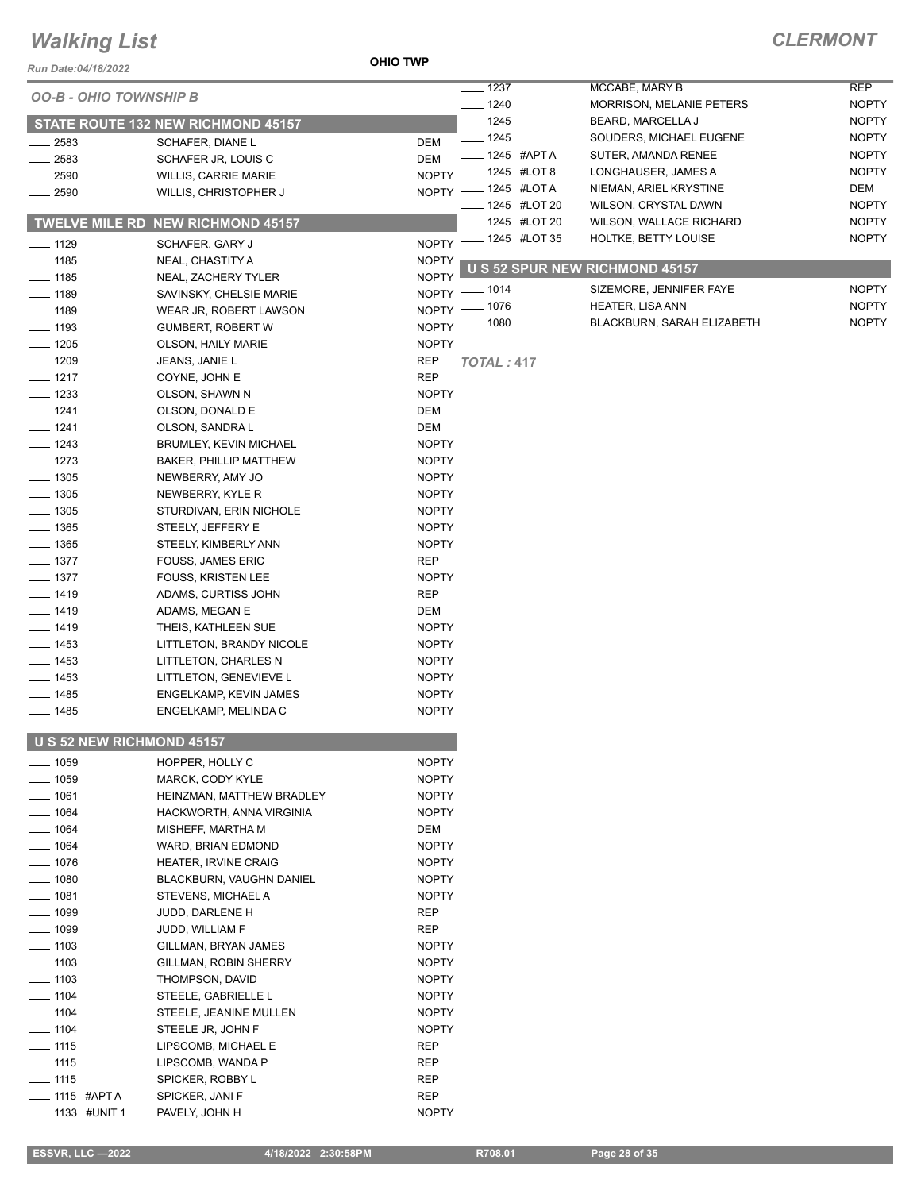# Walking List

**CLERMONT**

Run Date:04/18/2022

**OHIO TWP**

*OO-B - OHIO TOWNSHIP B*

## STATE ROUTE 132 NEW RICHMOND 45157

| No. | Name | Party |
|---|---|---|
| ____ 2583 | SCHAFER, DIANE L | DEM |
| ____ 2583 | SCHAFER JR, LOUIS C | DEM |
| ____ 2590 | WILLIS, CARRIE MARIE | NOPTY |
| ____ 2590 | WILLIS, CHRISTOPHER J | NOPTY |

## TWELVE MILE RD NEW RICHMOND 45157

| No. | Name | Party |
|---|---|---|
| ____ 1129 | SCHAFER, GARY J | NOPTY |
| ____ 1185 | NEAL, CHASTITY A | NOPTY |
| ____ 1185 | NEAL, ZACHERY TYLER | NOPTY |
| ____ 1189 | SAVINSKY, CHELSIE MARIE | NOPTY |
| ____ 1189 | WEAR JR, ROBERT LAWSON | NOPTY |
| ____ 1193 | GUMBERT, ROBERT W | NOPTY |
| ____ 1205 | OLSON, HAILY MARIE | NOPTY |
| ____ 1209 | JEANS, JANIE L | REP |
| ____ 1217 | COYNE, JOHN E | REP |
| ____ 1233 | OLSON, SHAWN N | NOPTY |
| ____ 1241 | OLSON, DONALD E | DEM |
| ____ 1241 | OLSON, SANDRA L | DEM |
| ____ 1243 | BRUMLEY, KEVIN MICHAEL | NOPTY |
| ____ 1273 | BAKER, PHILLIP MATTHEW | NOPTY |
| ____ 1305 | NEWBERRY, AMY JO | NOPTY |
| ____ 1305 | NEWBERRY, KYLE R | NOPTY |
| ____ 1305 | STURDIVAN, ERIN NICHOLE | NOPTY |
| ____ 1365 | STEELY, JEFFERY E | NOPTY |
| ____ 1365 | STEELY, KIMBERLY ANN | NOPTY |
| ____ 1377 | FOUSS, JAMES ERIC | REP |
| ____ 1377 | FOUSS, KRISTEN LEE | NOPTY |
| ____ 1419 | ADAMS, CURTISS JOHN | REP |
| ____ 1419 | ADAMS, MEGAN E | DEM |
| ____ 1419 | THEIS, KATHLEEN SUE | NOPTY |
| ____ 1453 | LITTLETON, BRANDY NICOLE | NOPTY |
| ____ 1453 | LITTLETON, CHARLES N | NOPTY |
| ____ 1453 | LITTLETON, GENEVIEVE L | NOPTY |
| ____ 1485 | ENGELKAMP, KEVIN JAMES | NOPTY |
| ____ 1485 | ENGELKAMP, MELINDA C | NOPTY |

## U S 52 NEW RICHMOND 45157

| No. | Name | Party |
|---|---|---|
| ____ 1059 | HOPPER, HOLLY C | NOPTY |
| ____ 1059 | MARCK, CODY KYLE | NOPTY |
| ____ 1061 | HEINZMAN, MATTHEW BRADLEY | NOPTY |
| ____ 1064 | HACKWORTH, ANNA VIRGINIA | NOPTY |
| ____ 1064 | MISHEFF, MARTHA M | DEM |
| ____ 1064 | WARD, BRIAN EDMOND | NOPTY |
| ____ 1076 | HEATER, IRVINE CRAIG | NOPTY |
| ____ 1080 | BLACKBURN, VAUGHN DANIEL | NOPTY |
| ____ 1081 | STEVENS, MICHAEL A | NOPTY |
| ____ 1099 | JUDD, DARLENE H | REP |
| ____ 1099 | JUDD, WILLIAM F | REP |
| ____ 1103 | GILLMAN, BRYAN JAMES | NOPTY |
| ____ 1103 | GILLMAN, ROBIN SHERRY | NOPTY |
| ____ 1103 | THOMPSON, DAVID | NOPTY |
| ____ 1104 | STEELE, GABRIELLE L | NOPTY |
| ____ 1104 | STEELE, JEANINE MULLEN | NOPTY |
| ____ 1104 | STEELE JR, JOHN F | NOPTY |
| ____ 1115 | LIPSCOMB, MICHAEL E | REP |
| ____ 1115 | LIPSCOMB, WANDA P | REP |
| ____ 1115 | SPICKER, ROBBY L | REP |
| ____ 1115 #APT A | SPICKER, JANI F | REP |
| ____ 1133 #UNIT 1 | PAVELY, JOHN H | NOPTY |
| ____ 1237 | MCCABE, MARY B | REP |
| ____ 1240 | MORRISON, MELANIE PETERS | NOPTY |
| ____ 1245 | BEARD, MARCELLA J | NOPTY |
| ____ 1245 | SOUDERS, MICHAEL EUGENE | NOPTY |
| ____ 1245 #APT A | SUTER, AMANDA RENEE | NOPTY |
| ____ 1245 #LOT 8 | LONGHAUSER, JAMES A | NOPTY |
| ____ 1245 #LOT A | NIEMAN, ARIEL KRYSTINE | DEM |
| ____ 1245 #LOT 20 | WILSON, CRYSTAL DAWN | NOPTY |
| ____ 1245 #LOT 20 | WILSON, WALLACE RICHARD | NOPTY |
| ____ 1245 #LOT 35 | HOLTKE, BETTY LOUISE | NOPTY |

## U S 52 SPUR NEW RICHMOND 45157

| No. | Name | Party |
|---|---|---|
| ____ 1014 | SIZEMORE, JENNIFER FAYE | NOPTY |
| ____ 1076 | HEATER, LISA ANN | NOPTY |
| ____ 1080 | BLACKBURN, SARAH ELIZABETH | NOPTY |

*TOTAL : 417*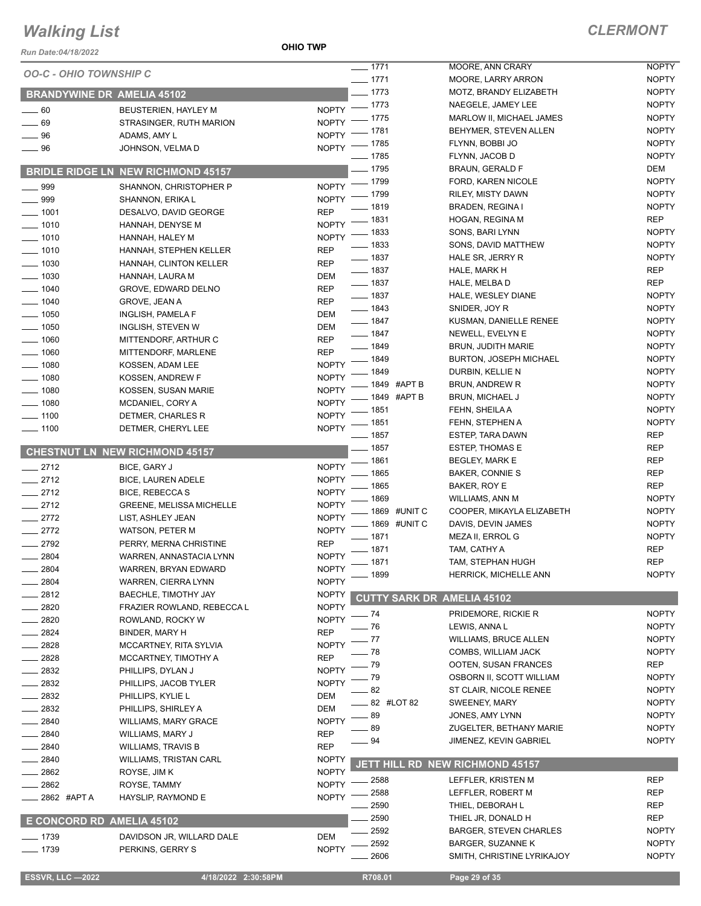# Walking List

**CLERMONT**

Run Date:04/18/2022

**OHIO TWP**

*OO-C - OHIO TOWNSHIP C*

## BRANDYWINE DR AMELIA 45102

| No. | Name | Party |
|---|---|---|
| 60 | BEUSTERIEN, HAYLEY M | NOPTY |
| 69 | STRASINGER, RUTH MARION | NOPTY |
| 96 | ADAMS, AMY L | NOPTY |
| 96 | JOHNSON, VELMA D | NOPTY |

## BRIDLE RIDGE LN NEW RICHMOND 45157

| No. | Name | Party |
|---|---|---|
| 999 | SHANNON, CHRISTOPHER P | NOPTY |
| 999 | SHANNON, ERIKA L | NOPTY |
| 1001 | DESALVO, DAVID GEORGE | REP |
| 1010 | HANNAH, DENYSE M | NOPTY |
| 1010 | HANNAH, HALEY M | NOPTY |
| 1010 | HANNAH, STEPHEN KELLER | REP |
| 1030 | HANNAH, CLINTON KELLER | REP |
| 1030 | HANNAH, LAURA M | DEM |
| 1040 | GROVE, EDWARD DELNO | REP |
| 1040 | GROVE, JEAN A | REP |
| 1050 | INGLISH, PAMELA F | DEM |
| 1050 | INGLISH, STEVEN W | DEM |
| 1060 | MITTENDORF, ARTHUR C | REP |
| 1060 | MITTENDORF, MARLENE | REP |
| 1080 | KOSSEN, ADAM LEE | NOPTY |
| 1080 | KOSSEN, ANDREW F | NOPTY |
| 1080 | KOSSEN, SUSAN MARIE | NOPTY |
| 1080 | MCDANIEL, CORY A | NOPTY |
| 1100 | DETMER, CHARLES R | NOPTY |
| 1100 | DETMER, CHERYL LEE | NOPTY |

## CHESTNUT LN NEW RICHMOND 45157

| No. | Name | Party |
|---|---|---|
| 2712 | BICE, GARY J | NOPTY |
| 2712 | BICE, LAUREN ADELE | NOPTY |
| 2712 | BICE, REBECCA S | NOPTY |
| 2712 | GREENE, MELISSA MICHELLE | NOPTY |
| 2772 | LIST, ASHLEY JEAN | NOPTY |
| 2772 | WATSON, PETER M | NOPTY |
| 2792 | PERRY, MERNA CHRISTINE | REP |
| 2804 | WARREN, ANNASTACIA LYNN | NOPTY |
| 2804 | WARREN, BRYAN EDWARD | NOPTY |
| 2804 | WARREN, CIERRA LYNN | NOPTY |
| 2812 | BAECHLE, TIMOTHY JAY | NOPTY |
| 2820 | FRAZIER ROWLAND, REBECCA L | NOPTY |
| 2820 | ROWLAND, ROCKY W | NOPTY |
| 2824 | BINDER, MARY H | REP |
| 2828 | MCCARTNEY, RITA SYLVIA | NOPTY |
| 2828 | MCCARTNEY, TIMOTHY A | REP |
| 2832 | PHILLIPS, DYLAN J | NOPTY |
| 2832 | PHILLIPS, JACOB TYLER | NOPTY |
| 2832 | PHILLIPS, KYLIE L | DEM |
| 2832 | PHILLIPS, SHIRLEY A | DEM |
| 2840 | WILLIAMS, MARY GRACE | NOPTY |
| 2840 | WILLIAMS, MARY J | REP |
| 2840 | WILLIAMS, TRAVIS B | REP |
| 2840 | WILLIAMS, TRISTAN CARL | NOPTY |
| 2862 | ROYSE, JIM K | NOPTY |
| 2862 | ROYSE, TAMMY | NOPTY |
| 2862 #APT A | HAYSLIP, RAYMOND E | NOPTY |

## E CONCORD RD AMELIA 45102

| No. | Name | Party |
|---|---|---|
| 1739 | DAVIDSON JR, WILLARD DALE | DEM |
| 1739 | PERKINS, GERRY S | NOPTY |
| 1771 | MOORE, ANN CRARY | NOPTY |
| 1771 | MOORE, LARRY ARRON | NOPTY |
| 1773 | MOTZ, BRANDY ELIZABETH | NOPTY |
| 1773 | NAEGELE, JAMEY LEE | NOPTY |
| 1775 | MARLOW II, MICHAEL JAMES | NOPTY |
| 1781 | BEHYMER, STEVEN ALLEN | NOPTY |
| 1785 | FLYNN, BOBBI JO | NOPTY |
| 1785 | FLYNN, JACOB D | NOPTY |
| 1795 | BRAUN, GERALD F | DEM |
| 1799 | FORD, KAREN NICOLE | NOPTY |
| 1799 | RILEY, MISTY DAWN | NOPTY |
| 1819 | BRADEN, REGINA I | NOPTY |
| 1831 | HOGAN, REGINA M | REP |
| 1833 | SONS, BARI LYNN | NOPTY |
| 1833 | SONS, DAVID MATTHEW | NOPTY |
| 1837 | HALE SR, JERRY R | NOPTY |
| 1837 | HALE, MARK H | REP |
| 1837 | HALE, MELBA D | REP |
| 1837 | HALE, WESLEY DIANE | NOPTY |
| 1843 | SNIDER, JOY R | NOPTY |
| 1847 | KUSMAN, DANIELLE RENEE | NOPTY |
| 1847 | NEWELL, EVELYN E | NOPTY |
| 1849 | BRUN, JUDITH MARIE | NOPTY |
| 1849 | BURTON, JOSEPH MICHAEL | NOPTY |
| 1849 | DURBIN, KELLIE N | NOPTY |
| 1849 #APT B | BRUN, ANDREW R | NOPTY |
| 1849 #APT B | BRUN, MICHAEL J | NOPTY |
| 1851 | FEHN, SHEILA A | NOPTY |
| 1851 | FEHN, STEPHEN A | NOPTY |
| 1857 | ESTEP, TARA DAWN | REP |
| 1857 | ESTEP, THOMAS E | REP |
| 1861 | BEGLEY, MARK E | REP |
| 1865 | BAKER, CONNIE S | REP |
| 1865 | BAKER, ROY E | REP |
| 1869 | WILLIAMS, ANN M | NOPTY |
| 1869 #UNIT C | COOPER, MIKAYLA ELIZABETH | NOPTY |
| 1869 #UNIT C | DAVIS, DEVIN JAMES | NOPTY |
| 1871 | MEZA II, ERROL G | NOPTY |
| 1871 | TAM, CATHY A | REP |
| 1871 | TAM, STEPHAN HUGH | REP |
| 1899 | HERRICK, MICHELLE ANN | NOPTY |

## CUTTY SARK DR AMELIA 45102

| No. | Name | Party |
|---|---|---|
| 74 | PRIDEMORE, RICKIE R | NOPTY |
| 76 | LEWIS, ANNA L | NOPTY |
| 77 | WILLIAMS, BRUCE ALLEN | NOPTY |
| 78 | COMBS, WILLIAM JACK | NOPTY |
| 79 | OOTEN, SUSAN FRANCES | REP |
| 79 | OSBORN II, SCOTT WILLIAM | NOPTY |
| 82 | ST CLAIR, NICOLE RENEE | NOPTY |
| 82 #LOT 82 | SWEENEY, MARY | NOPTY |
| 89 | JONES, AMY LYNN | NOPTY |
| 89 | ZUGELTER, BETHANY MARIE | NOPTY |
| 94 | JIMENEZ, KEVIN GABRIEL | NOPTY |

## JETT HILL RD NEW RICHMOND 45157

| No. | Name | Party |
|---|---|---|
| 2588 | LEFFLER, KRISTEN M | REP |
| 2588 | LEFFLER, ROBERT M | REP |
| 2590 | THIEL, DEBORAH L | REP |
| 2590 | THIEL JR, DONALD H | REP |
| 2592 | BARGER, STEVEN CHARLES | NOPTY |
| 2592 | BARGER, SUZANNE K | NOPTY |
| 2606 | SMITH, CHRISTINE LYRIKAJOY | NOPTY |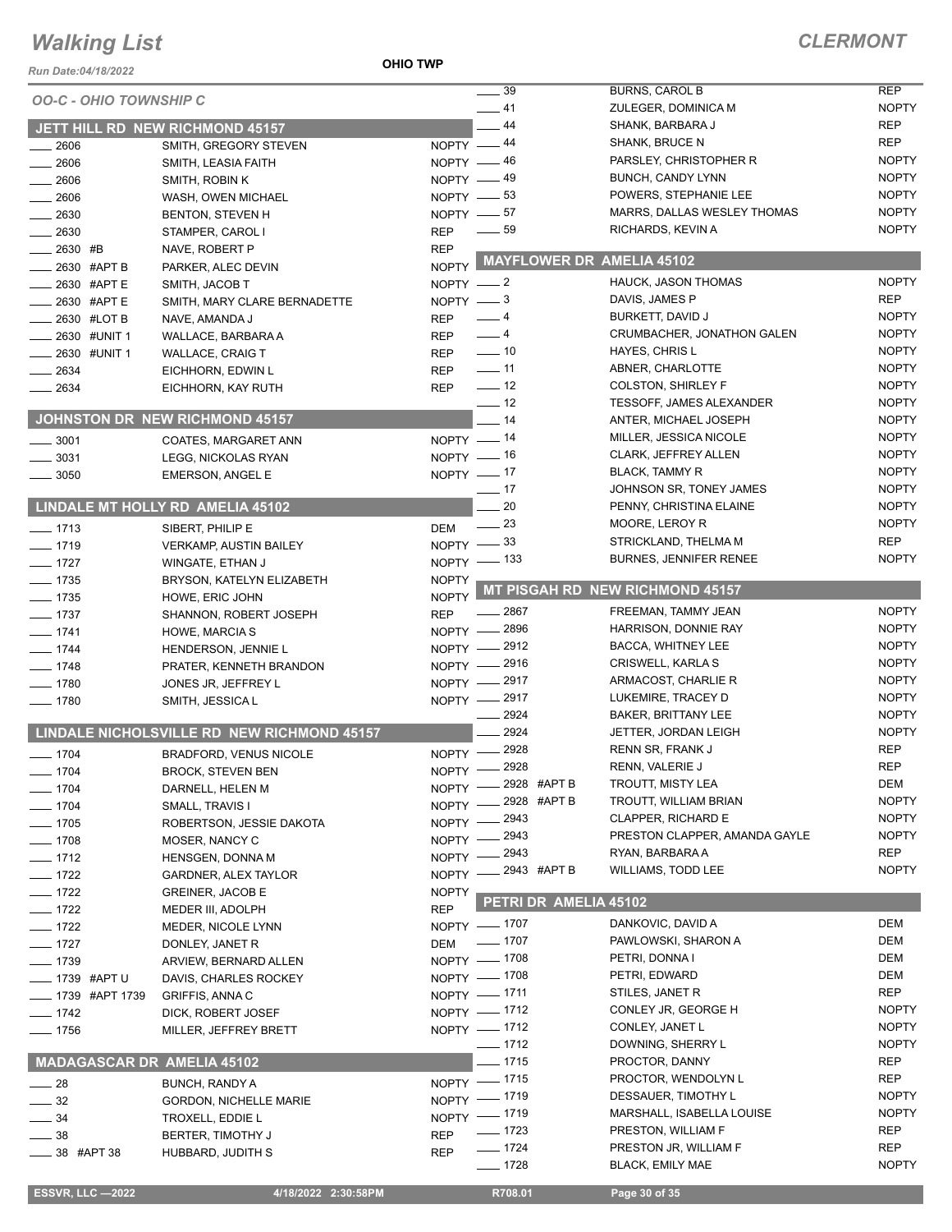# Walking List

**CLERMONT**

Run Date:04/18/2022

**OHIO TWP**

*OO-C - OHIO TOWNSHIP C*

## JETT HILL RD NEW RICHMOND 45157

| No. | Name | Party |
|---|---|---|
| 2606 | SMITH, GREGORY STEVEN | NOPTY |
| 2606 | SMITH, LEASIA FAITH | NOPTY |
| 2606 | SMITH, ROBIN K | NOPTY |
| 2606 | WASH, OWEN MICHAEL | NOPTY |
| 2630 | BENTON, STEVEN H | NOPTY |
| 2630 | STAMPER, CAROL I | REP |
| 2630 #B | NAVE, ROBERT P | REP |
| 2630 #APT B | PARKER, ALEC DEVIN | NOPTY |
| 2630 #APT E | SMITH, JACOB T | NOPTY |
| 2630 #APT E | SMITH, MARY CLARE BERNADETTE | NOPTY |
| 2630 #LOT B | NAVE, AMANDA J | REP |
| 2630 #UNIT 1 | WALLACE, BARBARA A | REP |
| 2630 #UNIT 1 | WALLACE, CRAIG T | REP |
| 2634 | EICHHORN, EDWIN L | REP |
| 2634 | EICHHORN, KAY RUTH | REP |

## JOHNSTON DR NEW RICHMOND 45157

| No. | Name | Party |
|---|---|---|
| 3001 | COATES, MARGARET ANN | NOPTY |
| 3031 | LEGG, NICKOLAS RYAN | NOPTY |
| 3050 | EMERSON, ANGEL E | NOPTY |

## LINDALE MT HOLLY RD AMELIA 45102

| No. | Name | Party |
|---|---|---|
| 1713 | SIBERT, PHILIP E | DEM |
| 1719 | VERKAMP, AUSTIN BAILEY | NOPTY |
| 1727 | WINGATE, ETHAN J | NOPTY |
| 1735 | BRYSON, KATELYN ELIZABETH | NOPTY |
| 1735 | HOWE, ERIC JOHN | NOPTY |
| 1737 | SHANNON, ROBERT JOSEPH | REP |
| 1741 | HOWE, MARCIA S | NOPTY |
| 1744 | HENDERSON, JENNIE L | NOPTY |
| 1748 | PRATER, KENNETH BRANDON | NOPTY |
| 1780 | JONES JR, JEFFREY L | NOPTY |
| 1780 | SMITH, JESSICA L | NOPTY |

## LINDALE NICHOLSVILLE RD NEW RICHMOND 45157

| No. | Name | Party |
|---|---|---|
| 1704 | BRADFORD, VENUS NICOLE | NOPTY |
| 1704 | BROCK, STEVEN BEN | NOPTY |
| 1704 | DARNELL, HELEN M | NOPTY |
| 1704 | SMALL, TRAVIS I | NOPTY |
| 1705 | ROBERTSON, JESSIE DAKOTA | NOPTY |
| 1708 | MOSER, NANCY C | NOPTY |
| 1712 | HENSGEN, DONNA M | NOPTY |
| 1722 | GARDNER, ALEX TAYLOR | NOPTY |
| 1722 | GREINER, JACOB E | NOPTY |
| 1722 | MEDER III, ADOLPH | REP |
| 1722 | MEDER, NICOLE LYNN | NOPTY |
| 1727 | DONLEY, JANET R | DEM |
| 1739 | ARVIEW, BERNARD ALLEN | NOPTY |
| 1739 #APT U | DAVIS, CHARLES ROCKEY | NOPTY |
| 1739 #APT 1739 | GRIFFIS, ANNA C | NOPTY |
| 1742 | DICK, ROBERT JOSEF | NOPTY |
| 1756 | MILLER, JEFFREY BRETT | NOPTY |

## MADAGASCAR DR AMELIA 45102

| No. | Name | Party |
|---|---|---|
| 28 | BUNCH, RANDY A | NOPTY |
| 32 | GORDON, NICHELLE MARIE | NOPTY |
| 34 | TROXELL, EDDIE L | NOPTY |
| 38 | BERTER, TIMOTHY J | REP |
| 38 #APT 38 | HUBBARD, JUDITH S | REP |
| 39 | BURNS, CAROL B | REP |
| 41 | ZULEGER, DOMINICA M | NOPTY |
| 44 | SHANK, BARBARA J | REP |
| 44 | SHANK, BRUCE N | REP |
| 46 | PARSLEY, CHRISTOPHER R | NOPTY |
| 49 | BUNCH, CANDY LYNN | NOPTY |
| 53 | POWERS, STEPHANIE LEE | NOPTY |
| 57 | MARRS, DALLAS WESLEY THOMAS | NOPTY |
| 59 | RICHARDS, KEVIN A | NOPTY |

## MAYFLOWER DR AMELIA 45102

| No. | Name | Party |
|---|---|---|
| 2 | HAUCK, JASON THOMAS | NOPTY |
| 3 | DAVIS, JAMES P | REP |
| 4 | BURKETT, DAVID J | NOPTY |
| 4 | CRUMBACHER, JONATHON GALEN | NOPTY |
| 10 | HAYES, CHRIS L | NOPTY |
| 11 | ABNER, CHARLOTTE | NOPTY |
| 12 | COLSTON, SHIRLEY F | NOPTY |
| 12 | TESSOFF, JAMES ALEXANDER | NOPTY |
| 14 | ANTER, MICHAEL JOSEPH | NOPTY |
| 14 | MILLER, JESSICA NICOLE | NOPTY |
| 16 | CLARK, JEFFREY ALLEN | NOPTY |
| 17 | BLACK, TAMMY R | NOPTY |
| 17 | JOHNSON SR, TONEY JAMES | NOPTY |
| 20 | PENNY, CHRISTINA ELAINE | NOPTY |
| 23 | MOORE, LEROY R | NOPTY |
| 33 | STRICKLAND, THELMA M | REP |
| 133 | BURNES, JENNIFER RENEE | NOPTY |

## MT PISGAH RD NEW RICHMOND 45157

| No. | Name | Party |
|---|---|---|
| 2867 | FREEMAN, TAMMY JEAN | NOPTY |
| 2896 | HARRISON, DONNIE RAY | NOPTY |
| 2912 | BACCA, WHITNEY LEE | NOPTY |
| 2916 | CRISWELL, KARLA S | NOPTY |
| 2917 | ARMACOST, CHARLIE R | NOPTY |
| 2917 | LUKEMIRE, TRACEY D | NOPTY |
| 2924 | BAKER, BRITTANY LEE | NOPTY |
| 2924 | JETTER, JORDAN LEIGH | NOPTY |
| 2928 | RENN SR, FRANK J | REP |
| 2928 | RENN, VALERIE J | REP |
| 2928 #APT B | TROUTT, MISTY LEA | DEM |
| 2928 #APT B | TROUTT, WILLIAM BRIAN | NOPTY |
| 2943 | CLAPPER, RICHARD E | NOPTY |
| 2943 | PRESTON CLAPPER, AMANDA GAYLE | NOPTY |
| 2943 | RYAN, BARBARA A | REP |
| 2943 #APT B | WILLIAMS, TODD LEE | NOPTY |

## PETRI DR AMELIA 45102

| No. | Name | Party |
|---|---|---|
| 1707 | DANKOVIC, DAVID A | DEM |
| 1707 | PAWLOWSKI, SHARON A | DEM |
| 1708 | PETRI, DONNA I | DEM |
| 1708 | PETRI, EDWARD | DEM |
| 1711 | STILES, JANET R | REP |
| 1712 | CONLEY JR, GEORGE H | NOPTY |
| 1712 | CONLEY, JANET L | NOPTY |
| 1712 | DOWNING, SHERRY L | NOPTY |
| 1715 | PROCTOR, DANNY | REP |
| 1715 | PROCTOR, WENDOLYN L | REP |
| 1719 | DESSAUER, TIMOTHY L | NOPTY |
| 1719 | MARSHALL, ISABELLA LOUISE | NOPTY |
| 1723 | PRESTON, WILLIAM F | REP |
| 1724 | PRESTON JR, WILLIAM F | REP |
| 1728 | BLACK, EMILY MAE | NOPTY |

ESSVR, LLC —2022 4/18/2022 2:30:58PM R708.01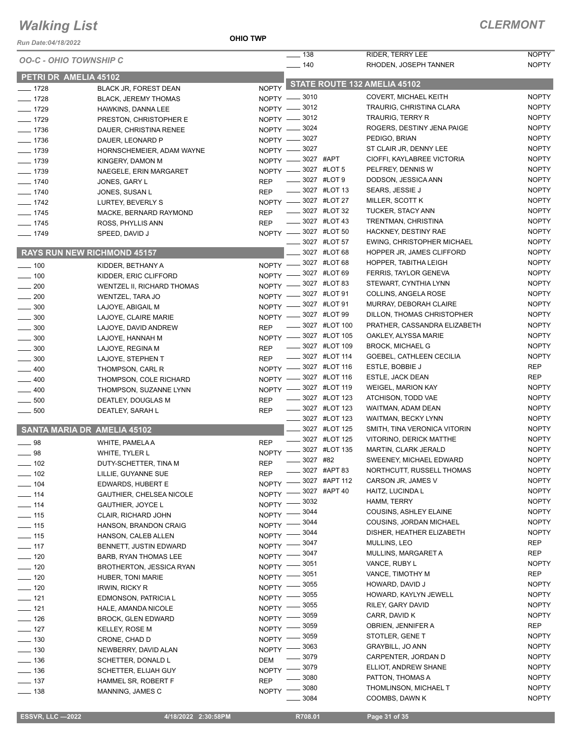# Walking List

## CLERMONT

Run Date:04/18/2022

OHIO TWP

OO-C - OHIO TOWNSHIP C

### PETRI DR AMELIA 45102

| No. | Name | Party |
|---|---|---|
| 1728 | BLACK JR, FOREST DEAN | NOPTY |
| 1728 | BLACK, JEREMY THOMAS | NOPTY |
| 1729 | HAWKINS, DANNA LEE | NOPTY |
| 1729 | PRESTON, CHRISTOPHER E | NOPTY |
| 1736 | DAUER, CHRISTINA RENEE | NOPTY |
| 1736 | DAUER, LEONARD P | NOPTY |
| 1739 | HORNSCHEMEIER, ADAM WAYNE | NOPTY |
| 1739 | KINGERY, DAMON M | NOPTY |
| 1739 | NAEGELE, ERIN MARGARET | NOPTY |
| 1740 | JONES, GARY L | REP |
| 1740 | JONES, SUSAN L | REP |
| 1742 | LURTEY, BEVERLY S | NOPTY |
| 1745 | MACKE, BERNARD RAYMOND | REP |
| 1745 | ROSS, PHYLLIS ANN | REP |
| 1749 | SPEED, DAVID J | NOPTY |

### RAYS RUN NEW RICHMOND 45157

| No. | Name | Party |
|---|---|---|
| 100 | KIDDER, BETHANY A | NOPTY |
| 100 | KIDDER, ERIC CLIFFORD | NOPTY |
| 200 | WENTZEL II, RICHARD THOMAS | NOPTY |
| 200 | WENTZEL, TARA JO | NOPTY |
| 300 | LAJOYE, ABIGAIL M | NOPTY |
| 300 | LAJOYE, CLAIRE MARIE | NOPTY |
| 300 | LAJOYE, DAVID ANDREW | REP |
| 300 | LAJOYE, HANNAH M | NOPTY |
| 300 | LAJOYE, REGINA M | REP |
| 300 | LAJOYE, STEPHEN T | REP |
| 400 | THOMPSON, CARL R | NOPTY |
| 400 | THOMPSON, COLE RICHARD | NOPTY |
| 400 | THOMPSON, SUZANNE LYNN | NOPTY |
| 500 | DEATLEY, DOUGLAS M | REP |
| 500 | DEATLEY, SARAH L | REP |

### SANTA MARIA DR AMELIA 45102

| No. | Name | Party |
|---|---|---|
| 98 | WHITE, PAMELA A | REP |
| 98 | WHITE, TYLER L | NOPTY |
| 102 | DUTY-SCHETTER, TINA M | REP |
| 102 | LILLIE, GUYANNE SUE | REP |
| 104 | EDWARDS, HUBERT E | NOPTY |
| 114 | GAUTHIER, CHELSEA NICOLE | NOPTY |
| 114 | GAUTHIER, JOYCE L | NOPTY |
| 115 | CLAIR, RICHARD JOHN | NOPTY |
| 115 | HANSON, BRANDON CRAIG | NOPTY |
| 115 | HANSON, CALEB ALLEN | NOPTY |
| 117 | BENNETT, JUSTIN EDWARD | NOPTY |
| 120 | BARB, RYAN THOMAS LEE | NOPTY |
| 120 | BROTHERTON, JESSICA RYAN | NOPTY |
| 120 | HUBER, TONI MARIE | NOPTY |
| 120 | IRWIN, RICKY R | NOPTY |
| 121 | EDMONSON, PATRICIA L | NOPTY |
| 121 | HALE, AMANDA NICOLE | NOPTY |
| 126 | BROCK, GLEN EDWARD | NOPTY |
| 127 | KELLEY, ROSE M | NOPTY |
| 130 | CRONE, CHAD D | NOPTY |
| 130 | NEWBERRY, DAVID ALAN | NOPTY |
| 136 | SCHETTER, DONALD L | DEM |
| 136 | SCHETTER, ELIJAH GUY | NOPTY |
| 137 | HAMMEL SR, ROBERT F | REP |
| 138 | MANNING, JAMES C | NOPTY |
| 138 | RIDER, TERRY LEE | NOPTY |
| 140 | RHODEN, JOSEPH TANNER | NOPTY |

### STATE ROUTE 132 AMELIA 45102

| No. | Name | Party |
|---|---|---|
| 3010 | COVERT, MICHAEL KEITH | NOPTY |
| 3012 | TRAURIG, CHRISTINA CLARA | NOPTY |
| 3012 | TRAURIG, TERRY R | NOPTY |
| 3024 | ROGERS, DESTINY JENA PAIGE | NOPTY |
| 3027 | PEDIGO, BRIAN | NOPTY |
| 3027 | ST CLAIR JR, DENNY LEE | NOPTY |
| 3027 #APT | CIOFFI, KAYLABREE VICTORIA | NOPTY |
| 3027 #LOT 5 | PELFREY, DENNIS W | NOPTY |
| 3027 #LOT 9 | DODSON, JESSICA ANN | NOPTY |
| 3027 #LOT 13 | SEARS, JESSIE J | NOPTY |
| 3027 #LOT 27 | MILLER, SCOTT K | NOPTY |
| 3027 #LOT 32 | TUCKER, STACY ANN | NOPTY |
| 3027 #LOT 43 | TRENTMAN, CHRISTINA | NOPTY |
| 3027 #LOT 50 | HACKNEY, DESTINY RAE | NOPTY |
| 3027 #LOT 57 | EWING, CHRISTOPHER MICHAEL | NOPTY |
| 3027 #LOT 68 | HOPPER JR, JAMES CLIFFORD | NOPTY |
| 3027 #LOT 68 | HOPPER, TABITHA LEIGH | NOPTY |
| 3027 #LOT 69 | FERRIS, TAYLOR GENEVA | NOPTY |
| 3027 #LOT 83 | STEWART, CYNTHIA LYNN | NOPTY |
| 3027 #LOT 91 | COLLINS, ANGELA ROSE | NOPTY |
| 3027 #LOT 91 | MURRAY, DEBORAH CLAIRE | NOPTY |
| 3027 #LOT 99 | DILLON, THOMAS CHRISTOPHER | NOPTY |
| 3027 #LOT 100 | PRATHER, CASSANDRA ELIZABETH | NOPTY |
| 3027 #LOT 105 | OAKLEY, ALYSSA MARIE | NOPTY |
| 3027 #LOT 109 | BROCK, MICHAEL G | NOPTY |
| 3027 #LOT 114 | GOEBEL, CATHLEEN CECILIA | NOPTY |
| 3027 #LOT 116 | ESTLE, BOBBIE J | REP |
| 3027 #LOT 116 | ESTLE, JACK DEAN | REP |
| 3027 #LOT 119 | WEIGEL, MARION KAY | NOPTY |
| 3027 #LOT 123 | ATCHISON, TODD VAE | NOPTY |
| 3027 #LOT 123 | WAITMAN, ADAM DEAN | NOPTY |
| 3027 #LOT 123 | WAITMAN, BECKY LYNN | NOPTY |
| 3027 #LOT 125 | SMITH, TINA VERONICA VITORIN | NOPTY |
| 3027 #LOT 125 | VITORINO, DERICK MATTHE | NOPTY |
| 3027 #LOT 135 | MARTIN, CLARK JERALD | NOPTY |
| 3027 #82 | SWEENEY, MICHAEL EDWARD | NOPTY |
| 3027 #APT 83 | NORTHCUTT, RUSSELL THOMAS | NOPTY |
| 3027 #APT 112 | CARSON JR, JAMES V | NOPTY |
| 3027 #APT 40 | HAITZ, LUCINDA L | NOPTY |
| 3032 | HAMM, TERRY | NOPTY |
| 3044 | COUSINS, ASHLEY ELAINE | NOPTY |
| 3044 | COUSINS, JORDAN MICHAEL | NOPTY |
| 3044 | DISHER, HEATHER ELIZABETH | NOPTY |
| 3047 | MULLINS, LEO | REP |
| 3047 | MULLINS, MARGARET A | REP |
| 3051 | VANCE, RUBY L | NOPTY |
| 3051 | VANCE, TIMOTHY M | REP |
| 3055 | HOWARD, DAVID J | NOPTY |
| 3055 | HOWARD, KAYLYN JEWELL | NOPTY |
| 3055 | RILEY, GARY DAVID | NOPTY |
| 3059 | CARR, DAVID K | NOPTY |
| 3059 | OBRIEN, JENNIFER A | REP |
| 3059 | STOTLER, GENE T | NOPTY |
| 3063 | GRAYBILL, JO ANN | NOPTY |
| 3079 | CARPENTER, JORDAN D | NOPTY |
| 3079 | ELLIOT, ANDREW SHANE | NOPTY |
| 3080 | PATTON, THOMAS A | NOPTY |
| 3080 | THOMLINSON, MICHAEL T | NOPTY |
| 3084 | COOMBS, DAWN K | NOPTY |

ESSVR, LLC —2022 4/18/2022 2:30:58PM R708.01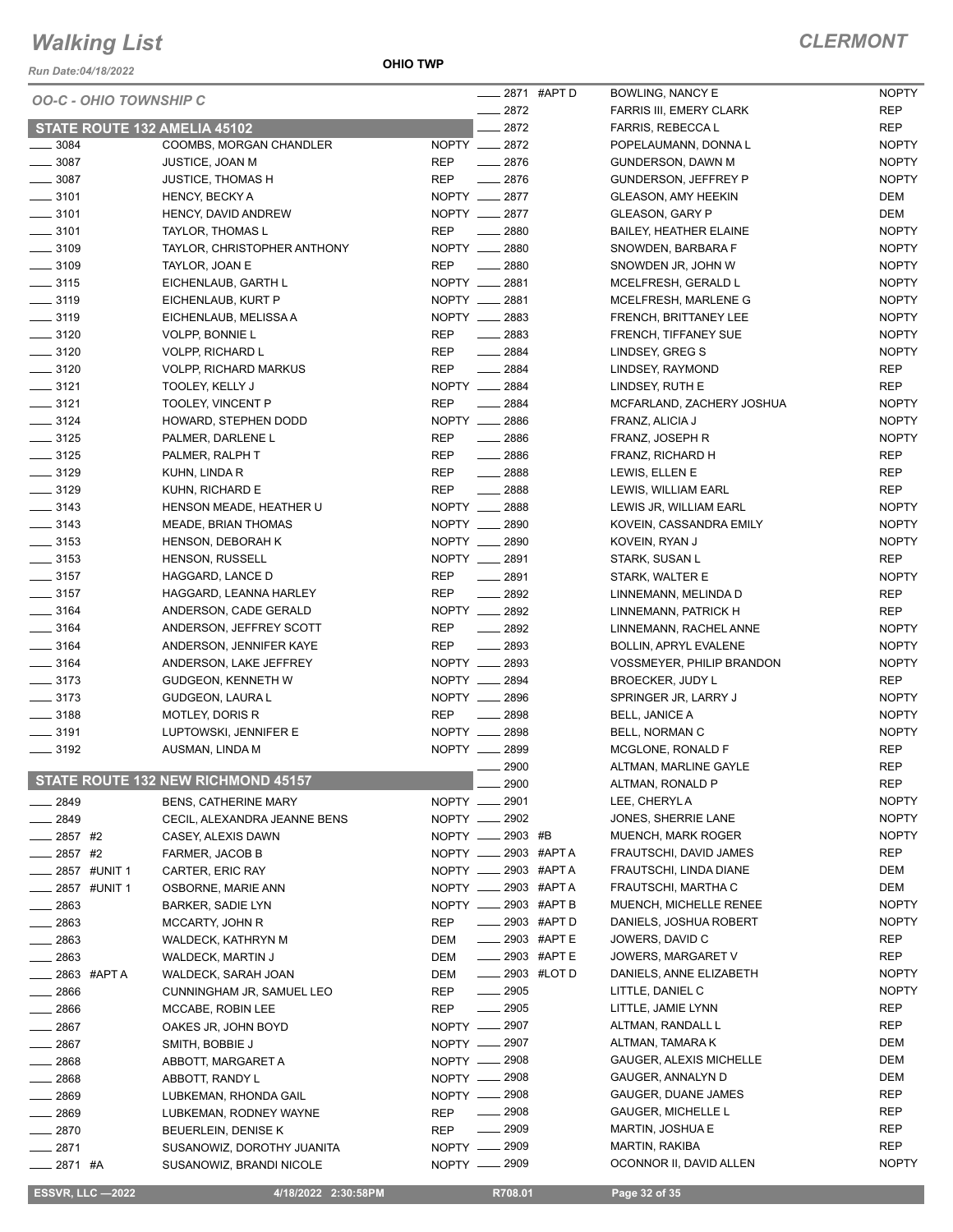# Walking List

**CLERMONT**

Run Date:04/18/2022

**OHIO TWP**

*OO-C - OHIO TOWNSHIP C*

### STATE ROUTE 132 AMELIA 45102

| No. | Name | Party |
|---|---|---|
| ___ 3084 | COOMBS, MORGAN CHANDLER | NOPTY |
| ___ 3087 | JUSTICE, JOAN M | REP |
| ___ 3087 | JUSTICE, THOMAS H | REP |
| ___ 3101 | HENCY, BECKY A | NOPTY |
| ___ 3101 | HENCY, DAVID ANDREW | NOPTY |
| ___ 3101 | TAYLOR, THOMAS L | REP |
| ___ 3109 | TAYLOR, CHRISTOPHER ANTHONY | NOPTY |
| ___ 3109 | TAYLOR, JOAN E | REP |
| ___ 3115 | EICHENLAUB, GARTH L | NOPTY |
| ___ 3119 | EICHENLAUB, KURT P | NOPTY |
| ___ 3119 | EICHENLAUB, MELISSA A | NOPTY |
| ___ 3120 | VOLPP, BONNIE L | REP |
| ___ 3120 | VOLPP, RICHARD L | REP |
| ___ 3120 | VOLPP, RICHARD MARKUS | REP |
| ___ 3121 | TOOLEY, KELLY J | NOPTY |
| ___ 3121 | TOOLEY, VINCENT P | REP |
| ___ 3124 | HOWARD, STEPHEN DODD | NOPTY |
| ___ 3125 | PALMER, DARLENE L | REP |
| ___ 3125 | PALMER, RALPH T | REP |
| ___ 3129 | KUHN, LINDA R | REP |
| ___ 3129 | KUHN, RICHARD E | REP |
| ___ 3143 | HENSON MEADE, HEATHER U | NOPTY |
| ___ 3143 | MEADE, BRIAN THOMAS | NOPTY |
| ___ 3153 | HENSON, DEBORAH K | NOPTY |
| ___ 3153 | HENSON, RUSSELL | NOPTY |
| ___ 3157 | HAGGARD, LANCE D | REP |
| ___ 3157 | HAGGARD, LEANNA HARLEY | REP |
| ___ 3164 | ANDERSON, CADE GERALD | NOPTY |
| ___ 3164 | ANDERSON, JEFFREY SCOTT | REP |
| ___ 3164 | ANDERSON, JENNIFER KAYE | REP |
| ___ 3164 | ANDERSON, LAKE JEFFREY | NOPTY |
| ___ 3173 | GUDGEON, KENNETH W | NOPTY |
| ___ 3173 | GUDGEON, LAURA L | NOPTY |
| ___ 3188 | MOTLEY, DORIS R | REP |
| ___ 3191 | LUPTOWSKI, JENNIFER E | NOPTY |
| ___ 3192 | AUSMAN, LINDA M | NOPTY |

### STATE ROUTE 132 NEW RICHMOND 45157

| No. | Name | Party |
|---|---|---|
| ___ 2849 | BENS, CATHERINE MARY | NOPTY |
| ___ 2849 | CECIL, ALEXANDRA JEANNE BENS | NOPTY |
| ___ 2857 #2 | CASEY, ALEXIS DAWN | NOPTY |
| ___ 2857 #2 | FARMER, JACOB B | NOPTY |
| ___ 2857 #UNIT 1 | CARTER, ERIC RAY | NOPTY |
| ___ 2857 #UNIT 1 | OSBORNE, MARIE ANN | NOPTY |
| ___ 2863 | BARKER, SADIE LYN | NOPTY |
| ___ 2863 | MCCARTY, JOHN R | REP |
| ___ 2863 | WALDECK, KATHRYN M | DEM |
| ___ 2863 | WALDECK, MARTIN J | DEM |
| ___ 2863 #APT A | WALDECK, SARAH JOAN | DEM |
| ___ 2866 | CUNNINGHAM JR, SAMUEL LEO | REP |
| ___ 2866 | MCCABE, ROBIN LEE | REP |
| ___ 2867 | OAKES JR, JOHN BOYD | NOPTY |
| ___ 2867 | SMITH, BOBBIE J | NOPTY |
| ___ 2868 | ABBOTT, MARGARET A | NOPTY |
| ___ 2868 | ABBOTT, RANDY L | NOPTY |
| ___ 2869 | LUBKEMAN, RHONDA GAIL | NOPTY |
| ___ 2869 | LUBKEMAN, RODNEY WAYNE | REP |
| ___ 2870 | BEUERLEIN, DENISE K | REP |
| ___ 2871 | SUSANOWIZ, DOROTHY JUANITA | NOPTY |
| ___ 2871 #A | SUSANOWIZ, BRANDI NICOLE | NOPTY |
| ___ 2871 #APT D | BOWLING, NANCY E | NOPTY |
| ___ 2872 | FARRIS III, EMERY CLARK | REP |
| ___ 2872 | FARRIS, REBECCA L | REP |
| ___ 2872 | POPELAUMANN, DONNA L | NOPTY |
| ___ 2876 | GUNDERSON, DAWN M | NOPTY |
| ___ 2876 | GUNDERSON, JEFFREY P | NOPTY |
| ___ 2877 | GLEASON, AMY HEEKIN | DEM |
| ___ 2877 | GLEASON, GARY P | DEM |
| ___ 2880 | BAILEY, HEATHER ELAINE | NOPTY |
| ___ 2880 | SNOWDEN, BARBARA F | NOPTY |
| ___ 2880 | SNOWDEN JR, JOHN W | NOPTY |
| ___ 2881 | MCELFRESH, GERALD L | NOPTY |
| ___ 2881 | MCELFRESH, MARLENE G | NOPTY |
| ___ 2883 | FRENCH, BRITTANEY LEE | NOPTY |
| ___ 2883 | FRENCH, TIFFANEY SUE | NOPTY |
| ___ 2884 | LINDSEY, GREG S | NOPTY |
| ___ 2884 | LINDSEY, RAYMOND | REP |
| ___ 2884 | LINDSEY, RUTH E | REP |
| ___ 2884 | MCFARLAND, ZACHERY JOSHUA | NOPTY |
| ___ 2886 | FRANZ, ALICIA J | NOPTY |
| ___ 2886 | FRANZ, JOSEPH R | NOPTY |
| ___ 2886 | FRANZ, RICHARD H | REP |
| ___ 2888 | LEWIS, ELLEN E | REP |
| ___ 2888 | LEWIS, WILLIAM EARL | REP |
| ___ 2888 | LEWIS JR, WILLIAM EARL | NOPTY |
| ___ 2890 | KOVEIN, CASSANDRA EMILY | NOPTY |
| ___ 2890 | KOVEIN, RYAN J | NOPTY |
| ___ 2891 | STARK, SUSAN L | REP |
| ___ 2891 | STARK, WALTER E | NOPTY |
| ___ 2892 | LINNEMANN, MELINDA D | REP |
| ___ 2892 | LINNEMANN, PATRICK H | REP |
| ___ 2892 | LINNEMANN, RACHEL ANNE | NOPTY |
| ___ 2893 | BOLLIN, APRYL EVALENE | NOPTY |
| ___ 2893 | VOSSMEYER, PHILIP BRANDON | NOPTY |
| ___ 2894 | BROECKER, JUDY L | REP |
| ___ 2896 | SPRINGER JR, LARRY J | NOPTY |
| ___ 2898 | BELL, JANICE A | NOPTY |
| ___ 2898 | BELL, NORMAN C | NOPTY |
| ___ 2899 | MCGLONE, RONALD F | REP |
| ___ 2900 | ALTMAN, MARLINE GAYLE | REP |
| ___ 2900 | ALTMAN, RONALD P | REP |
| ___ 2901 | LEE, CHERYL A | NOPTY |
| ___ 2902 | JONES, SHERRIE LANE | NOPTY |
| ___ 2903 #B | MUENCH, MARK ROGER | NOPTY |
| ___ 2903 #APT A | FRAUTSCHI, DAVID JAMES | REP |
| ___ 2903 #APT A | FRAUTSCHI, LINDA DIANE | DEM |
| ___ 2903 #APT A | FRAUTSCHI, MARTHA C | DEM |
| ___ 2903 #APT B | MUENCH, MICHELLE RENEE | NOPTY |
| ___ 2903 #APT D | DANIELS, JOSHUA ROBERT | NOPTY |
| ___ 2903 #APT E | JOWERS, DAVID C | REP |
| ___ 2903 #APT E | JOWERS, MARGARET V | REP |
| ___ 2903 #LOT D | DANIELS, ANNE ELIZABETH | NOPTY |
| ___ 2905 | LITTLE, DANIEL C | NOPTY |
| ___ 2905 | LITTLE, JAMIE LYNN | REP |
| ___ 2907 | ALTMAN, RANDALL L | REP |
| ___ 2907 | ALTMAN, TAMARA K | DEM |
| ___ 2908 | GAUGER, ALEXIS MICHELLE | DEM |
| ___ 2908 | GAUGER, ANNALYN D | DEM |
| ___ 2908 | GAUGER, DUANE JAMES | REP |
| ___ 2908 | GAUGER, MICHELLE L | REP |
| ___ 2909 | MARTIN, JOSHUA E | REP |
| ___ 2909 | MARTIN, RAKIBA | REP |
| ___ 2909 | OCONNOR II, DAVID ALLEN | NOPTY |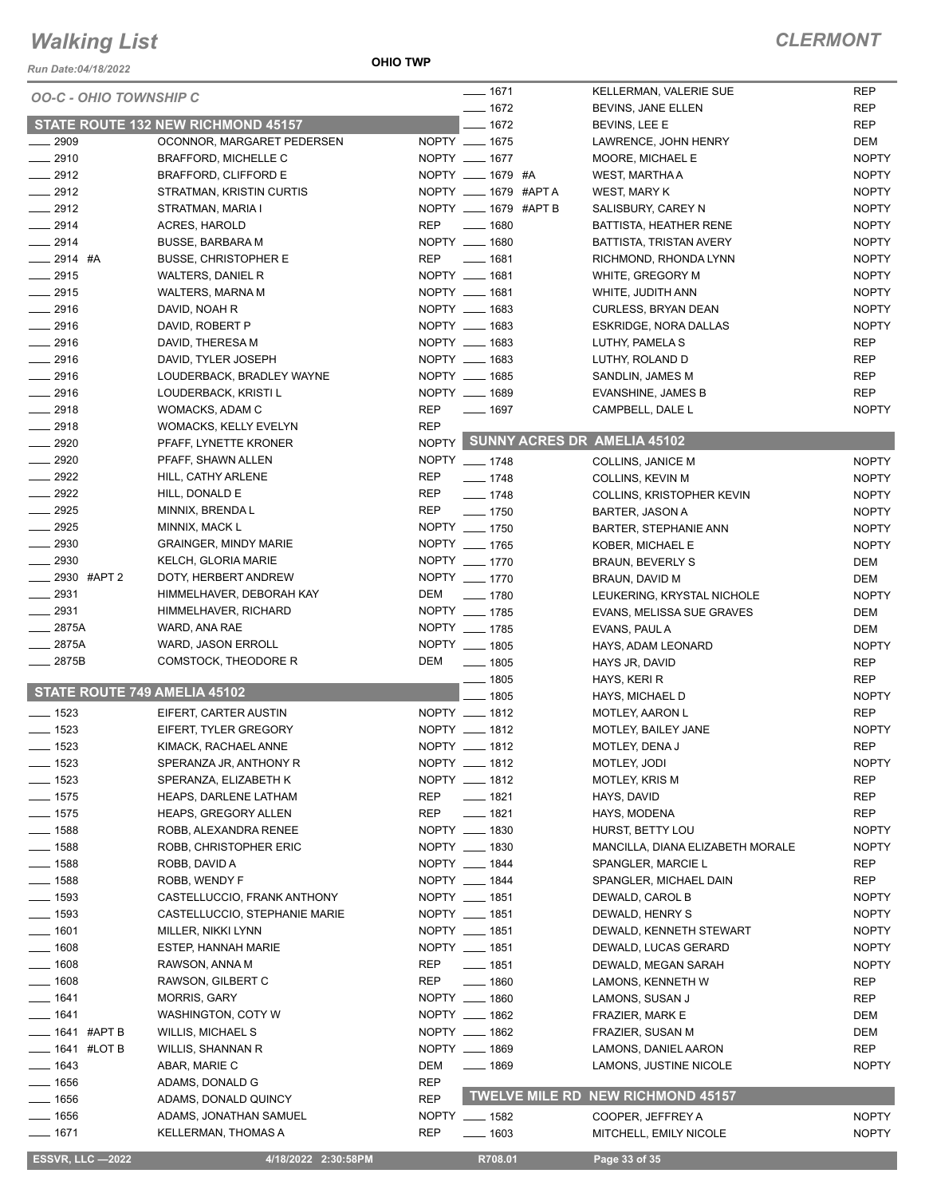# Walking List

## CLERMONT

Run Date:04/18/2022

OHIO TWP

### OO-C - OHIO TOWNSHIP C

### STATE ROUTE 132 NEW RICHMOND 45157

| No. | Name | Party |
|---|---|---|
| 2909 | OCONNOR, MARGARET PEDERSEN | NOPTY |
| 2910 | BRAFFORD, MICHELLE C | NOPTY |
| 2912 | BRAFFORD, CLIFFORD E | NOPTY |
| 2912 | STRATMAN, KRISTIN CURTIS | NOPTY |
| 2912 | STRATMAN, MARIA I | NOPTY |
| 2914 | ACRES, HAROLD | REP |
| 2914 | BUSSE, BARBARA M | NOPTY |
| 2914 #A | BUSSE, CHRISTOPHER E | REP |
| 2915 | WALTERS, DANIEL R | NOPTY |
| 2915 | WALTERS, MARNA M | NOPTY |
| 2916 | DAVID, NOAH R | NOPTY |
| 2916 | DAVID, ROBERT P | NOPTY |
| 2916 | DAVID, THERESA M | NOPTY |
| 2916 | DAVID, TYLER JOSEPH | NOPTY |
| 2916 | LOUDERBACK, BRADLEY WAYNE | NOPTY |
| 2916 | LOUDERBACK, KRISTI L | NOPTY |
| 2918 | WOMACKS, ADAM C | REP |
| 2918 | WOMACKS, KELLY EVELYN | REP |
| 2920 | PFAFF, LYNETTE KRONER | NOPTY |
| 2920 | PFAFF, SHAWN ALLEN | NOPTY |
| 2922 | HILL, CATHY ARLENE | REP |
| 2922 | HILL, DONALD E | REP |
| 2925 | MINNIX, BRENDA L | REP |
| 2925 | MINNIX, MACK L | NOPTY |
| 2930 | GRAINGER, MINDY MARIE | NOPTY |
| 2930 | KELCH, GLORIA MARIE | NOPTY |
| 2930 #APT 2 | DOTY, HERBERT ANDREW | NOPTY |
| 2931 | HIMMELHAVER, DEBORAH KAY | DEM |
| 2931 | HIMMELHAVER, RICHARD | NOPTY |
| 2875A | WARD, ANA RAE | NOPTY |
| 2875A | WARD, JASON ERROLL | NOPTY |
| 2875B | COMSTOCK, THEODORE R | DEM |

### STATE ROUTE 749 AMELIA 45102

| No. | Name | Party |
|---|---|---|
| 1523 | EIFERT, CARTER AUSTIN | NOPTY |
| 1523 | EIFERT, TYLER GREGORY | NOPTY |
| 1523 | KIMACK, RACHAEL ANNE | NOPTY |
| 1523 | SPERANZA JR, ANTHONY R | NOPTY |
| 1523 | SPERANZA, ELIZABETH K | NOPTY |
| 1575 | HEAPS, DARLENE LATHAM | REP |
| 1575 | HEAPS, GREGORY ALLEN | REP |
| 1588 | ROBB, ALEXANDRA RENEE | NOPTY |
| 1588 | ROBB, CHRISTOPHER ERIC | NOPTY |
| 1588 | ROBB, DAVID A | NOPTY |
| 1588 | ROBB, WENDY F | NOPTY |
| 1593 | CASTELLUCCIO, FRANK ANTHONY | NOPTY |
| 1593 | CASTELLUCCIO, STEPHANIE MARIE | NOPTY |
| 1601 | MILLER, NIKKI LYNN | NOPTY |
| 1608 | ESTEP, HANNAH MARIE | NOPTY |
| 1608 | RAWSON, ANNA M | REP |
| 1608 | RAWSON, GILBERT C | REP |
| 1641 | MORRIS, GARY | NOPTY |
| 1641 | WASHINGTON, COTY W | NOPTY |
| 1641 #APT B | WILLIS, MICHAEL S | NOPTY |
| 1641 #LOT B | WILLIS, SHANNAN R | NOPTY |
| 1643 | ABAR, MARIE C | DEM |
| 1656 | ADAMS, DONALD G | REP |
| 1656 | ADAMS, DONALD QUINCY | REP |
| 1656 | ADAMS, JONATHAN SAMUEL | NOPTY |
| 1671 | KELLERMAN, THOMAS A | REP |
| 1671 | KELLERMAN, VALERIE SUE | REP |
| 1672 | BEVINS, JANE ELLEN | REP |
| 1672 | BEVINS, LEE E | REP |
| 1675 | LAWRENCE, JOHN HENRY | DEM |
| 1677 | MOORE, MICHAEL E | NOPTY |
| 1679 #A | WEST, MARTHA A | NOPTY |
| 1679 #APT A | WEST, MARY K | NOPTY |
| 1679 #APT B | SALISBURY, CAREY N | NOPTY |
| 1680 | BATTISTA, HEATHER RENE | NOPTY |
| 1680 | BATTISTA, TRISTAN AVERY | NOPTY |
| 1681 | RICHMOND, RHONDA LYNN | NOPTY |
| 1681 | WHITE, GREGORY M | NOPTY |
| 1681 | WHITE, JUDITH ANN | NOPTY |
| 1683 | CURLESS, BRYAN DEAN | NOPTY |
| 1683 | ESKRIDGE, NORA DALLAS | NOPTY |
| 1683 | LUTHY, PAMELA S | REP |
| 1683 | LUTHY, ROLAND D | REP |
| 1685 | SANDLIN, JAMES M | REP |
| 1689 | EVANSHINE, JAMES B | REP |
| 1697 | CAMPBELL, DALE L | NOPTY |

### SUNNY ACRES DR AMELIA 45102

| No. | Name | Party |
|---|---|---|
| 1748 | COLLINS, JANICE M | NOPTY |
| 1748 | COLLINS, KEVIN M | NOPTY |
| 1748 | COLLINS, KRISTOPHER KEVIN | NOPTY |
| 1750 | BARTER, JASON A | NOPTY |
| 1750 | BARTER, STEPHANIE ANN | NOPTY |
| 1765 | KOBER, MICHAEL E | NOPTY |
| 1770 | BRAUN, BEVERLY S | DEM |
| 1770 | BRAUN, DAVID M | DEM |
| 1780 | LEUKERING, KRYSTAL NICHOLE | NOPTY |
| 1785 | EVANS, MELISSA SUE GRAVES | DEM |
| 1785 | EVANS, PAUL A | DEM |
| 1805 | HAYS, ADAM LEONARD | NOPTY |
| 1805 | HAYS JR, DAVID | REP |
| 1805 | HAYS, KERI R | REP |
| 1805 | HAYS, MICHAEL D | NOPTY |
| 1812 | MOTLEY, AARON L | REP |
| 1812 | MOTLEY, BAILEY JANE | NOPTY |
| 1812 | MOTLEY, DENA J | REP |
| 1812 | MOTLEY, JODI | NOPTY |
| 1812 | MOTLEY, KRIS M | REP |
| 1821 | HAYS, DAVID | REP |
| 1821 | HAYS, MODENA | REP |
| 1830 | HURST, BETTY LOU | NOPTY |
| 1830 | MANCILLA, DIANA ELIZABETH MORALE | NOPTY |
| 1844 | SPANGLER, MARCIE L | REP |
| 1844 | SPANGLER, MICHAEL DAIN | REP |
| 1851 | DEWALD, CAROL B | NOPTY |
| 1851 | DEWALD, HENRY S | NOPTY |
| 1851 | DEWALD, KENNETH STEWART | NOPTY |
| 1851 | DEWALD, LUCAS GERARD | NOPTY |
| 1851 | DEWALD, MEGAN SARAH | NOPTY |
| 1860 | LAMONS, KENNETH W | REP |
| 1860 | LAMONS, SUSAN J | REP |
| 1862 | FRAZIER, MARK E | DEM |
| 1862 | FRAZIER, SUSAN M | DEM |
| 1869 | LAMONS, DANIEL AARON | REP |
| 1869 | LAMONS, JUSTINE NICOLE | NOPTY |

### TWELVE MILE RD NEW RICHMOND 45157

| No. | Name | Party |
|---|---|---|
| 1582 | COOPER, JEFFREY A | NOPTY |
| 1603 | MITCHELL, EMILY NICOLE | NOPTY |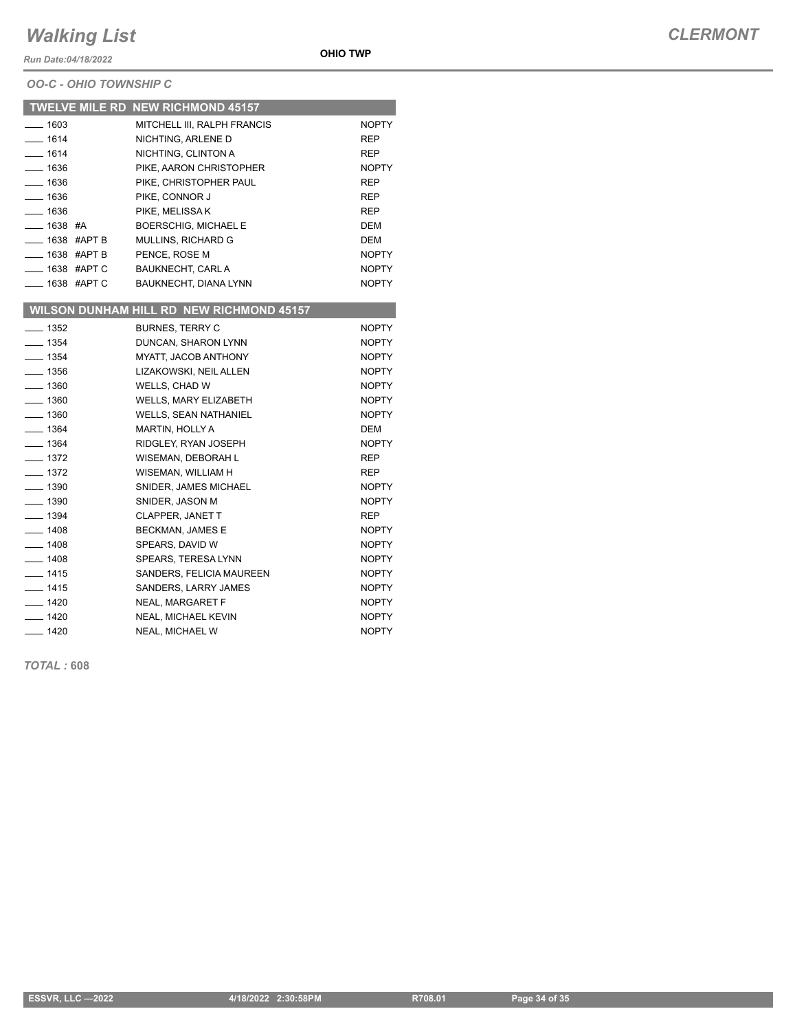### OO-C - OHIO TOWNSHIP C

**TWELVE MILE RD NEW RICHMOND 45157**

| | | |
|---|---|---|
| ____ 1603 | MITCHELL III, RALPH FRANCIS | NOPTY |
| ____ 1614 | NICHTING, ARLENE D | REP |
| ____ 1614 | NICHTING, CLINTON A | REP |
| ____ 1636 | PIKE, AARON CHRISTOPHER | NOPTY |
| ____ 1636 | PIKE, CHRISTOPHER PAUL | REP |
| ____ 1636 | PIKE, CONNOR J | REP |
| ____ 1636 | PIKE, MELISSA K | REP |
| ____ 1638 #A | BOERSCHIG, MICHAEL E | DEM |
| ____ 1638 #APT B | MULLINS, RICHARD G | DEM |
| ____ 1638 #APT B | PENCE, ROSE M | NOPTY |
| ____ 1638 #APT C | BAUKNECHT, CARL A | NOPTY |
| ____ 1638 #APT C | BAUKNECHT, DIANA LYNN | NOPTY |

**WILSON DUNHAM HILL RD NEW RICHMOND 45157**

| | | |
|---|---|---|
| ____ 1352 | BURNES, TERRY C | NOPTY |
| ____ 1354 | DUNCAN, SHARON LYNN | NOPTY |
| ____ 1354 | MYATT, JACOB ANTHONY | NOPTY |
| ____ 1356 | LIZAKOWSKI, NEIL ALLEN | NOPTY |
| ____ 1360 | WELLS, CHAD W | NOPTY |
| ____ 1360 | WELLS, MARY ELIZABETH | NOPTY |
| ____ 1360 | WELLS, SEAN NATHANIEL | NOPTY |
| ____ 1364 | MARTIN, HOLLY A | DEM |
| ____ 1364 | RIDGLEY, RYAN JOSEPH | NOPTY |
| ____ 1372 | WISEMAN, DEBORAH L | REP |
| ____ 1372 | WISEMAN, WILLIAM H | REP |
| ____ 1390 | SNIDER, JAMES MICHAEL | NOPTY |
| ____ 1390 | SNIDER, JASON M | NOPTY |
| ____ 1394 | CLAPPER, JANET T | REP |
| ____ 1408 | BECKMAN, JAMES E | NOPTY |
| ____ 1408 | SPEARS, DAVID W | NOPTY |
| ____ 1408 | SPEARS, TERESA LYNN | NOPTY |
| ____ 1415 | SANDERS, FELICIA MAUREEN | NOPTY |
| ____ 1415 | SANDERS, LARRY JAMES | NOPTY |
| ____ 1420 | NEAL, MARGARET F | NOPTY |
| ____ 1420 | NEAL, MICHAEL KEVIN | NOPTY |
| ____ 1420 | NEAL, MICHAEL W | NOPTY |

*TOTAL :* **608**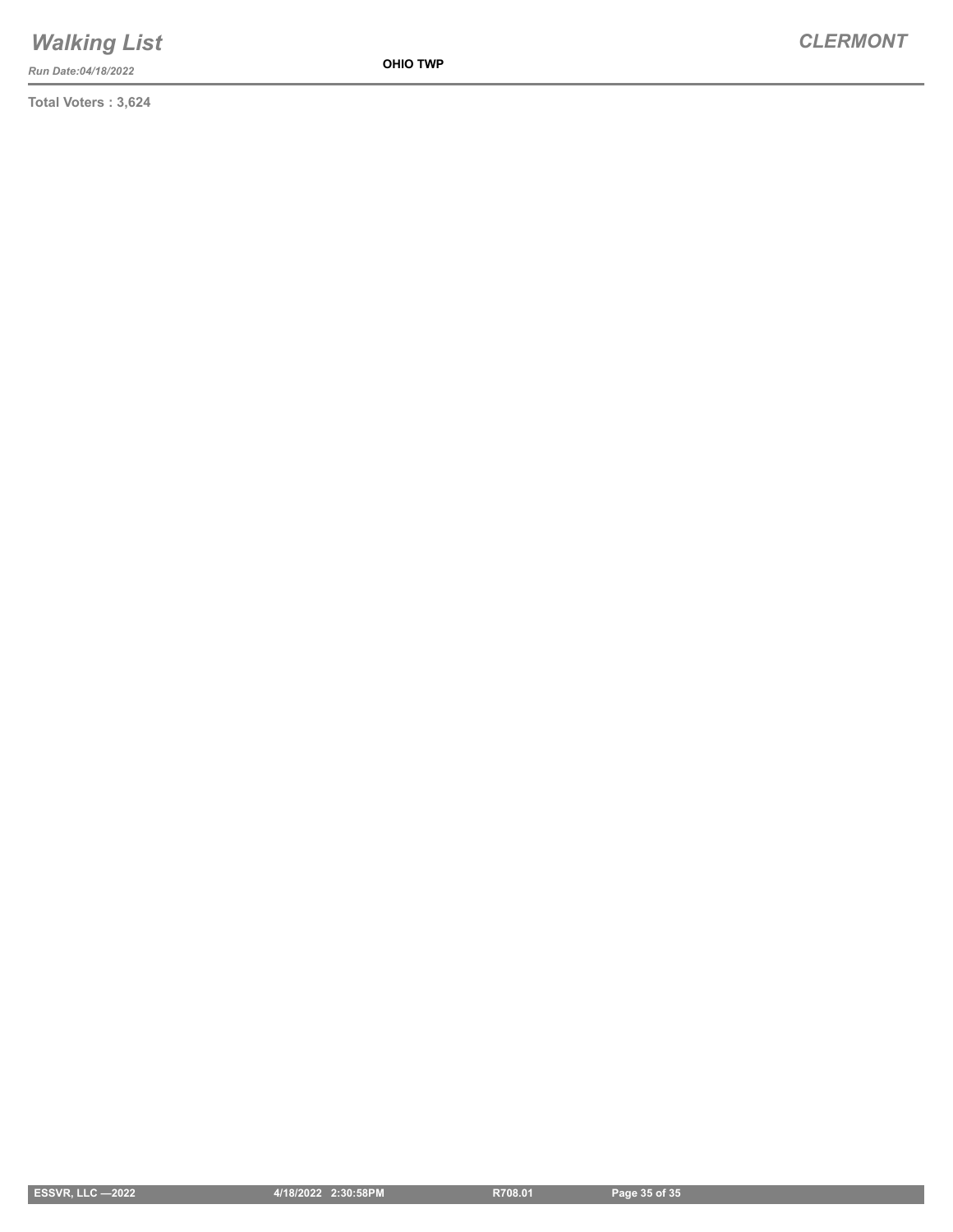**Total Voters : 3,624**